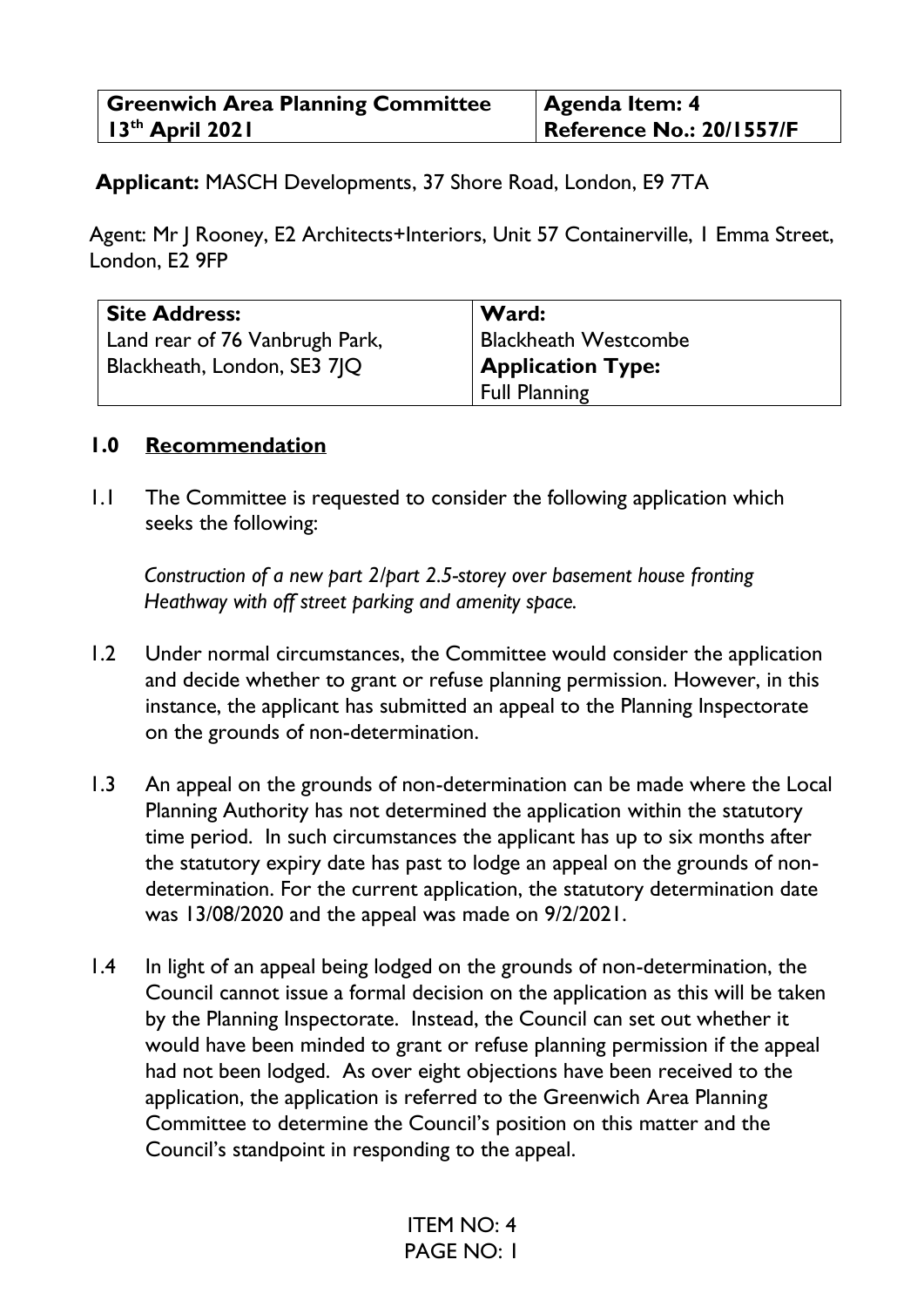| **Greenwich Area Planning Committee** | **Agenda Item: 4** |
|---|---|
| **13th April 2021** | **Reference No.: 20/1557/F** |

**Applicant:** MASCH Developments, 37 Shore Road, London, E9 7TA

Agent: Mr J Rooney, E2 Architects+Interiors, Unit 57 Containerville, 1 Emma Street, London, E2 9FP

| **Site Address:** | **Ward:** |
|---|---|
| Land rear of 76 Vanbrugh Park, Blackheath, London, SE3 7JQ | Blackheath Westcombe |
| | **Application Type:** |
| | Full Planning |

## 1.0 Recommendation

1.1 The Committee is requested to consider the following application which seeks the following:

*Construction of a new part 2/part 2.5-storey over basement house fronting Heathway with off street parking and amenity space.*

1.2 Under normal circumstances, the Committee would consider the application and decide whether to grant or refuse planning permission. However, in this instance, the applicant has submitted an appeal to the Planning Inspectorate on the grounds of non-determination.

1.3 An appeal on the grounds of non-determination can be made where the Local Planning Authority has not determined the application within the statutory time period. In such circumstances the applicant has up to six months after the statutory expiry date has past to lodge an appeal on the grounds of non-determination. For the current application, the statutory determination date was 13/08/2020 and the appeal was made on 9/2/2021.

1.4 In light of an appeal being lodged on the grounds of non-determination, the Council cannot issue a formal decision on the application as this will be taken by the Planning Inspectorate. Instead, the Council can set out whether it would have been minded to grant or refuse planning permission if the appeal had not been lodged. As over eight objections have been received to the application, the application is referred to the Greenwich Area Planning Committee to determine the Council's position on this matter and the Council's standpoint in responding to the appeal.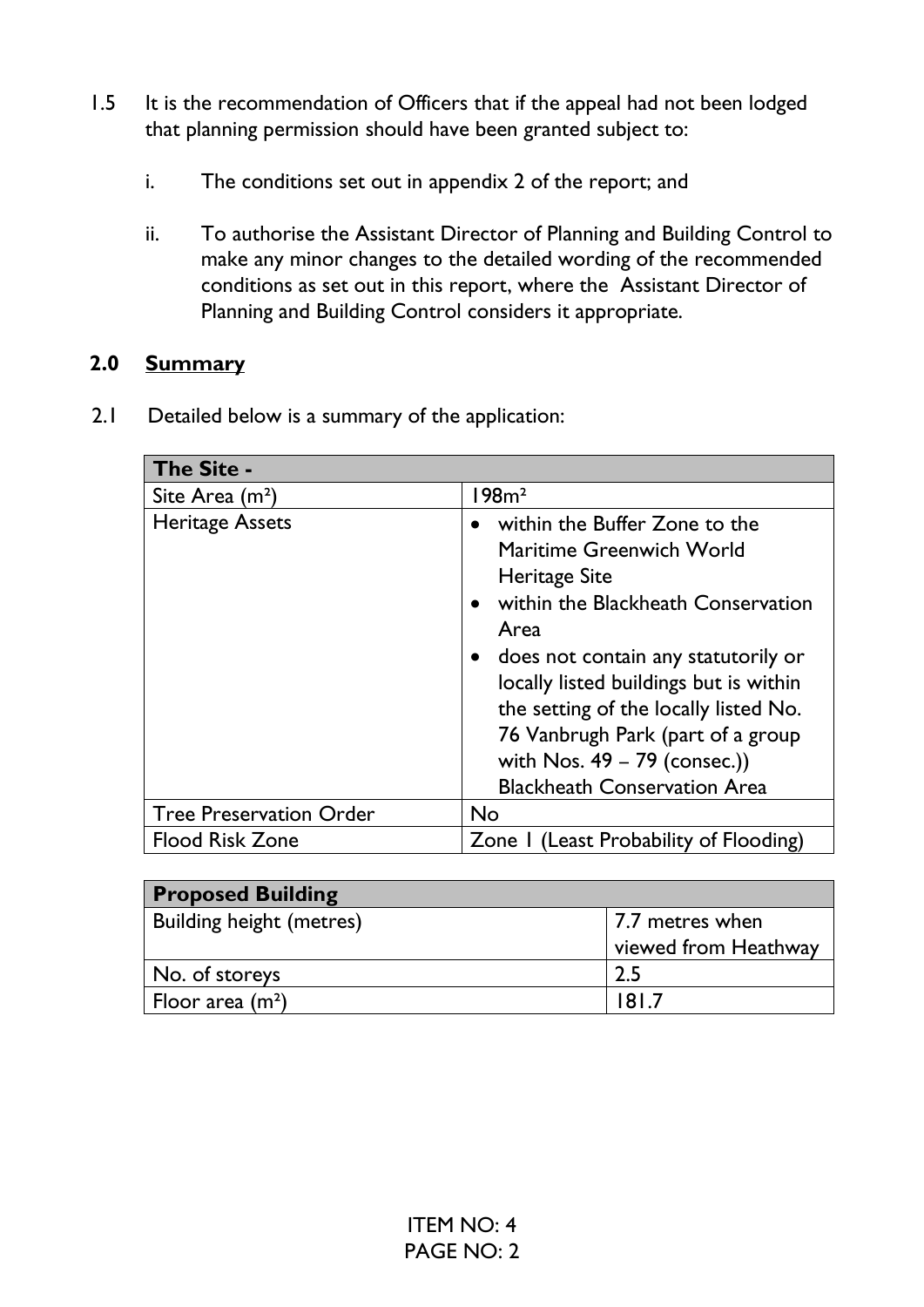1.5 It is the recommendation of Officers that if the appeal had not been lodged that planning permission should have been granted subject to:

   i. The conditions set out in appendix 2 of the report; and

   ii. To authorise the Assistant Director of Planning and Building Control to make any minor changes to the detailed wording of the recommended conditions as set out in this report, where the Assistant Director of Planning and Building Control considers it appropriate.

## 2.0 Summary

2.1 Detailed below is a summary of the application:

| The Site - | |
|---|---|
| Site Area (m²) | 198m² |
| Heritage Assets | • within the Buffer Zone to the Maritime Greenwich World Heritage Site<br>• within the Blackheath Conservation Area<br>• does not contain any statutorily or locally listed buildings but is within the setting of the locally listed No. 76 Vanbrugh Park (part of a group with Nos. 49 – 79 (consec.)) Blackheath Conservation Area |
| Tree Preservation Order | No |
| Flood Risk Zone | Zone 1 (Least Probability of Flooding) |

| Proposed Building | |
|---|---|
| Building height (metres) | 7.7 metres when viewed from Heathway |
| No. of storeys | 2.5 |
| Floor area (m²) | 181.7 |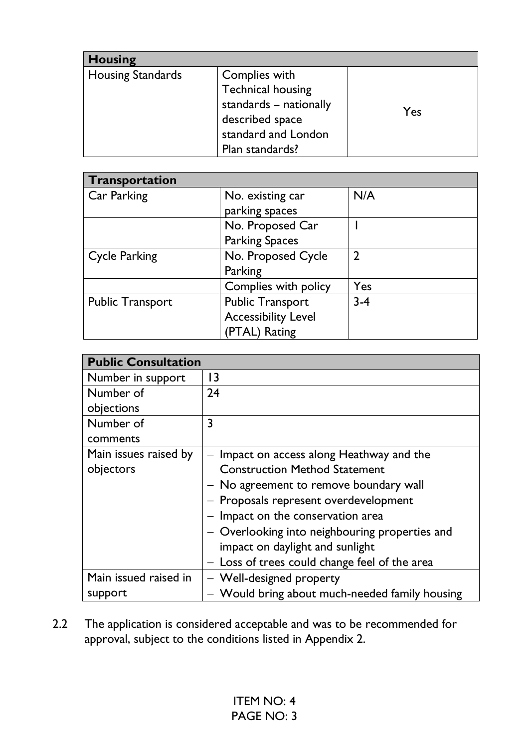| Housing | | |
|---|---|---|
| Housing Standards | Complies with Technical housing standards – nationally described space standard and London Plan standards? | Yes |

| Transportation | | |
|---|---|---|
| Car Parking | No. existing car parking spaces | N/A |
| | No. Proposed Car Parking Spaces | 1 |
| Cycle Parking | No. Proposed Cycle Parking | 2 |
| | Complies with policy | Yes |
| Public Transport | Public Transport Accessibility Level (PTAL) Rating | 3-4 |

| Public Consultation | |
|---|---|
| Number in support | 13 |
| Number of objections | 24 |
| Number of comments | 3 |
| Main issues raised by objectors | – Impact on access along Heathway and the Construction Method Statement<br>– No agreement to remove boundary wall<br>– Proposals represent overdevelopment<br>– Impact on the conservation area<br>– Overlooking into neighbouring properties and impact on daylight and sunlight<br>– Loss of trees could change feel of the area |
| Main issued raised in support | – Well-designed property<br>– Would bring about much-needed family housing |

2.2 The application is considered acceptable and was to be recommended for approval, subject to the conditions listed in Appendix 2.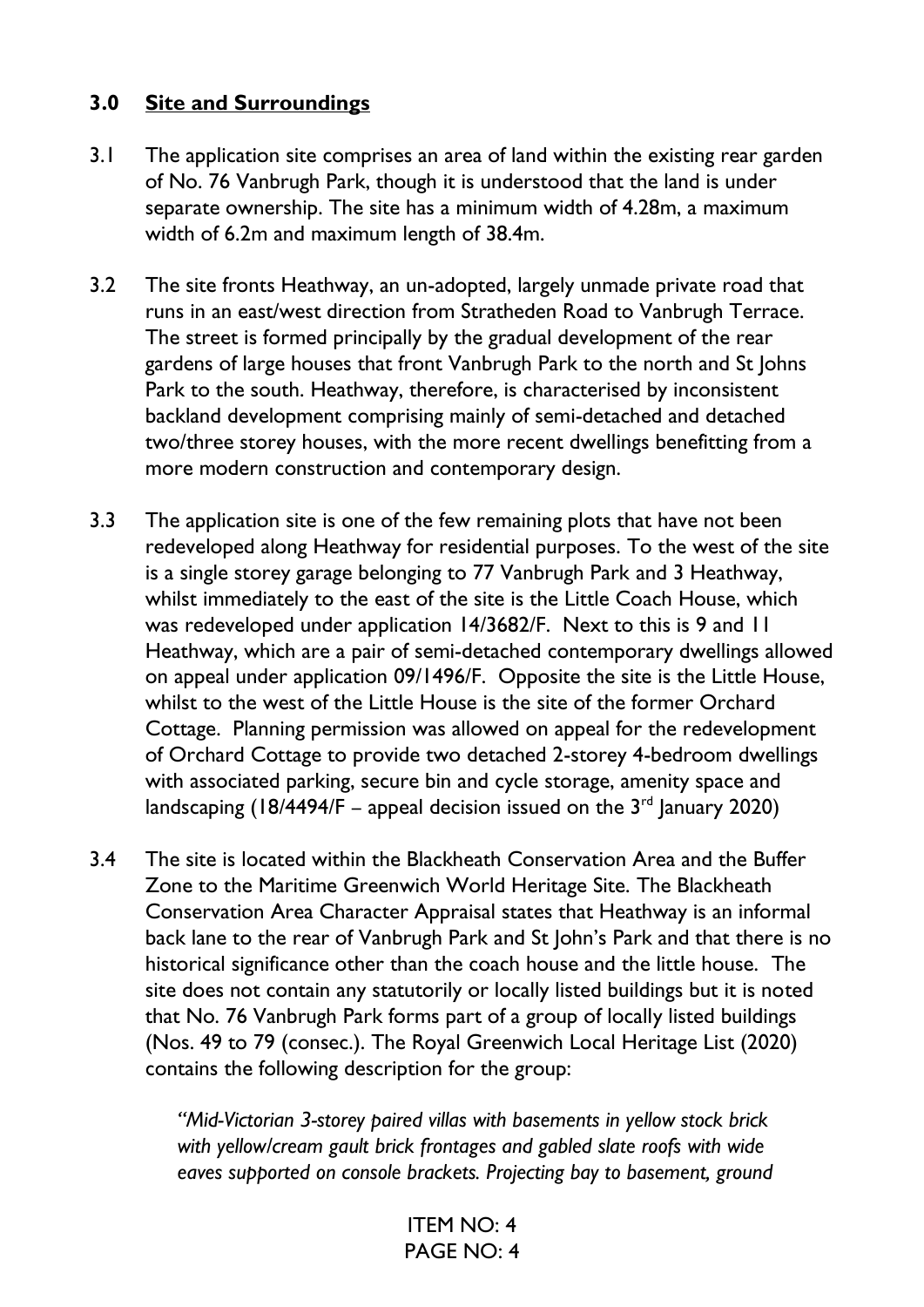## 3.0 Site and Surroundings

3.1 The application site comprises an area of land within the existing rear garden of No. 76 Vanbrugh Park, though it is understood that the land is under separate ownership. The site has a minimum width of 4.28m, a maximum width of 6.2m and maximum length of 38.4m.

3.2 The site fronts Heathway, an un-adopted, largely unmade private road that runs in an east/west direction from Stratheden Road to Vanbrugh Terrace. The street is formed principally by the gradual development of the rear gardens of large houses that front Vanbrugh Park to the north and St Johns Park to the south. Heathway, therefore, is characterised by inconsistent backland development comprising mainly of semi-detached and detached two/three storey houses, with the more recent dwellings benefitting from a more modern construction and contemporary design.

3.3 The application site is one of the few remaining plots that have not been redeveloped along Heathway for residential purposes. To the west of the site is a single storey garage belonging to 77 Vanbrugh Park and 3 Heathway, whilst immediately to the east of the site is the Little Coach House, which was redeveloped under application 14/3682/F. Next to this is 9 and 11 Heathway, which are a pair of semi-detached contemporary dwellings allowed on appeal under application 09/1496/F. Opposite the site is the Little House, whilst to the west of the Little House is the site of the former Orchard Cottage. Planning permission was allowed on appeal for the redevelopment of Orchard Cottage to provide two detached 2-storey 4-bedroom dwellings with associated parking, secure bin and cycle storage, amenity space and landscaping (18/4494/F – appeal decision issued on the 3rd January 2020)

3.4 The site is located within the Blackheath Conservation Area and the Buffer Zone to the Maritime Greenwich World Heritage Site. The Blackheath Conservation Area Character Appraisal states that Heathway is an informal back lane to the rear of Vanbrugh Park and St John's Park and that there is no historical significance other than the coach house and the little house. The site does not contain any statutorily or locally listed buildings but it is noted that No. 76 Vanbrugh Park forms part of a group of locally listed buildings (Nos. 49 to 79 (consec.). The Royal Greenwich Local Heritage List (2020) contains the following description for the group:

> *"Mid-Victorian 3-storey paired villas with basements in yellow stock brick with yellow/cream gault brick frontages and gabled slate roofs with wide eaves supported on console brackets. Projecting bay to basement, ground*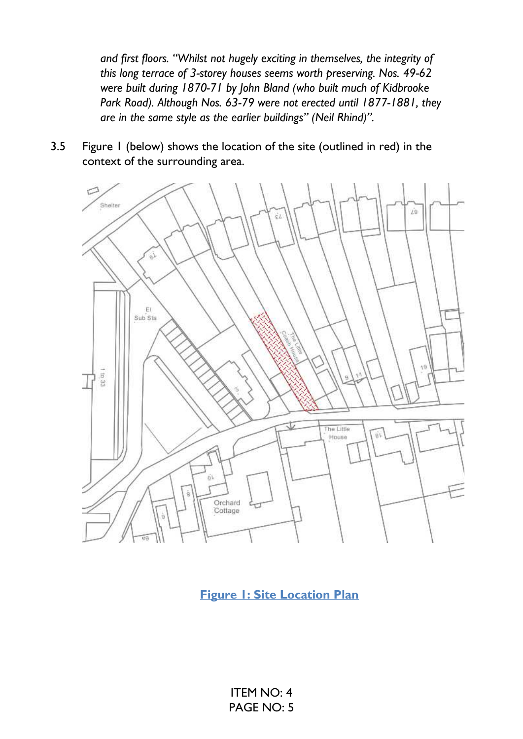*and first floors. "Whilst not hugely exciting in themselves, the integrity of this long terrace of 3-storey houses seems worth preserving. Nos. 49-62 were built during 1870-71 by John Bland (who built much of Kidbrooke Park Road). Although Nos. 63-79 were not erected until 1877-1881, they are in the same style as the earlier buildings" (Neil Rhind)".*

3.5 Figure 1 (below) shows the location of the site (outlined in red) in the context of the surrounding area.

**Figure 1: Site Location Plan**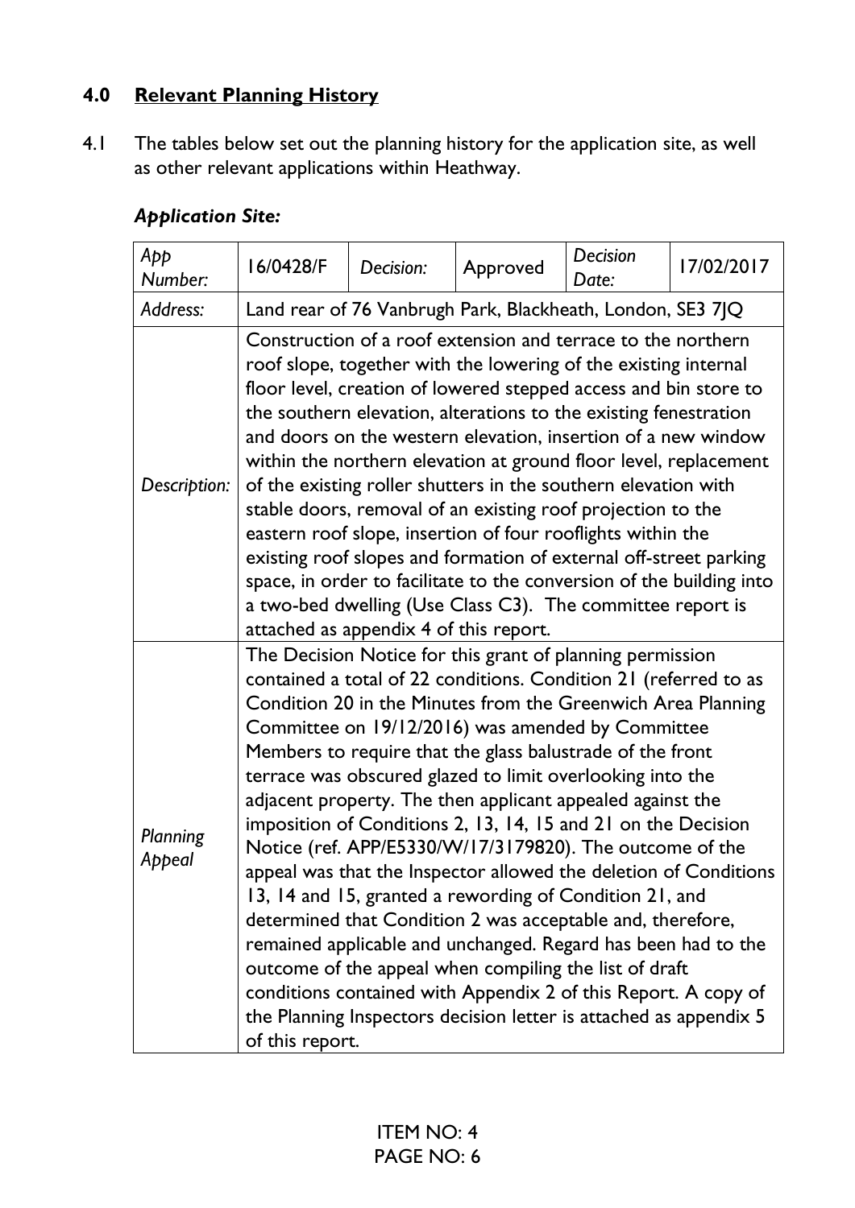## 4.0 Relevant Planning History

4.1 The tables below set out the planning history for the application site, as well as other relevant applications within Heathway.

### *Application Site:*

| *App Number:* | 16/0428/F | *Decision:* | Approved | *Decision Date:* | 17/02/2017 |
|---|---|---|---|---|---|
| *Address:* | Land rear of 76 Vanbrugh Park, Blackheath, London, SE3 7JQ | | | | |
| *Description:* | Construction of a roof extension and terrace to the northern roof slope, together with the lowering of the existing internal floor level, creation of lowered stepped access and bin store to the southern elevation, alterations to the existing fenestration and doors on the western elevation, insertion of a new window within the northern elevation at ground floor level, replacement of the existing roller shutters in the southern elevation with stable doors, removal of an existing roof projection to the eastern roof slope, insertion of four rooflights within the existing roof slopes and formation of external off-street parking space, in order to facilitate to the conversion of the building into a two-bed dwelling (Use Class C3). The committee report is attached as appendix 4 of this report. | | | | |
| *Planning Appeal* | The Decision Notice for this grant of planning permission contained a total of 22 conditions. Condition 21 (referred to as Condition 20 in the Minutes from the Greenwich Area Planning Committee on 19/12/2016) was amended by Committee Members to require that the glass balustrade of the front terrace was obscured glazed to limit overlooking into the adjacent property. The then applicant appealed against the imposition of Conditions 2, 13, 14, 15 and 21 on the Decision Notice (ref. APP/E5330/W/17/3179820). The outcome of the appeal was that the Inspector allowed the deletion of Conditions 13, 14 and 15, granted a rewording of Condition 21, and determined that Condition 2 was acceptable and, therefore, remained applicable and unchanged. Regard has been had to the outcome of the appeal when compiling the list of draft conditions contained with Appendix 2 of this Report. A copy of the Planning Inspectors decision letter is attached as appendix 5 of this report. | | | | |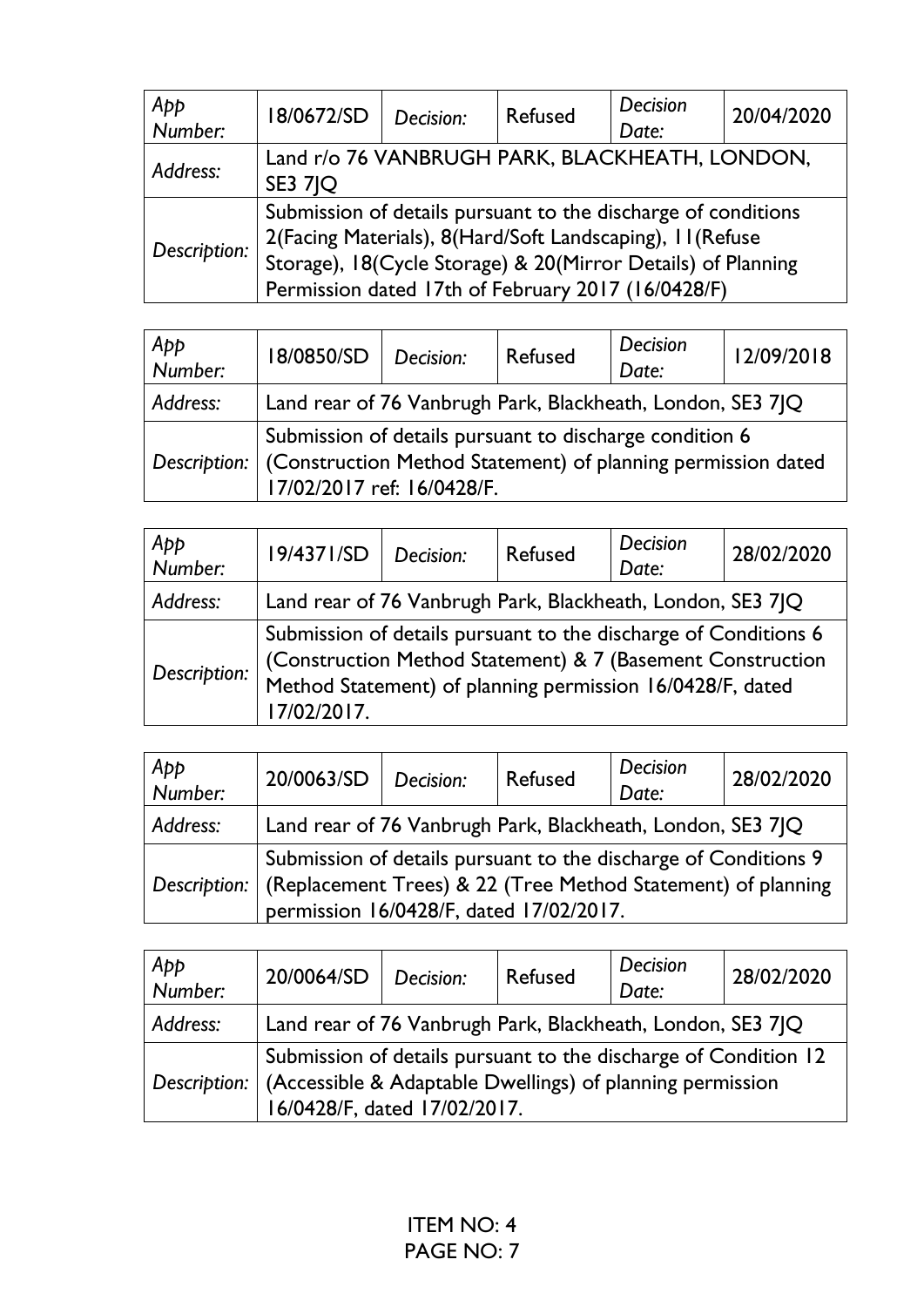| *App Number:* | 18/0672/SD | *Decision:* | Refused | *Decision Date:* | 20/04/2020 |
|---|---|---|---|---|---|
| *Address:* | Land r/o 76 VANBRUGH PARK, BLACKHEATH, LONDON, SE3 7JQ | | | | |
| *Description:* | Submission of details pursuant to the discharge of conditions 2(Facing Materials), 8(Hard/Soft Landscaping), 11(Refuse Storage), 18(Cycle Storage) & 20(Mirror Details) of Planning Permission dated 17th of February 2017 (16/0428/F) | | | | |

| *App Number:* | 18/0850/SD | *Decision:* | Refused | *Decision Date:* | 12/09/2018 |
|---|---|---|---|---|---|
| *Address:* | Land rear of 76 Vanbrugh Park, Blackheath, London, SE3 7JQ | | | | |
| *Description:* | Submission of details pursuant to discharge condition 6 (Construction Method Statement) of planning permission dated 17/02/2017 ref: 16/0428/F. | | | | |

| *App Number:* | 19/4371/SD | *Decision:* | Refused | *Decision Date:* | 28/02/2020 |
|---|---|---|---|---|---|
| *Address:* | Land rear of 76 Vanbrugh Park, Blackheath, London, SE3 7JQ | | | | |
| *Description:* | Submission of details pursuant to the discharge of Conditions 6 (Construction Method Statement) & 7 (Basement Construction Method Statement) of planning permission 16/0428/F, dated 17/02/2017. | | | | |

| *App Number:* | 20/0063/SD | *Decision:* | Refused | *Decision Date:* | 28/02/2020 |
|---|---|---|---|---|---|
| *Address:* | Land rear of 76 Vanbrugh Park, Blackheath, London, SE3 7JQ | | | | |
| *Description:* | Submission of details pursuant to the discharge of Conditions 9 (Replacement Trees) & 22 (Tree Method Statement) of planning permission 16/0428/F, dated 17/02/2017. | | | | |

| *App Number:* | 20/0064/SD | *Decision:* | Refused | *Decision Date:* | 28/02/2020 |
|---|---|---|---|---|---|
| *Address:* | Land rear of 76 Vanbrugh Park, Blackheath, London, SE3 7JQ | | | | |
| *Description:* | Submission of details pursuant to the discharge of Condition 12 (Accessible & Adaptable Dwellings) of planning permission 16/0428/F, dated 17/02/2017. | | | | |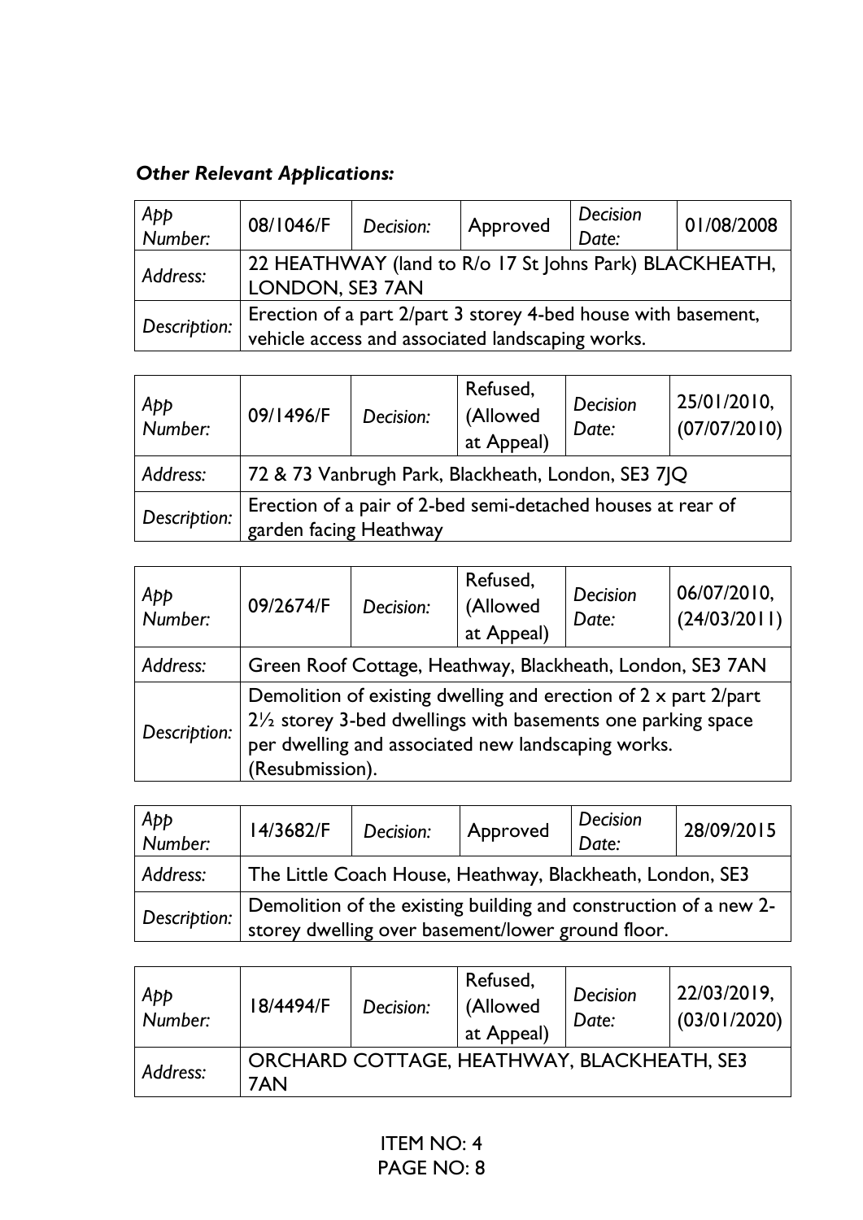***Other Relevant Applications:***

| *App Number:* | 08/1046/F | *Decision:* | Approved | *Decision Date:* | 01/08/2008 |
|---|---|---|---|---|---|
| *Address:* | 22 HEATHWAY (land to R/o 17 St Johns Park) BLACKHEATH, LONDON, SE3 7AN | | | | |
| *Description:* | Erection of a part 2/part 3 storey 4-bed house with basement, vehicle access and associated landscaping works. | | | | |

| *App Number:* | 09/1496/F | *Decision:* | Refused, (Allowed at Appeal) | *Decision Date:* | 25/01/2010, (07/07/2010) |
|---|---|---|---|---|---|
| *Address:* | 72 & 73 Vanbrugh Park, Blackheath, London, SE3 7JQ | | | | |
| *Description:* | Erection of a pair of 2-bed semi-detached houses at rear of garden facing Heathway | | | | |

| *App Number:* | 09/2674/F | *Decision:* | Refused, (Allowed at Appeal) | *Decision Date:* | 06/07/2010, (24/03/2011) |
|---|---|---|---|---|---|
| *Address:* | Green Roof Cottage, Heathway, Blackheath, London, SE3 7AN | | | | |
| *Description:* | Demolition of existing dwelling and erection of 2 x part 2/part 2½ storey 3-bed dwellings with basements one parking space per dwelling and associated new landscaping works. (Resubmission). | | | | |

| *App Number:* | 14/3682/F | *Decision:* | Approved | *Decision Date:* | 28/09/2015 |
|---|---|---|---|---|---|
| *Address:* | The Little Coach House, Heathway, Blackheath, London, SE3 | | | | |
| *Description:* | Demolition of the existing building and construction of a new 2-storey dwelling over basement/lower ground floor. | | | | |

| *App Number:* | 18/4494/F | *Decision:* | Refused, (Allowed at Appeal) | *Decision Date:* | 22/03/2019, (03/01/2020) |
|---|---|---|---|---|---|
| *Address:* | ORCHARD COTTAGE, HEATHWAY, BLACKHEATH, SE3 7AN | | | | |

ITEM NO: 4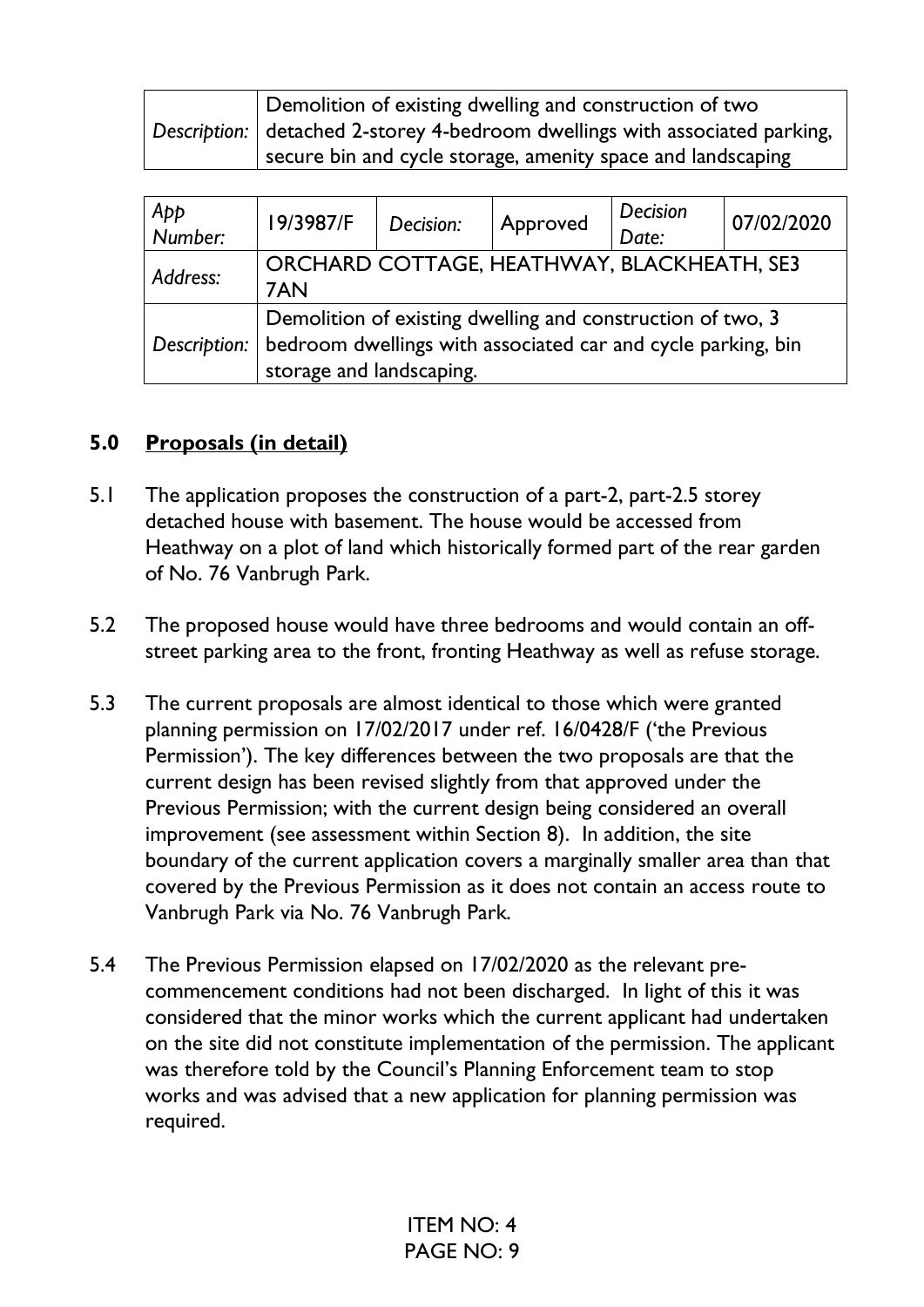| Description: | Demolition of existing dwelling and construction of two detached 2-storey 4-bedroom dwellings with associated parking, secure bin and cycle storage, amenity space and landscaping |
|---|---|

| App Number: | 19/3987/F | Decision: | Approved | Decision Date: | 07/02/2020 |
|---|---|---|---|---|---|
| Address: | ORCHARD COTTAGE, HEATHWAY, BLACKHEATH, SE3 7AN | | | | |
| Description: | Demolition of existing dwelling and construction of two, 3 bedroom dwellings with associated car and cycle parking, bin storage and landscaping. | | | | |

## 5.0 Proposals (in detail)

5.1 The application proposes the construction of a part-2, part-2.5 storey detached house with basement. The house would be accessed from Heathway on a plot of land which historically formed part of the rear garden of No. 76 Vanbrugh Park.

5.2 The proposed house would have three bedrooms and would contain an off-street parking area to the front, fronting Heathway as well as refuse storage.

5.3 The current proposals are almost identical to those which were granted planning permission on 17/02/2017 under ref. 16/0428/F ('the Previous Permission'). The key differences between the two proposals are that the current design has been revised slightly from that approved under the Previous Permission; with the current design being considered an overall improvement (see assessment within Section 8). In addition, the site boundary of the current application covers a marginally smaller area than that covered by the Previous Permission as it does not contain an access route to Vanbrugh Park via No. 76 Vanbrugh Park.

5.4 The Previous Permission elapsed on 17/02/2020 as the relevant pre-commencement conditions had not been discharged. In light of this it was considered that the minor works which the current applicant had undertaken on the site did not constitute implementation of the permission. The applicant was therefore told by the Council's Planning Enforcement team to stop works and was advised that a new application for planning permission was required.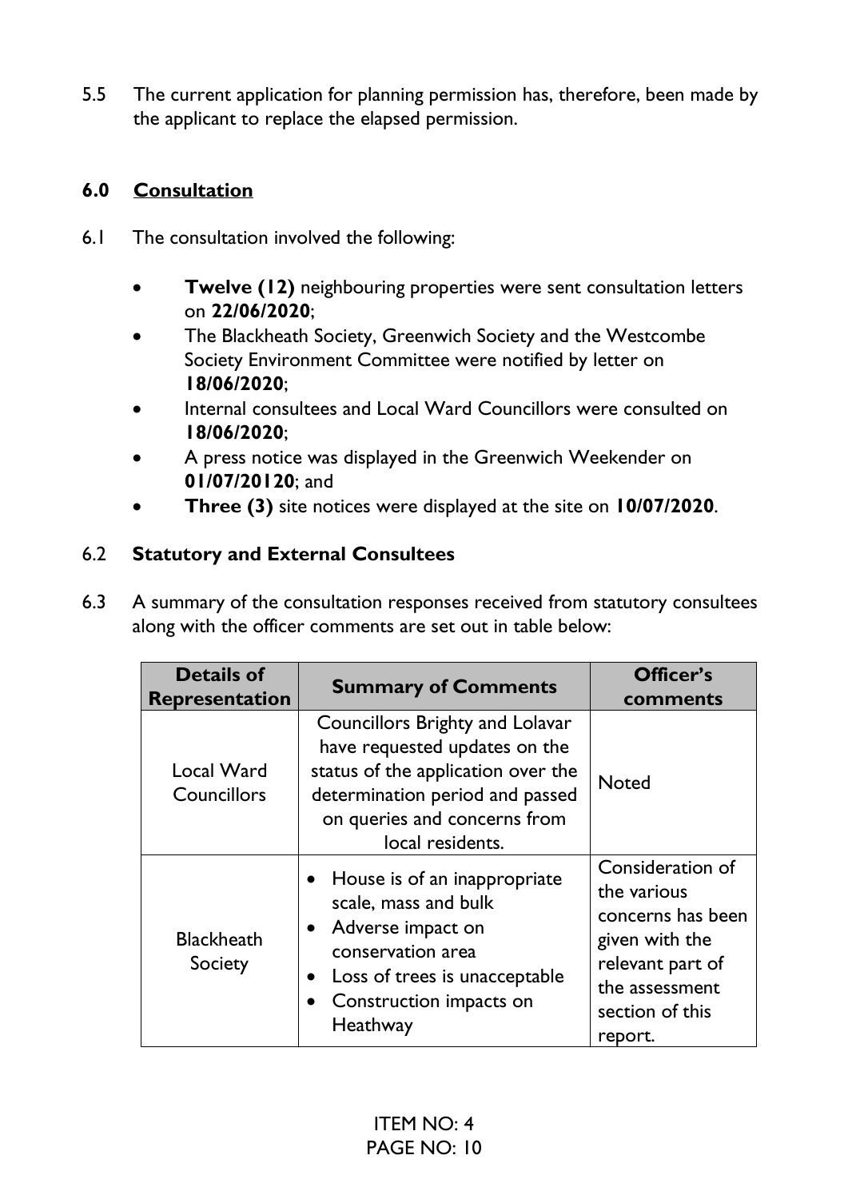5.5 The current application for planning permission has, therefore, been made by the applicant to replace the elapsed permission.

## 6.0 Consultation

6.1 The consultation involved the following:

- **Twelve (12)** neighbouring properties were sent consultation letters on **22/06/2020**;
- The Blackheath Society, Greenwich Society and the Westcombe Society Environment Committee were notified by letter on **18/06/2020**;
- Internal consultees and Local Ward Councillors were consulted on **18/06/2020**;
- A press notice was displayed in the Greenwich Weekender on **01/07/20120**; and
- **Three (3)** site notices were displayed at the site on **10/07/2020**.

6.2 **Statutory and External Consultees**

6.3 A summary of the consultation responses received from statutory consultees along with the officer comments are set out in table below:

| Details of Representation | Summary of Comments | Officer's comments |
|---|---|---|
| Local Ward Councillors | Councillors Brighty and Lolavar have requested updates on the status of the application over the determination period and passed on queries and concerns from local residents. | Noted |
| Blackheath Society | • House is of an inappropriate scale, mass and bulk<br>• Adverse impact on conservation area<br>• Loss of trees is unacceptable<br>• Construction impacts on Heathway | Consideration of the various concerns has been given with the relevant part of the assessment section of this report. |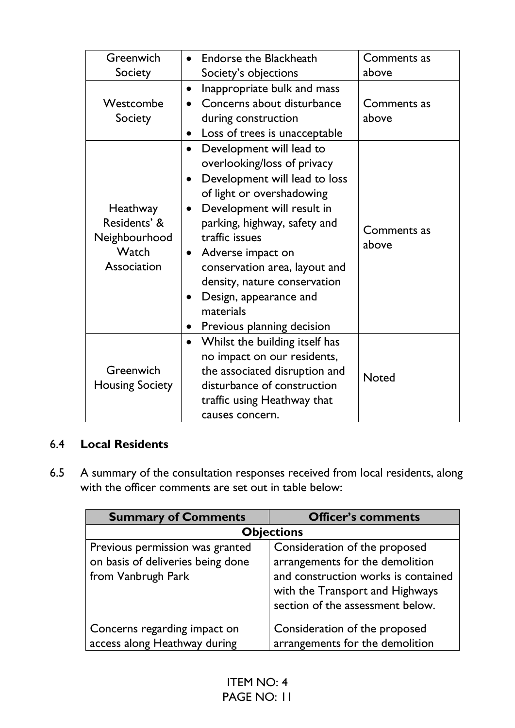| Greenwich Society | • Endorse the Blackheath Society's objections | Comments as above |
|---|---|---|
| Westcombe Society | • Inappropriate bulk and mass<br>• Concerns about disturbance during construction<br>• Loss of trees is unacceptable | Comments as above |
| Heathway Residents' & Neighbourhood Watch Association | • Development will lead to overlooking/loss of privacy<br>• Development will lead to loss of light or overshadowing<br>• Development will result in parking, highway, safety and traffic issues<br>• Adverse impact on conservation area, layout and density, nature conservation<br>• Design, appearance and materials<br>• Previous planning decision | Comments as above |
| Greenwich Housing Society | • Whilst the building itself has no impact on our residents, the associated disruption and disturbance of construction traffic using Heathway that causes concern. | Noted |

6.4 **Local Residents**

6.5 A summary of the consultation responses received from local residents, along with the officer comments are set out in table below:

| Summary of Comments | Officer's comments |
|---|---|
| **Objections** | |
| Previous permission was granted on basis of deliveries being done from Vanbrugh Park | Consideration of the proposed arrangements for the demolition and construction works is contained with the Transport and Highways section of the assessment below. |
| Concerns regarding impact on access along Heathway during | Consideration of the proposed arrangements for the demolition |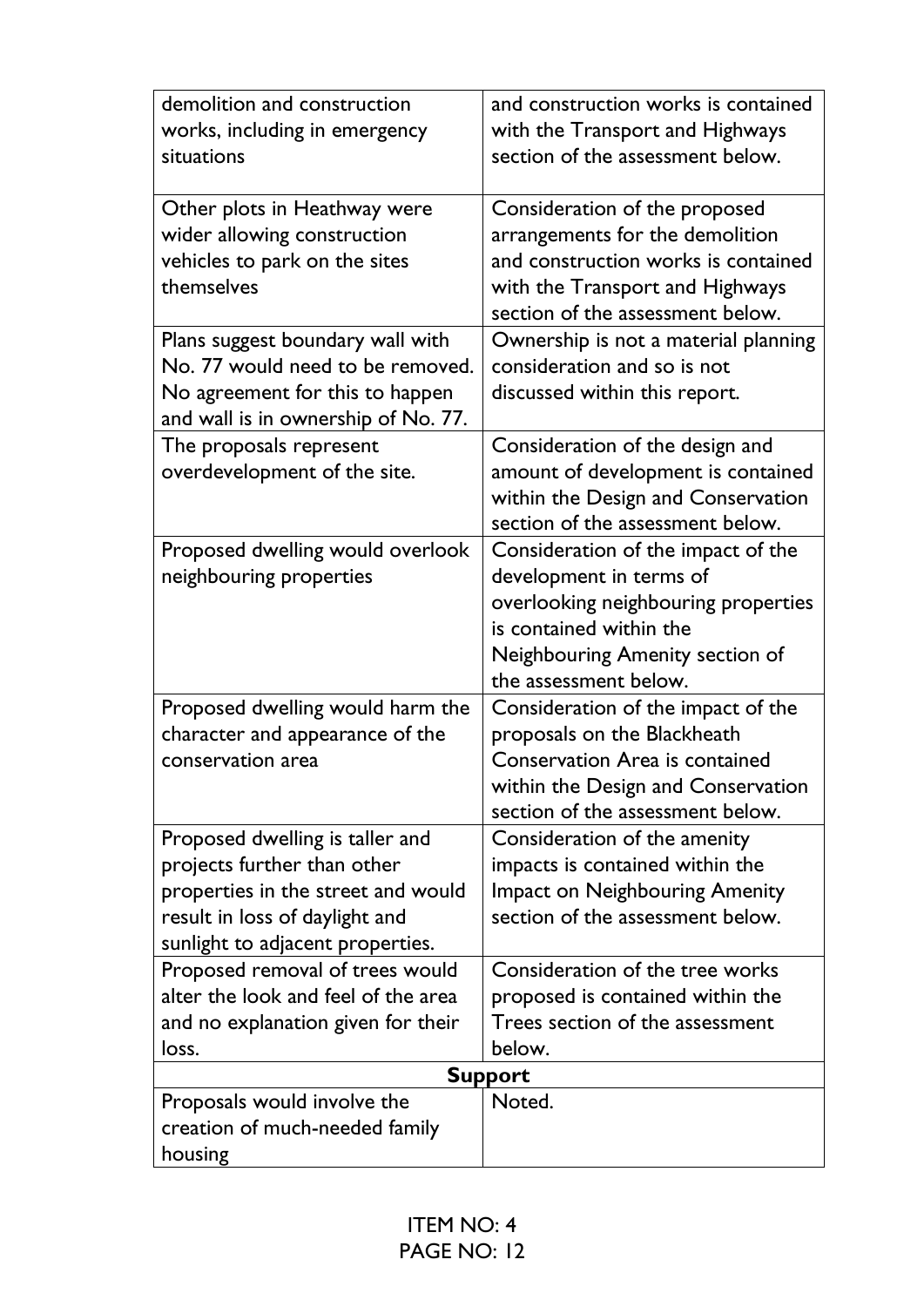| | |
|---|---|
| demolition and construction works, including in emergency situations | and construction works is contained with the Transport and Highways section of the assessment below. |
| Other plots in Heathway were wider allowing construction vehicles to park on the sites themselves | Consideration of the proposed arrangements for the demolition and construction works is contained with the Transport and Highways section of the assessment below. |
| Plans suggest boundary wall with No. 77 would need to be removed. No agreement for this to happen and wall is in ownership of No. 77. | Ownership is not a material planning consideration and so is not discussed within this report. |
| The proposals represent overdevelopment of the site. | Consideration of the design and amount of development is contained within the Design and Conservation section of the assessment below. |
| Proposed dwelling would overlook neighbouring properties | Consideration of the impact of the development in terms of overlooking neighbouring properties is contained within the Neighbouring Amenity section of the assessment below. |
| Proposed dwelling would harm the character and appearance of the conservation area | Consideration of the impact of the proposals on the Blackheath Conservation Area is contained within the Design and Conservation section of the assessment below. |
| Proposed dwelling is taller and projects further than other properties in the street and would result in loss of daylight and sunlight to adjacent properties. | Consideration of the amenity impacts is contained within the Impact on Neighbouring Amenity section of the assessment below. |
| Proposed removal of trees would alter the look and feel of the area and no explanation given for their loss. | Consideration of the tree works proposed is contained within the Trees section of the assessment below. |
| **Support** | |
| Proposals would involve the creation of much-needed family housing | Noted. |

ITEM NO: 4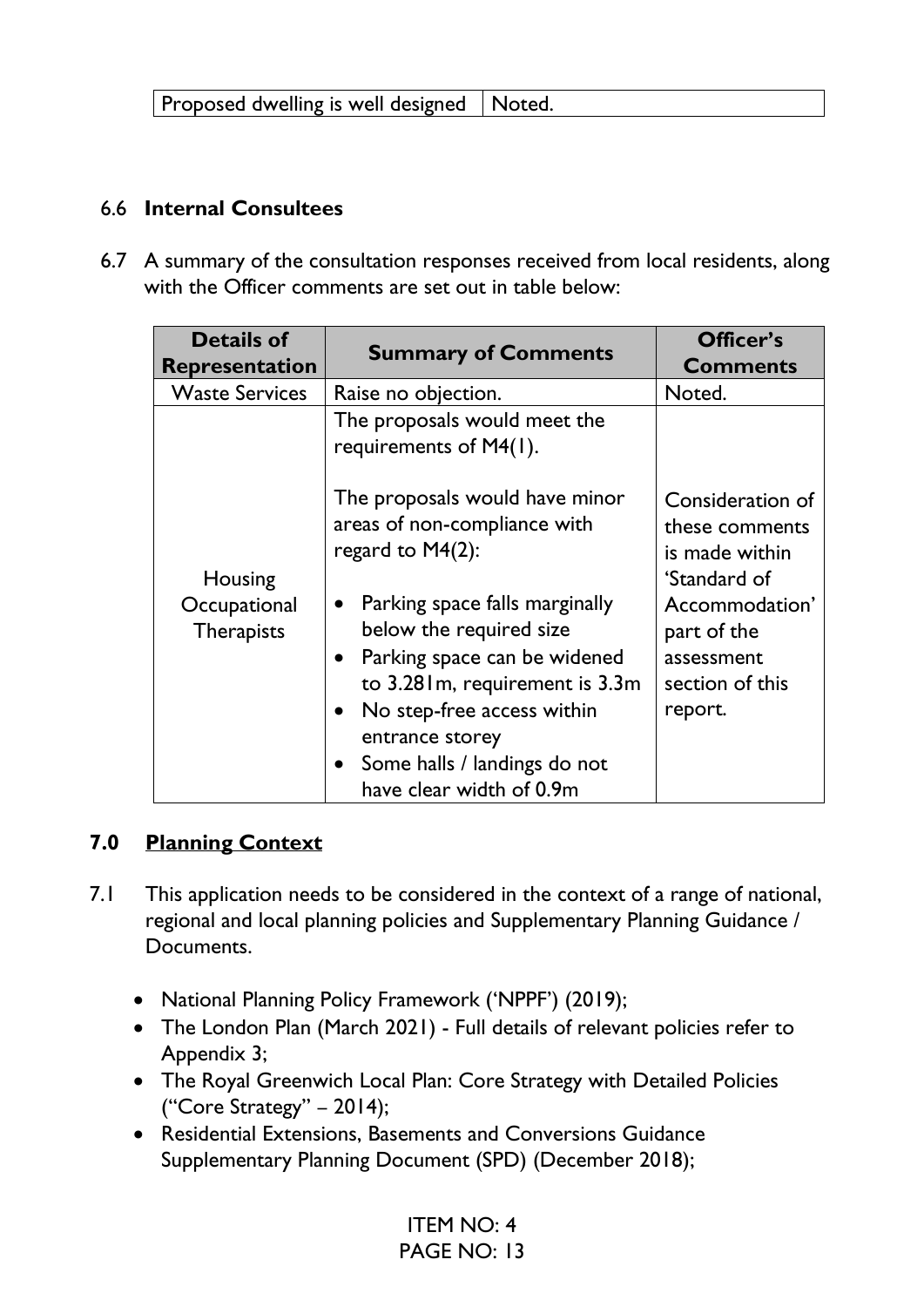| Proposed dwelling is well designed | Noted. |
|---|---|

6.6 **Internal Consultees**

6.7 A summary of the consultation responses received from local residents, along with the Officer comments are set out in table below:

| Details of Representation | Summary of Comments | Officer's Comments |
|---|---|---|
| Waste Services | Raise no objection. | Noted. |
| Housing Occupational Therapists | The proposals would meet the requirements of M4(1).<br><br>The proposals would have minor areas of non-compliance with regard to M4(2):<br><br>• Parking space falls marginally below the required size<br>• Parking space can be widened to 3.281m, requirement is 3.3m<br>• No step-free access within entrance storey<br>• Some halls / landings do not have clear width of 0.9m | Consideration of these comments is made within 'Standard of Accommodation' part of the assessment section of this report. |

## 7.0 <u>Planning Context</u>

7.1 This application needs to be considered in the context of a range of national, regional and local planning policies and Supplementary Planning Guidance / Documents.

- National Planning Policy Framework ('NPPF') (2019);
- The London Plan (March 2021) - Full details of relevant policies refer to Appendix 3;
- The Royal Greenwich Local Plan: Core Strategy with Detailed Policies ("Core Strategy" – 2014);
- Residential Extensions, Basements and Conversions Guidance Supplementary Planning Document (SPD) (December 2018);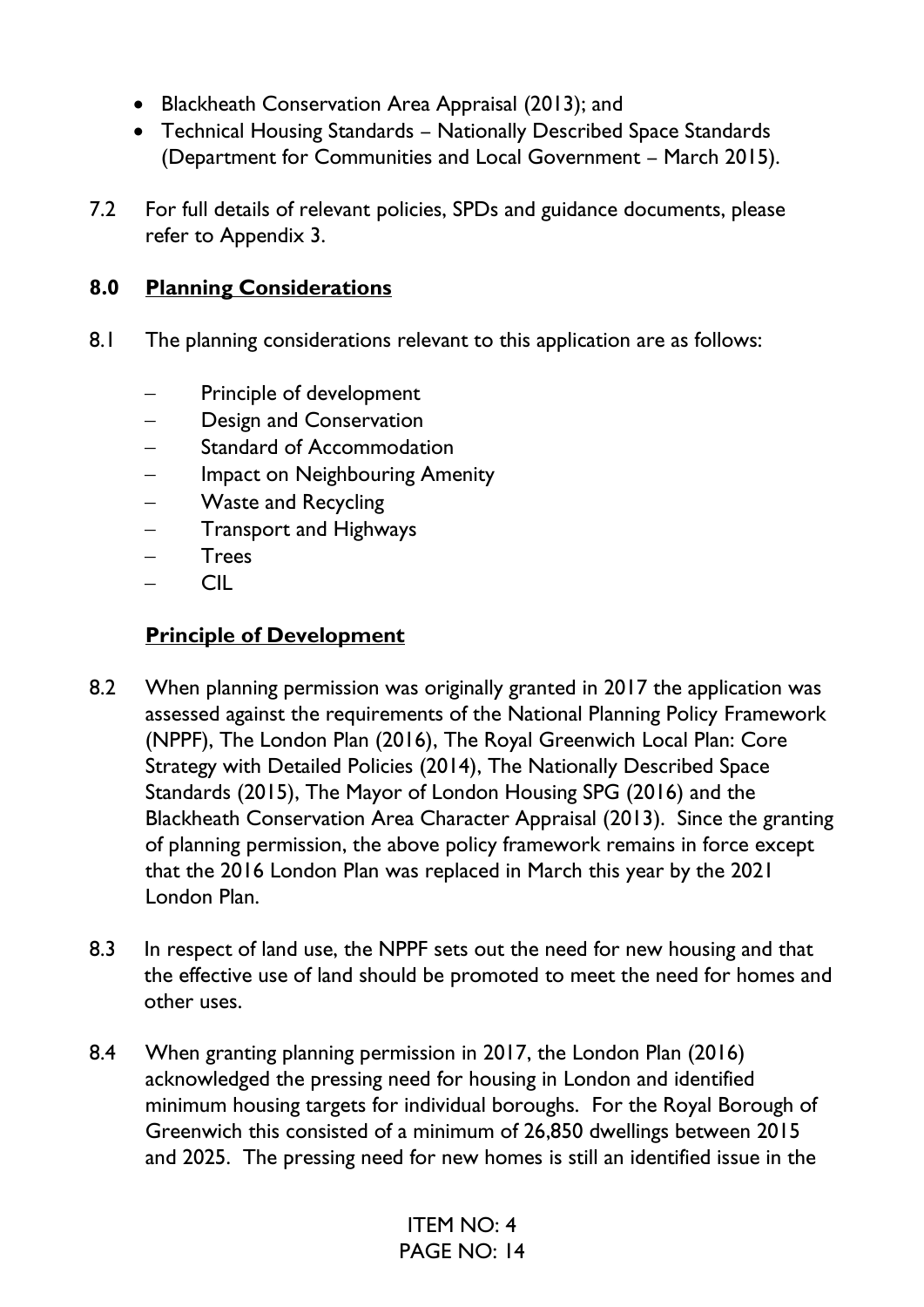- Blackheath Conservation Area Appraisal (2013); and
- Technical Housing Standards – Nationally Described Space Standards (Department for Communities and Local Government – March 2015).

7.2 For full details of relevant policies, SPDs and guidance documents, please refer to Appendix 3.

## 8.0 Planning Considerations

8.1 The planning considerations relevant to this application are as follows:

- Principle of development
- Design and Conservation
- Standard of Accommodation
- Impact on Neighbouring Amenity
- Waste and Recycling
- Transport and Highways
- Trees
- CIL

### Principle of Development

8.2 When planning permission was originally granted in 2017 the application was assessed against the requirements of the National Planning Policy Framework (NPPF), The London Plan (2016), The Royal Greenwich Local Plan: Core Strategy with Detailed Policies (2014), The Nationally Described Space Standards (2015), The Mayor of London Housing SPG (2016) and the Blackheath Conservation Area Character Appraisal (2013). Since the granting of planning permission, the above policy framework remains in force except that the 2016 London Plan was replaced in March this year by the 2021 London Plan.

8.3 In respect of land use, the NPPF sets out the need for new housing and that the effective use of land should be promoted to meet the need for homes and other uses.

8.4 When granting planning permission in 2017, the London Plan (2016) acknowledged the pressing need for housing in London and identified minimum housing targets for individual boroughs. For the Royal Borough of Greenwich this consisted of a minimum of 26,850 dwellings between 2015 and 2025. The pressing need for new homes is still an identified issue in the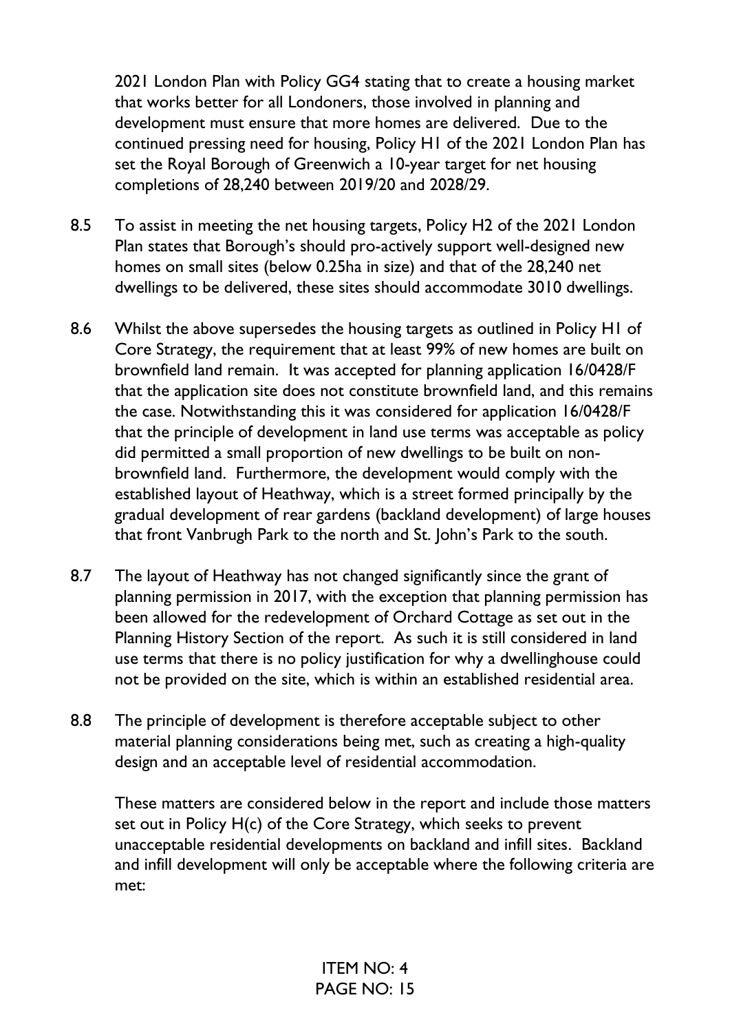2021 London Plan with Policy GG4 stating that to create a housing market that works better for all Londoners, those involved in planning and development must ensure that more homes are delivered. Due to the continued pressing need for housing, Policy H1 of the 2021 London Plan has set the Royal Borough of Greenwich a 10-year target for net housing completions of 28,240 between 2019/20 and 2028/29.

8.5 To assist in meeting the net housing targets, Policy H2 of the 2021 London Plan states that Borough's should pro-actively support well-designed new homes on small sites (below 0.25ha in size) and that of the 28,240 net dwellings to be delivered, these sites should accommodate 3010 dwellings.

8.6 Whilst the above supersedes the housing targets as outlined in Policy H1 of Core Strategy, the requirement that at least 99% of new homes are built on brownfield land remain. It was accepted for planning application 16/0428/F that the application site does not constitute brownfield land, and this remains the case. Notwithstanding this it was considered for application 16/0428/F that the principle of development in land use terms was acceptable as policy did permitted a small proportion of new dwellings to be built on non-brownfield land. Furthermore, the development would comply with the established layout of Heathway, which is a street formed principally by the gradual development of rear gardens (backland development) of large houses that front Vanbrugh Park to the north and St. John's Park to the south.

8.7 The layout of Heathway has not changed significantly since the grant of planning permission in 2017, with the exception that planning permission has been allowed for the redevelopment of Orchard Cottage as set out in the Planning History Section of the report. As such it is still considered in land use terms that there is no policy justification for why a dwellinghouse could not be provided on the site, which is within an established residential area.

8.8 The principle of development is therefore acceptable subject to other material planning considerations being met, such as creating a high-quality design and an acceptable level of residential accommodation.

These matters are considered below in the report and include those matters set out in Policy H(c) of the Core Strategy, which seeks to prevent unacceptable residential developments on backland and infill sites. Backland and infill development will only be acceptable where the following criteria are met: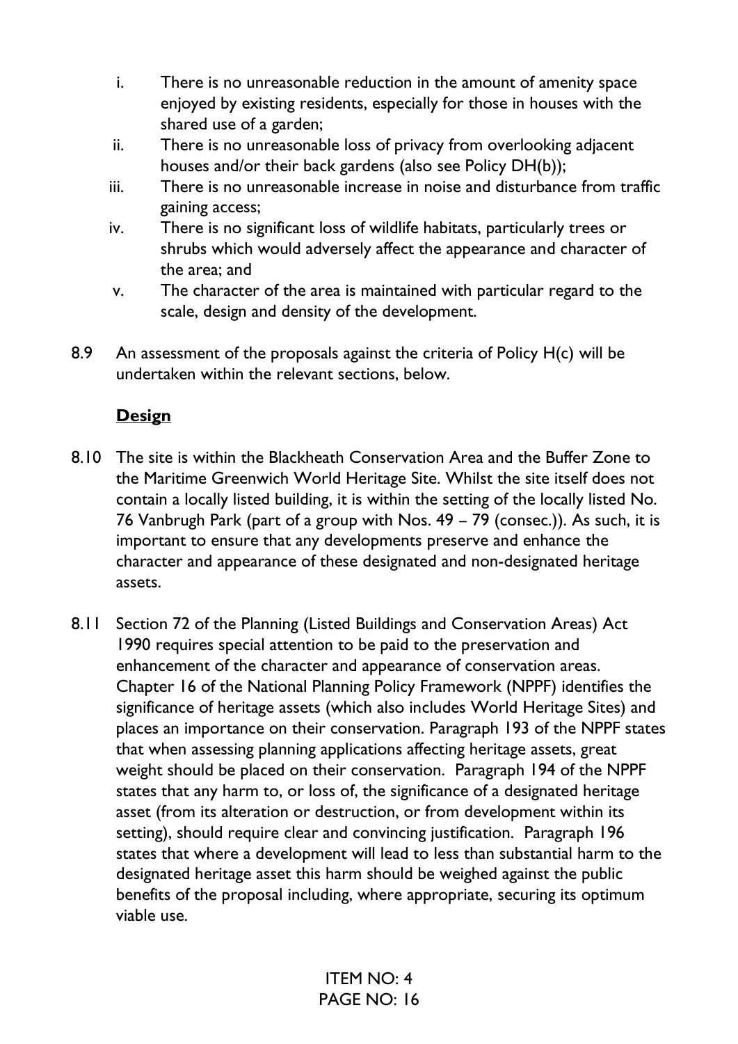i. There is no unreasonable reduction in the amount of amenity space enjoyed by existing residents, especially for those in houses with the shared use of a garden;
ii. There is no unreasonable loss of privacy from overlooking adjacent houses and/or their back gardens (also see Policy DH(b));
iii. There is no unreasonable increase in noise and disturbance from traffic gaining access;
iv. There is no significant loss of wildlife habitats, particularly trees or shrubs which would adversely affect the appearance and character of the area; and
v. The character of the area is maintained with particular regard to the scale, design and density of the development.

8.9 An assessment of the proposals against the criteria of Policy H(c) will be undertaken within the relevant sections, below.

**Design**

8.10 The site is within the Blackheath Conservation Area and the Buffer Zone to the Maritime Greenwich World Heritage Site. Whilst the site itself does not contain a locally listed building, it is within the setting of the locally listed No. 76 Vanbrugh Park (part of a group with Nos. 49 – 79 (consec.)). As such, it is important to ensure that any developments preserve and enhance the character and appearance of these designated and non-designated heritage assets.

8.11 Section 72 of the Planning (Listed Buildings and Conservation Areas) Act 1990 requires special attention to be paid to the preservation and enhancement of the character and appearance of conservation areas. Chapter 16 of the National Planning Policy Framework (NPPF) identifies the significance of heritage assets (which also includes World Heritage Sites) and places an importance on their conservation. Paragraph 193 of the NPPF states that when assessing planning applications affecting heritage assets, great weight should be placed on their conservation. Paragraph 194 of the NPPF states that any harm to, or loss of, the significance of a designated heritage asset (from its alteration or destruction, or from development within its setting), should require clear and convincing justification. Paragraph 196 states that where a development will lead to less than substantial harm to the designated heritage asset this harm should be weighed against the public benefits of the proposal including, where appropriate, securing its optimum viable use.

ITEM NO: 4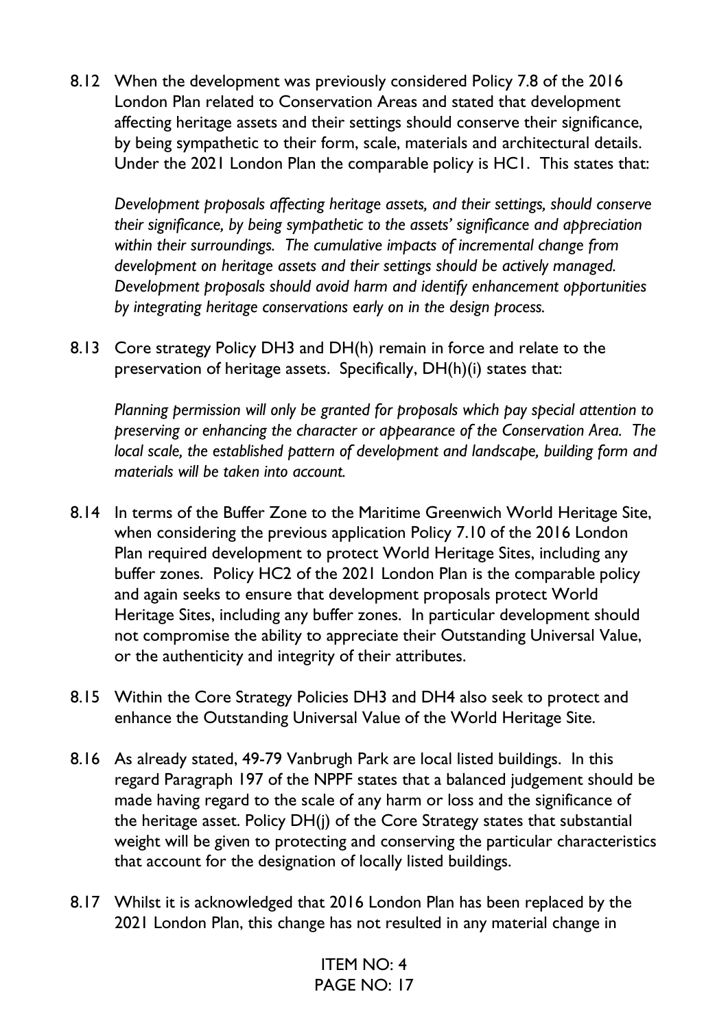8.12 When the development was previously considered Policy 7.8 of the 2016 London Plan related to Conservation Areas and stated that development affecting heritage assets and their settings should conserve their significance, by being sympathetic to their form, scale, materials and architectural details. Under the 2021 London Plan the comparable policy is HC1. This states that:

*Development proposals affecting heritage assets, and their settings, should conserve their significance, by being sympathetic to the assets' significance and appreciation within their surroundings. The cumulative impacts of incremental change from development on heritage assets and their settings should be actively managed. Development proposals should avoid harm and identify enhancement opportunities by integrating heritage conservations early on in the design process.*

8.13 Core strategy Policy DH3 and DH(h) remain in force and relate to the preservation of heritage assets. Specifically, DH(h)(i) states that:

*Planning permission will only be granted for proposals which pay special attention to preserving or enhancing the character or appearance of the Conservation Area. The local scale, the established pattern of development and landscape, building form and materials will be taken into account.*

8.14 In terms of the Buffer Zone to the Maritime Greenwich World Heritage Site, when considering the previous application Policy 7.10 of the 2016 London Plan required development to protect World Heritage Sites, including any buffer zones. Policy HC2 of the 2021 London Plan is the comparable policy and again seeks to ensure that development proposals protect World Heritage Sites, including any buffer zones. In particular development should not compromise the ability to appreciate their Outstanding Universal Value, or the authenticity and integrity of their attributes.

8.15 Within the Core Strategy Policies DH3 and DH4 also seek to protect and enhance the Outstanding Universal Value of the World Heritage Site.

8.16 As already stated, 49-79 Vanbrugh Park are local listed buildings. In this regard Paragraph 197 of the NPPF states that a balanced judgement should be made having regard to the scale of any harm or loss and the significance of the heritage asset. Policy DH(j) of the Core Strategy states that substantial weight will be given to protecting and conserving the particular characteristics that account for the designation of locally listed buildings.

8.17 Whilst it is acknowledged that 2016 London Plan has been replaced by the 2021 London Plan, this change has not resulted in any material change in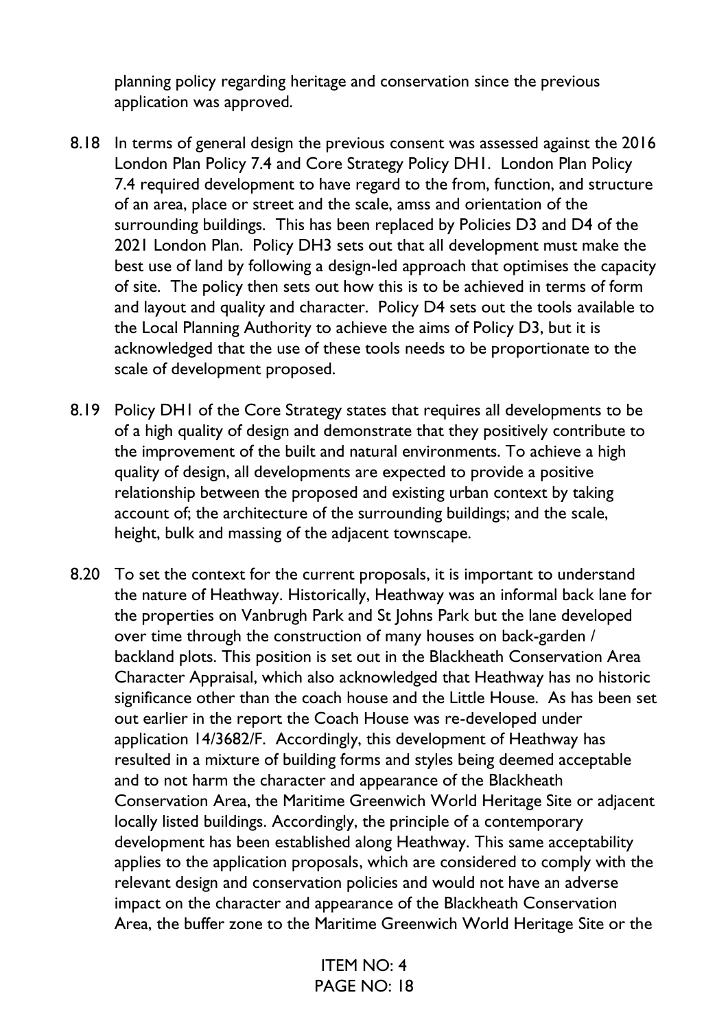planning policy regarding heritage and conservation since the previous application was approved.

8.18 In terms of general design the previous consent was assessed against the 2016 London Plan Policy 7.4 and Core Strategy Policy DH1. London Plan Policy 7.4 required development to have regard to the from, function, and structure of an area, place or street and the scale, amss and orientation of the surrounding buildings. This has been replaced by Policies D3 and D4 of the 2021 London Plan. Policy DH3 sets out that all development must make the best use of land by following a design-led approach that optimises the capacity of site. The policy then sets out how this is to be achieved in terms of form and layout and quality and character. Policy D4 sets out the tools available to the Local Planning Authority to achieve the aims of Policy D3, but it is acknowledged that the use of these tools needs to be proportionate to the scale of development proposed.

8.19 Policy DH1 of the Core Strategy states that requires all developments to be of a high quality of design and demonstrate that they positively contribute to the improvement of the built and natural environments. To achieve a high quality of design, all developments are expected to provide a positive relationship between the proposed and existing urban context by taking account of; the architecture of the surrounding buildings; and the scale, height, bulk and massing of the adjacent townscape.

8.20 To set the context for the current proposals, it is important to understand the nature of Heathway. Historically, Heathway was an informal back lane for the properties on Vanbrugh Park and St Johns Park but the lane developed over time through the construction of many houses on back-garden / backland plots. This position is set out in the Blackheath Conservation Area Character Appraisal, which also acknowledged that Heathway has no historic significance other than the coach house and the Little House. As has been set out earlier in the report the Coach House was re-developed under application 14/3682/F. Accordingly, this development of Heathway has resulted in a mixture of building forms and styles being deemed acceptable and to not harm the character and appearance of the Blackheath Conservation Area, the Maritime Greenwich World Heritage Site or adjacent locally listed buildings. Accordingly, the principle of a contemporary development has been established along Heathway. This same acceptability applies to the application proposals, which are considered to comply with the relevant design and conservation policies and would not have an adverse impact on the character and appearance of the Blackheath Conservation Area, the buffer zone to the Maritime Greenwich World Heritage Site or the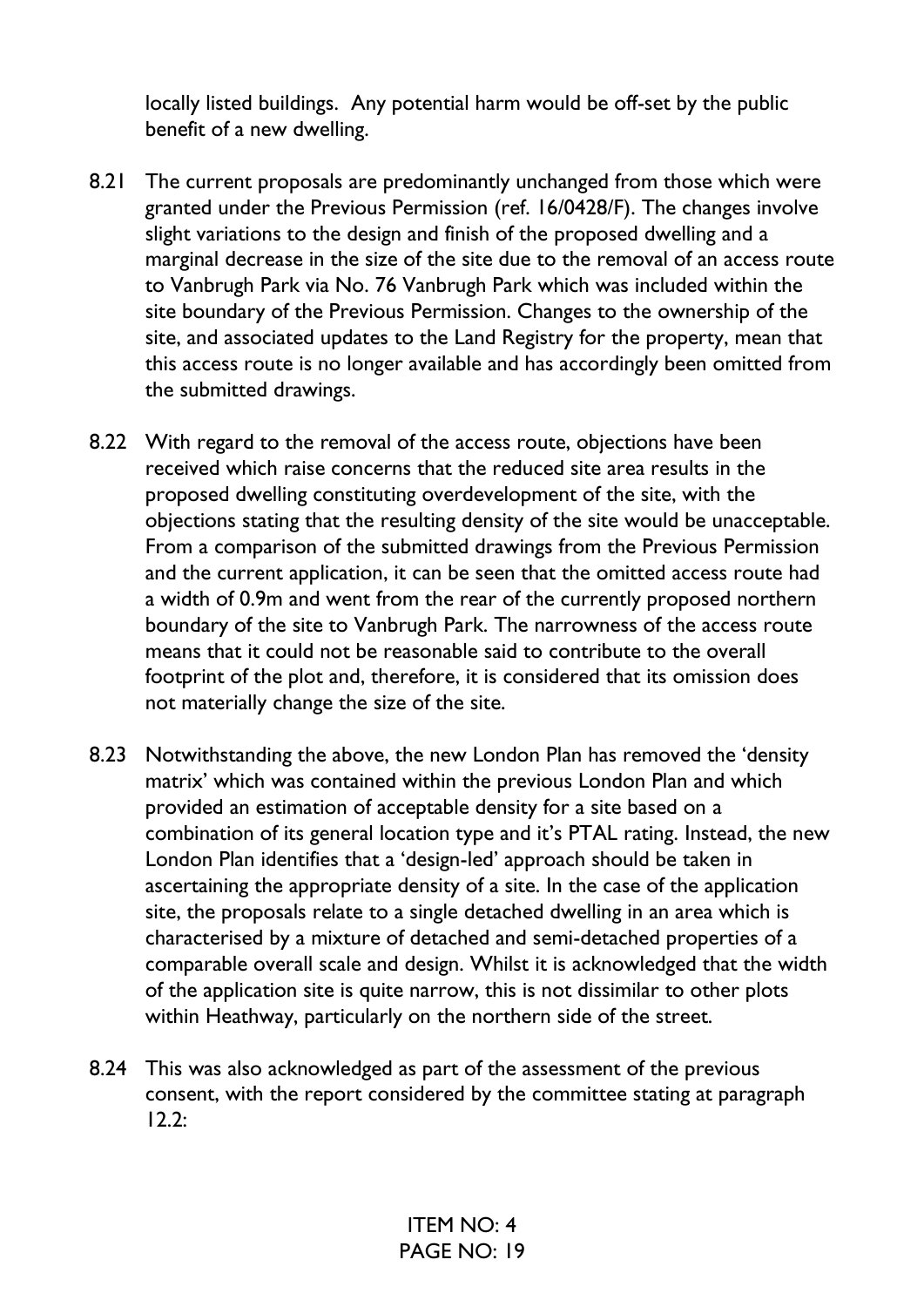locally listed buildings. Any potential harm would be off-set by the public benefit of a new dwelling.

8.21 The current proposals are predominantly unchanged from those which were granted under the Previous Permission (ref. 16/0428/F). The changes involve slight variations to the design and finish of the proposed dwelling and a marginal decrease in the size of the site due to the removal of an access route to Vanbrugh Park via No. 76 Vanbrugh Park which was included within the site boundary of the Previous Permission. Changes to the ownership of the site, and associated updates to the Land Registry for the property, mean that this access route is no longer available and has accordingly been omitted from the submitted drawings.

8.22 With regard to the removal of the access route, objections have been received which raise concerns that the reduced site area results in the proposed dwelling constituting overdevelopment of the site, with the objections stating that the resulting density of the site would be unacceptable. From a comparison of the submitted drawings from the Previous Permission and the current application, it can be seen that the omitted access route had a width of 0.9m and went from the rear of the currently proposed northern boundary of the site to Vanbrugh Park. The narrowness of the access route means that it could not be reasonable said to contribute to the overall footprint of the plot and, therefore, it is considered that its omission does not materially change the size of the site.

8.23 Notwithstanding the above, the new London Plan has removed the 'density matrix' which was contained within the previous London Plan and which provided an estimation of acceptable density for a site based on a combination of its general location type and it's PTAL rating. Instead, the new London Plan identifies that a 'design-led' approach should be taken in ascertaining the appropriate density of a site. In the case of the application site, the proposals relate to a single detached dwelling in an area which is characterised by a mixture of detached and semi-detached properties of a comparable overall scale and design. Whilst it is acknowledged that the width of the application site is quite narrow, this is not dissimilar to other plots within Heathway, particularly on the northern side of the street.

8.24 This was also acknowledged as part of the assessment of the previous consent, with the report considered by the committee stating at paragraph 12.2: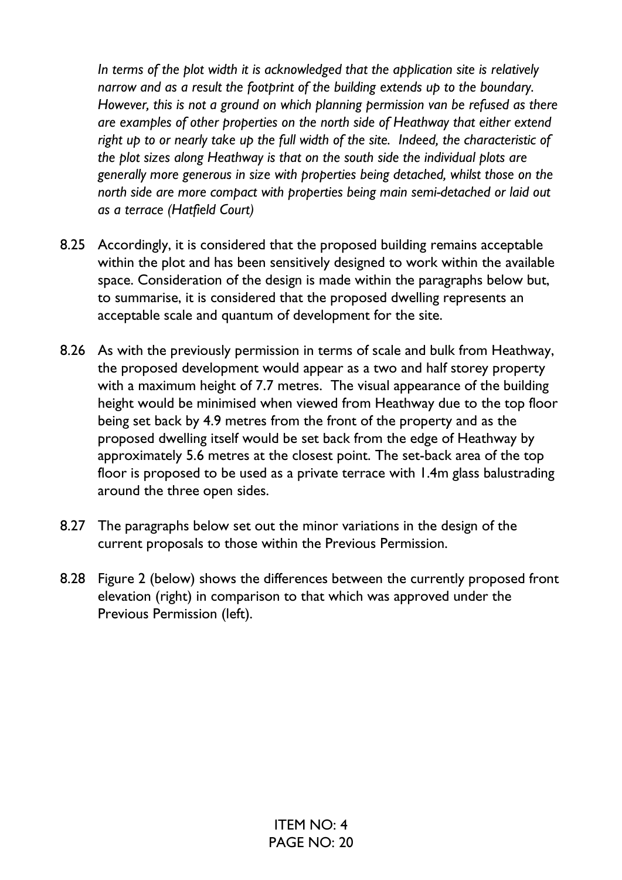*In terms of the plot width it is acknowledged that the application site is relatively narrow and as a result the footprint of the building extends up to the boundary. However, this is not a ground on which planning permission van be refused as there are examples of other properties on the north side of Heathway that either extend right up to or nearly take up the full width of the site. Indeed, the characteristic of the plot sizes along Heathway is that on the south side the individual plots are generally more generous in size with properties being detached, whilst those on the north side are more compact with properties being main semi-detached or laid out as a terrace (Hatfield Court)*

8.25 Accordingly, it is considered that the proposed building remains acceptable within the plot and has been sensitively designed to work within the available space. Consideration of the design is made within the paragraphs below but, to summarise, it is considered that the proposed dwelling represents an acceptable scale and quantum of development for the site.

8.26 As with the previously permission in terms of scale and bulk from Heathway, the proposed development would appear as a two and half storey property with a maximum height of 7.7 metres. The visual appearance of the building height would be minimised when viewed from Heathway due to the top floor being set back by 4.9 metres from the front of the property and as the proposed dwelling itself would be set back from the edge of Heathway by approximately 5.6 metres at the closest point. The set-back area of the top floor is proposed to be used as a private terrace with 1.4m glass balustrading around the three open sides.

8.27 The paragraphs below set out the minor variations in the design of the current proposals to those within the Previous Permission.

8.28 Figure 2 (below) shows the differences between the currently proposed front elevation (right) in comparison to that which was approved under the Previous Permission (left).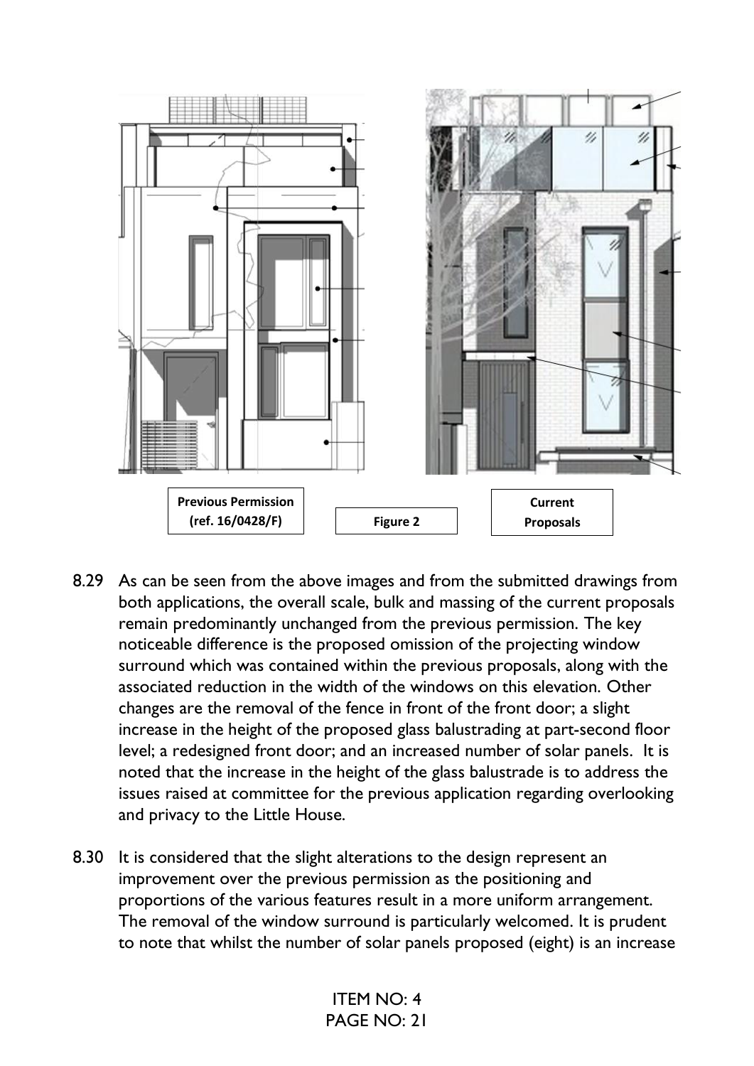Previous Permission (ref. 16/0428/F)

Figure 2

Current Proposals

8.29 As can be seen from the above images and from the submitted drawings from both applications, the overall scale, bulk and massing of the current proposals remain predominantly unchanged from the previous permission. The key noticeable difference is the proposed omission of the projecting window surround which was contained within the previous proposals, along with the associated reduction in the width of the windows on this elevation. Other changes are the removal of the fence in front of the front door; a slight increase in the height of the proposed glass balustrading at part-second floor level; a redesigned front door; and an increased number of solar panels. It is noted that the increase in the height of the glass balustrade is to address the issues raised at committee for the previous application regarding overlooking and privacy to the Little House.

8.30 It is considered that the slight alterations to the design represent an improvement over the previous permission as the positioning and proportions of the various features result in a more uniform arrangement. The removal of the window surround is particularly welcomed. It is prudent to note that whilst the number of solar panels proposed (eight) is an increase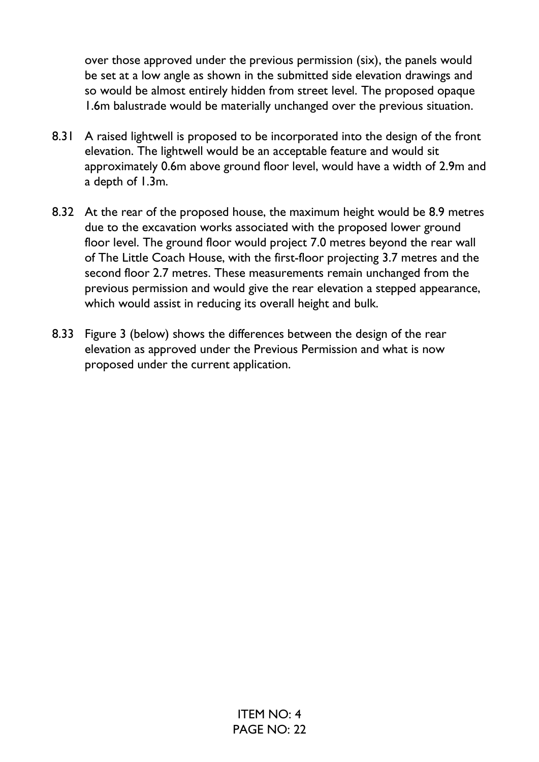over those approved under the previous permission (six), the panels would be set at a low angle as shown in the submitted side elevation drawings and so would be almost entirely hidden from street level. The proposed opaque 1.6m balustrade would be materially unchanged over the previous situation.

8.31 A raised lightwell is proposed to be incorporated into the design of the front elevation. The lightwell would be an acceptable feature and would sit approximately 0.6m above ground floor level, would have a width of 2.9m and a depth of 1.3m.

8.32 At the rear of the proposed house, the maximum height would be 8.9 metres due to the excavation works associated with the proposed lower ground floor level. The ground floor would project 7.0 metres beyond the rear wall of The Little Coach House, with the first-floor projecting 3.7 metres and the second floor 2.7 metres. These measurements remain unchanged from the previous permission and would give the rear elevation a stepped appearance, which would assist in reducing its overall height and bulk.

8.33 Figure 3 (below) shows the differences between the design of the rear elevation as approved under the Previous Permission and what is now proposed under the current application.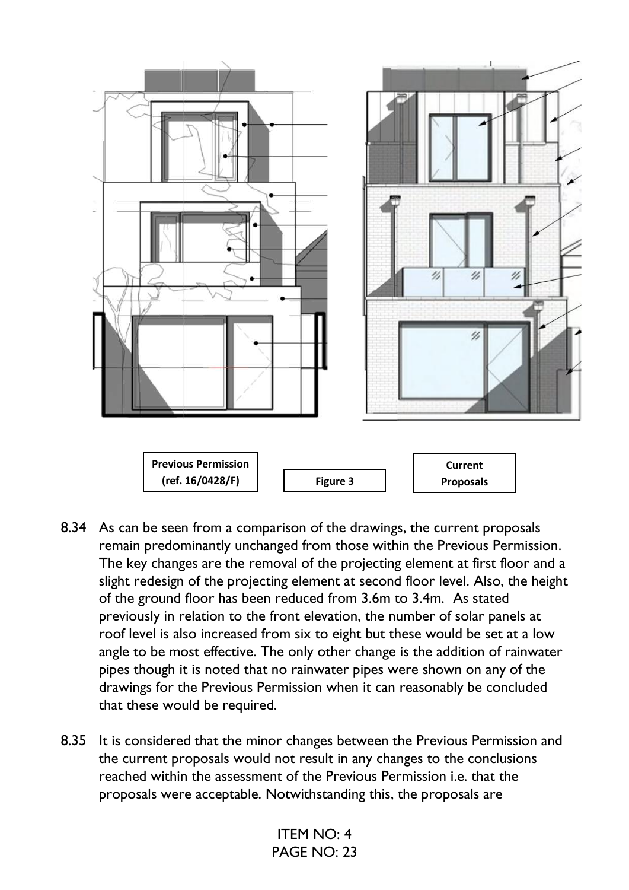Previous Permission (ref. 16/0428/F)

Figure 3

Current Proposals

8.34 As can be seen from a comparison of the drawings, the current proposals remain predominantly unchanged from those within the Previous Permission. The key changes are the removal of the projecting element at first floor and a slight redesign of the projecting element at second floor level. Also, the height of the ground floor has been reduced from 3.6m to 3.4m. As stated previously in relation to the front elevation, the number of solar panels at roof level is also increased from six to eight but these would be set at a low angle to be most effective. The only other change is the addition of rainwater pipes though it is noted that no rainwater pipes were shown on any of the drawings for the Previous Permission when it can reasonably be concluded that these would be required.

8.35 It is considered that the minor changes between the Previous Permission and the current proposals would not result in any changes to the conclusions reached within the assessment of the Previous Permission i.e. that the proposals were acceptable. Notwithstanding this, the proposals are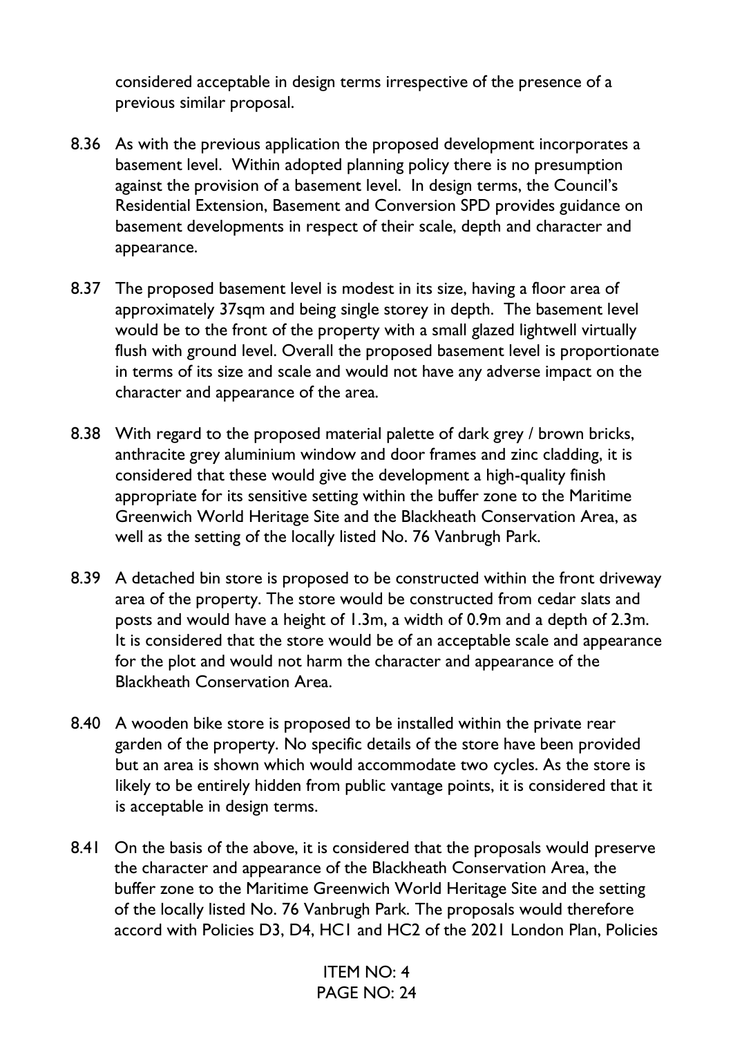considered acceptable in design terms irrespective of the presence of a previous similar proposal.

8.36 As with the previous application the proposed development incorporates a basement level. Within adopted planning policy there is no presumption against the provision of a basement level. In design terms, the Council's Residential Extension, Basement and Conversion SPD provides guidance on basement developments in respect of their scale, depth and character and appearance.

8.37 The proposed basement level is modest in its size, having a floor area of approximately 37sqm and being single storey in depth. The basement level would be to the front of the property with a small glazed lightwell virtually flush with ground level. Overall the proposed basement level is proportionate in terms of its size and scale and would not have any adverse impact on the character and appearance of the area.

8.38 With regard to the proposed material palette of dark grey / brown bricks, anthracite grey aluminium window and door frames and zinc cladding, it is considered that these would give the development a high-quality finish appropriate for its sensitive setting within the buffer zone to the Maritime Greenwich World Heritage Site and the Blackheath Conservation Area, as well as the setting of the locally listed No. 76 Vanbrugh Park.

8.39 A detached bin store is proposed to be constructed within the front driveway area of the property. The store would be constructed from cedar slats and posts and would have a height of 1.3m, a width of 0.9m and a depth of 2.3m. It is considered that the store would be of an acceptable scale and appearance for the plot and would not harm the character and appearance of the Blackheath Conservation Area.

8.40 A wooden bike store is proposed to be installed within the private rear garden of the property. No specific details of the store have been provided but an area is shown which would accommodate two cycles. As the store is likely to be entirely hidden from public vantage points, it is considered that it is acceptable in design terms.

8.41 On the basis of the above, it is considered that the proposals would preserve the character and appearance of the Blackheath Conservation Area, the buffer zone to the Maritime Greenwich World Heritage Site and the setting of the locally listed No. 76 Vanbrugh Park. The proposals would therefore accord with Policies D3, D4, HC1 and HC2 of the 2021 London Plan, Policies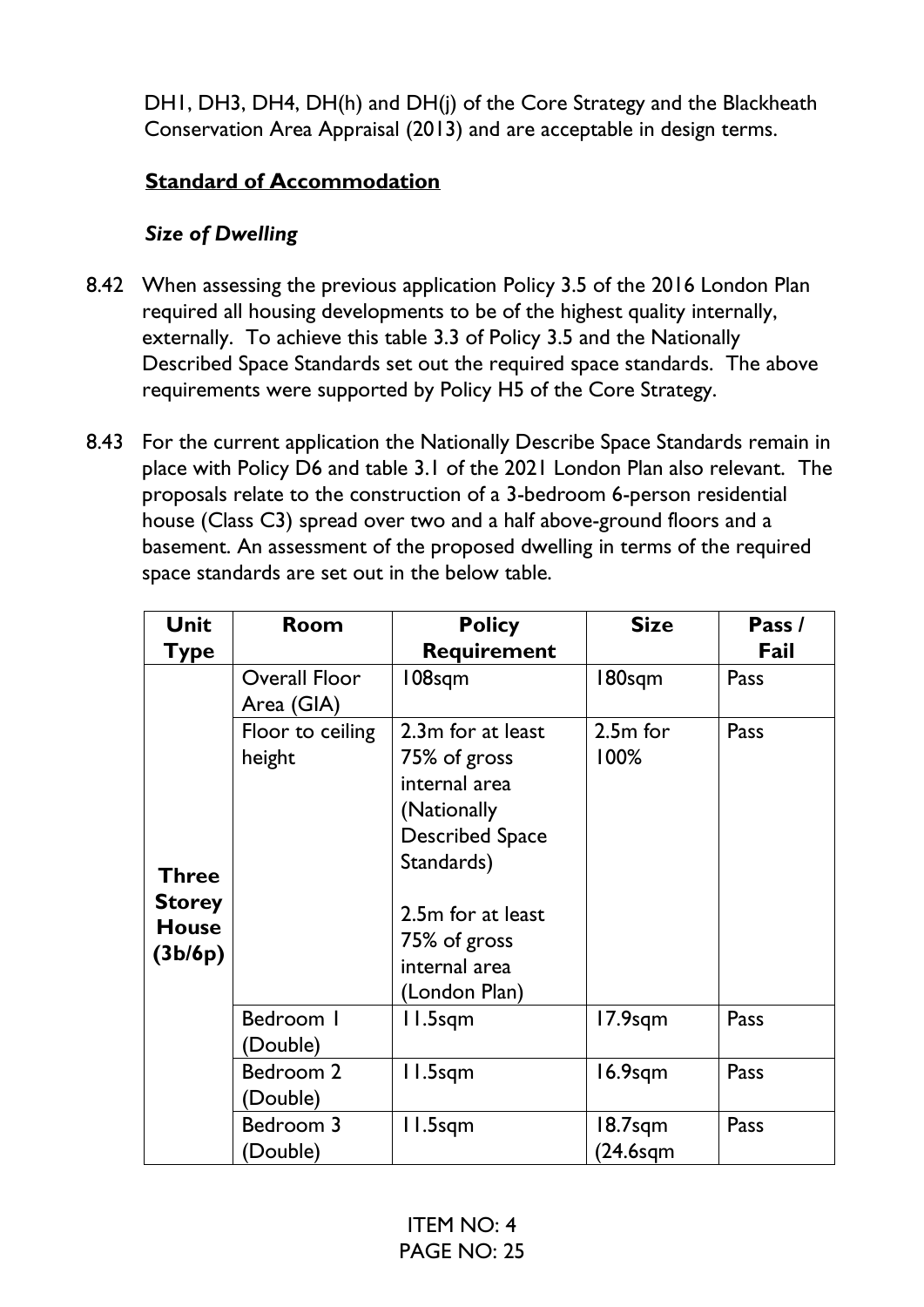DH1, DH3, DH4, DH(h) and DH(j) of the Core Strategy and the Blackheath Conservation Area Appraisal (2013) and are acceptable in design terms.

## Standard of Accommodation

### *Size of Dwelling*

8.42 When assessing the previous application Policy 3.5 of the 2016 London Plan required all housing developments to be of the highest quality internally, externally. To achieve this table 3.3 of Policy 3.5 and the Nationally Described Space Standards set out the required space standards. The above requirements were supported by Policy H5 of the Core Strategy.

8.43 For the current application the Nationally Describe Space Standards remain in place with Policy D6 and table 3.1 of the 2021 London Plan also relevant. The proposals relate to the construction of a 3-bedroom 6-person residential house (Class C3) spread over two and a half above-ground floors and a basement. An assessment of the proposed dwelling in terms of the required space standards are set out in the below table.

| Unit Type | Room | Policy Requirement | Size | Pass / Fail |
|---|---|---|---|---|
| **Three Storey House (3b/6p)** | Overall Floor Area (GIA) | 108sqm | 180sqm | Pass |
| | Floor to ceiling height | 2.3m for at least 75% of gross internal area (Nationally Described Space Standards)<br><br>2.5m for at least 75% of gross internal area (London Plan) | 2.5m for 100% | Pass |
| | Bedroom 1 (Double) | 11.5sqm | 17.9sqm | Pass |
| | Bedroom 2 (Double) | 11.5sqm | 16.9sqm | Pass |
| | Bedroom 3 (Double) | 11.5sqm | 18.7sqm (24.6sqm | Pass |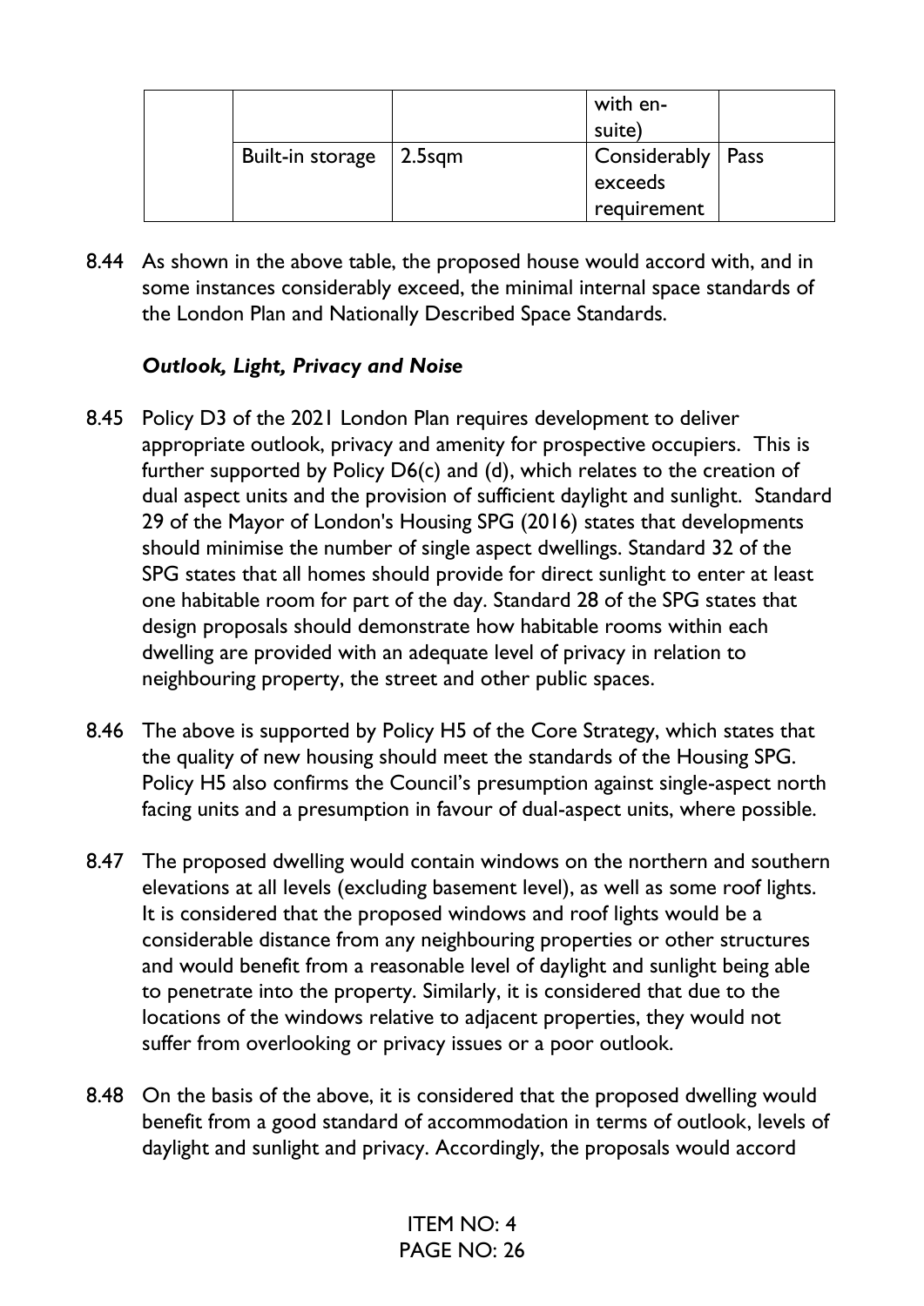| | | | with en-suite) | |
|---|---|---|---|---|
| | Built-in storage | 2.5sqm | Considerably exceeds requirement | Pass |

8.44 As shown in the above table, the proposed house would accord with, and in some instances considerably exceed, the minimal internal space standards of the London Plan and Nationally Described Space Standards.

***Outlook, Light, Privacy and Noise***

8.45 Policy D3 of the 2021 London Plan requires development to deliver appropriate outlook, privacy and amenity for prospective occupiers. This is further supported by Policy D6(c) and (d), which relates to the creation of dual aspect units and the provision of sufficient daylight and sunlight. Standard 29 of the Mayor of London's Housing SPG (2016) states that developments should minimise the number of single aspect dwellings. Standard 32 of the SPG states that all homes should provide for direct sunlight to enter at least one habitable room for part of the day. Standard 28 of the SPG states that design proposals should demonstrate how habitable rooms within each dwelling are provided with an adequate level of privacy in relation to neighbouring property, the street and other public spaces.

8.46 The above is supported by Policy H5 of the Core Strategy, which states that the quality of new housing should meet the standards of the Housing SPG. Policy H5 also confirms the Council's presumption against single-aspect north facing units and a presumption in favour of dual-aspect units, where possible.

8.47 The proposed dwelling would contain windows on the northern and southern elevations at all levels (excluding basement level), as well as some roof lights. It is considered that the proposed windows and roof lights would be a considerable distance from any neighbouring properties or other structures and would benefit from a reasonable level of daylight and sunlight being able to penetrate into the property. Similarly, it is considered that due to the locations of the windows relative to adjacent properties, they would not suffer from overlooking or privacy issues or a poor outlook.

8.48 On the basis of the above, it is considered that the proposed dwelling would benefit from a good standard of accommodation in terms of outlook, levels of daylight and sunlight and privacy. Accordingly, the proposals would accord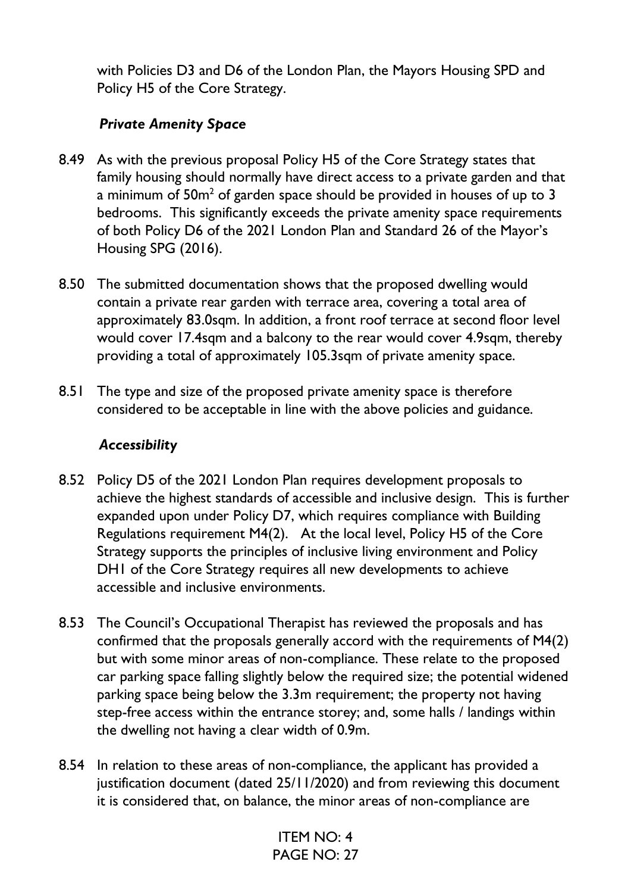with Policies D3 and D6 of the London Plan, the Mayors Housing SPD and Policy H5 of the Core Strategy.

***Private Amenity Space***

8.49 As with the previous proposal Policy H5 of the Core Strategy states that family housing should normally have direct access to a private garden and that a minimum of 50m$^2$ of garden space should be provided in houses of up to 3 bedrooms. This significantly exceeds the private amenity space requirements of both Policy D6 of the 2021 London Plan and Standard 26 of the Mayor's Housing SPG (2016).

8.50 The submitted documentation shows that the proposed dwelling would contain a private rear garden with terrace area, covering a total area of approximately 83.0sqm. In addition, a front roof terrace at second floor level would cover 17.4sqm and a balcony to the rear would cover 4.9sqm, thereby providing a total of approximately 105.3sqm of private amenity space.

8.51 The type and size of the proposed private amenity space is therefore considered to be acceptable in line with the above policies and guidance.

***Accessibility***

8.52 Policy D5 of the 2021 London Plan requires development proposals to achieve the highest standards of accessible and inclusive design. This is further expanded upon under Policy D7, which requires compliance with Building Regulations requirement M4(2). At the local level, Policy H5 of the Core Strategy supports the principles of inclusive living environment and Policy DH1 of the Core Strategy requires all new developments to achieve accessible and inclusive environments.

8.53 The Council's Occupational Therapist has reviewed the proposals and has confirmed that the proposals generally accord with the requirements of M4(2) but with some minor areas of non-compliance. These relate to the proposed car parking space falling slightly below the required size; the potential widened parking space being below the 3.3m requirement; the property not having step-free access within the entrance storey; and, some halls / landings within the dwelling not having a clear width of 0.9m.

8.54 In relation to these areas of non-compliance, the applicant has provided a justification document (dated 25/11/2020) and from reviewing this document it is considered that, on balance, the minor areas of non-compliance are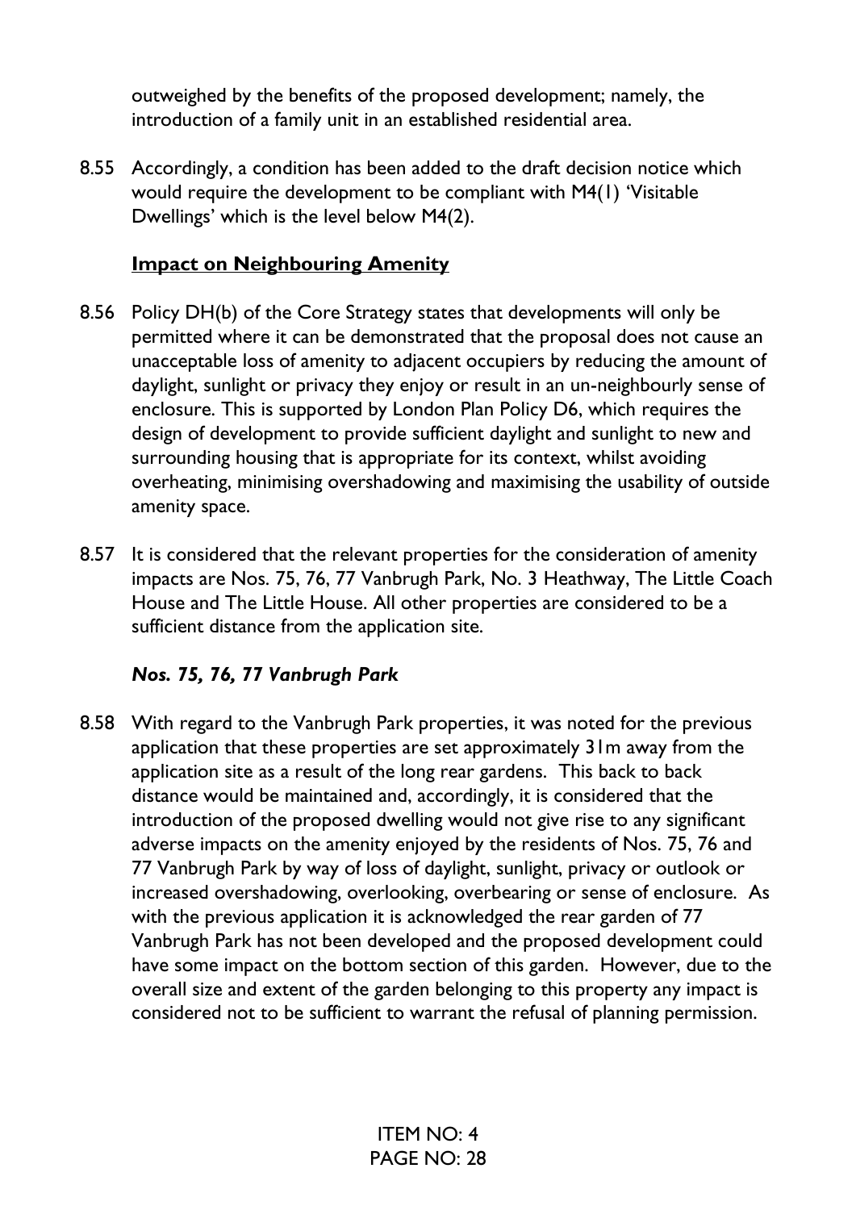outweighed by the benefits of the proposed development; namely, the introduction of a family unit in an established residential area.

8.55 Accordingly, a condition has been added to the draft decision notice which would require the development to be compliant with M4(1) 'Visitable Dwellings' which is the level below M4(2).

## Impact on Neighbouring Amenity

8.56 Policy DH(b) of the Core Strategy states that developments will only be permitted where it can be demonstrated that the proposal does not cause an unacceptable loss of amenity to adjacent occupiers by reducing the amount of daylight, sunlight or privacy they enjoy or result in an un-neighbourly sense of enclosure. This is supported by London Plan Policy D6, which requires the design of development to provide sufficient daylight and sunlight to new and surrounding housing that is appropriate for its context, whilst avoiding overheating, minimising overshadowing and maximising the usability of outside amenity space.

8.57 It is considered that the relevant properties for the consideration of amenity impacts are Nos. 75, 76, 77 Vanbrugh Park, No. 3 Heathway, The Little Coach House and The Little House. All other properties are considered to be a sufficient distance from the application site.

### *Nos. 75, 76, 77 Vanbrugh Park*

8.58 With regard to the Vanbrugh Park properties, it was noted for the previous application that these properties are set approximately 31m away from the application site as a result of the long rear gardens. This back to back distance would be maintained and, accordingly, it is considered that the introduction of the proposed dwelling would not give rise to any significant adverse impacts on the amenity enjoyed by the residents of Nos. 75, 76 and 77 Vanbrugh Park by way of loss of daylight, sunlight, privacy or outlook or increased overshadowing, overlooking, overbearing or sense of enclosure. As with the previous application it is acknowledged the rear garden of 77 Vanbrugh Park has not been developed and the proposed development could have some impact on the bottom section of this garden. However, due to the overall size and extent of the garden belonging to this property any impact is considered not to be sufficient to warrant the refusal of planning permission.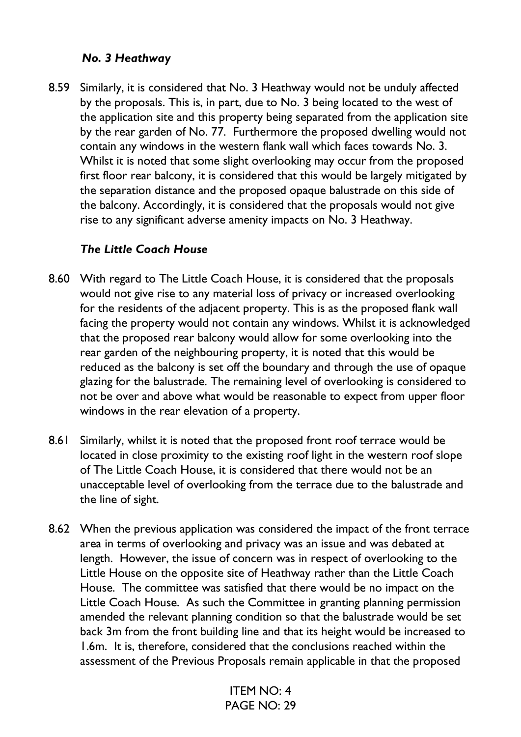### *No. 3 Heathway*

8.59 Similarly, it is considered that No. 3 Heathway would not be unduly affected by the proposals. This is, in part, due to No. 3 being located to the west of the application site and this property being separated from the application site by the rear garden of No. 77. Furthermore the proposed dwelling would not contain any windows in the western flank wall which faces towards No. 3. Whilst it is noted that some slight overlooking may occur from the proposed first floor rear balcony, it is considered that this would be largely mitigated by the separation distance and the proposed opaque balustrade on this side of the balcony. Accordingly, it is considered that the proposals would not give rise to any significant adverse amenity impacts on No. 3 Heathway.

### *The Little Coach House*

8.60 With regard to The Little Coach House, it is considered that the proposals would not give rise to any material loss of privacy or increased overlooking for the residents of the adjacent property. This is as the proposed flank wall facing the property would not contain any windows. Whilst it is acknowledged that the proposed rear balcony would allow for some overlooking into the rear garden of the neighbouring property, it is noted that this would be reduced as the balcony is set off the boundary and through the use of opaque glazing for the balustrade. The remaining level of overlooking is considered to not be over and above what would be reasonable to expect from upper floor windows in the rear elevation of a property.

8.61 Similarly, whilst it is noted that the proposed front roof terrace would be located in close proximity to the existing roof light in the western roof slope of The Little Coach House, it is considered that there would not be an unacceptable level of overlooking from the terrace due to the balustrade and the line of sight.

8.62 When the previous application was considered the impact of the front terrace area in terms of overlooking and privacy was an issue and was debated at length. However, the issue of concern was in respect of overlooking to the Little House on the opposite site of Heathway rather than the Little Coach House. The committee was satisfied that there would be no impact on the Little Coach House. As such the Committee in granting planning permission amended the relevant planning condition so that the balustrade would be set back 3m from the front building line and that its height would be increased to 1.6m. It is, therefore, considered that the conclusions reached within the assessment of the Previous Proposals remain applicable in that the proposed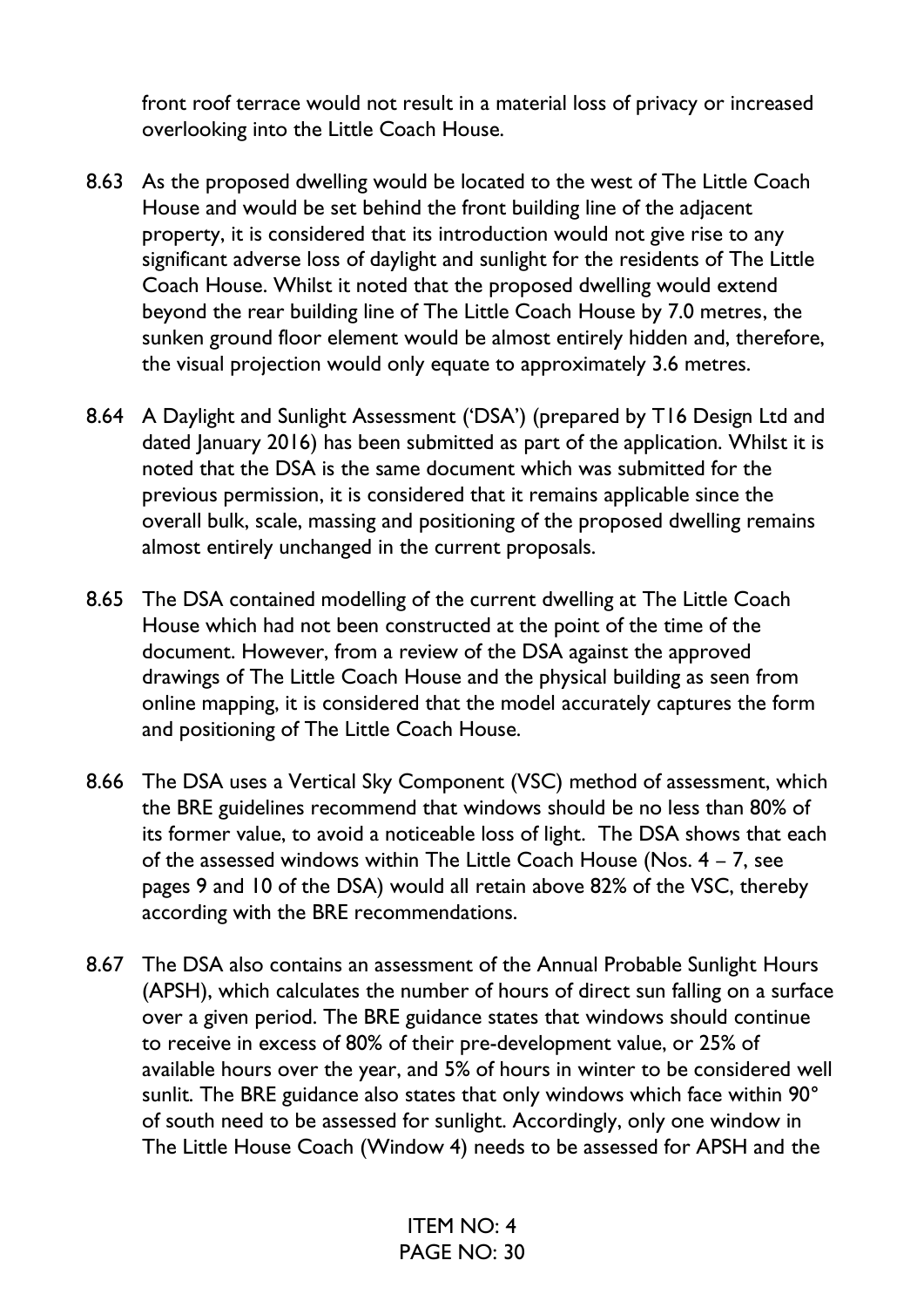front roof terrace would not result in a material loss of privacy or increased overlooking into the Little Coach House.

8.63 As the proposed dwelling would be located to the west of The Little Coach House and would be set behind the front building line of the adjacent property, it is considered that its introduction would not give rise to any significant adverse loss of daylight and sunlight for the residents of The Little Coach House. Whilst it noted that the proposed dwelling would extend beyond the rear building line of The Little Coach House by 7.0 metres, the sunken ground floor element would be almost entirely hidden and, therefore, the visual projection would only equate to approximately 3.6 metres.

8.64 A Daylight and Sunlight Assessment ('DSA') (prepared by T16 Design Ltd and dated January 2016) has been submitted as part of the application. Whilst it is noted that the DSA is the same document which was submitted for the previous permission, it is considered that it remains applicable since the overall bulk, scale, massing and positioning of the proposed dwelling remains almost entirely unchanged in the current proposals.

8.65 The DSA contained modelling of the current dwelling at The Little Coach House which had not been constructed at the point of the time of the document. However, from a review of the DSA against the approved drawings of The Little Coach House and the physical building as seen from online mapping, it is considered that the model accurately captures the form and positioning of The Little Coach House.

8.66 The DSA uses a Vertical Sky Component (VSC) method of assessment, which the BRE guidelines recommend that windows should be no less than 80% of its former value, to avoid a noticeable loss of light. The DSA shows that each of the assessed windows within The Little Coach House (Nos. 4 – 7, see pages 9 and 10 of the DSA) would all retain above 82% of the VSC, thereby according with the BRE recommendations.

8.67 The DSA also contains an assessment of the Annual Probable Sunlight Hours (APSH), which calculates the number of hours of direct sun falling on a surface over a given period. The BRE guidance states that windows should continue to receive in excess of 80% of their pre-development value, or 25% of available hours over the year, and 5% of hours in winter to be considered well sunlit. The BRE guidance also states that only windows which face within 90° of south need to be assessed for sunlight. Accordingly, only one window in The Little House Coach (Window 4) needs to be assessed for APSH and the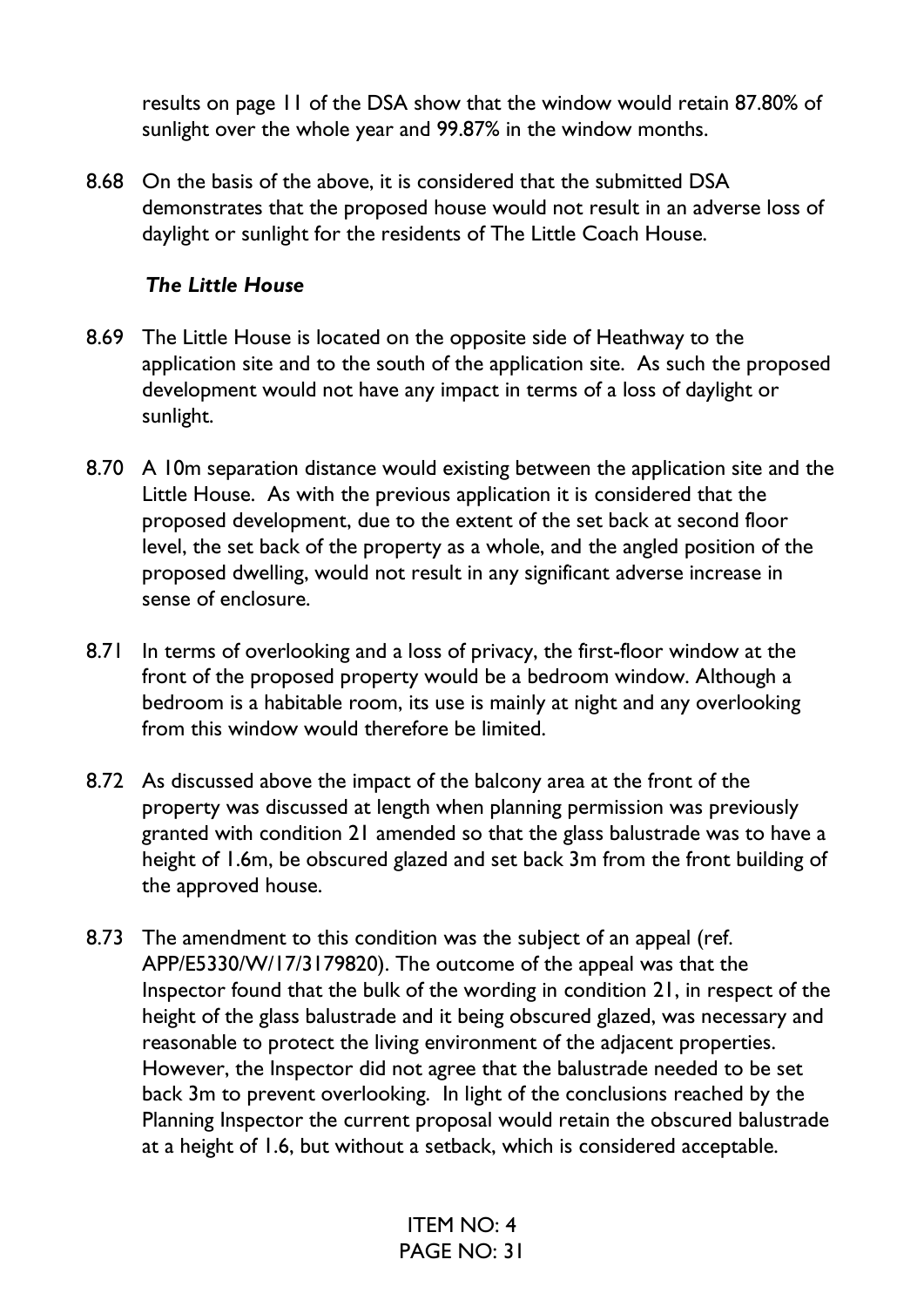results on page 11 of the DSA show that the window would retain 87.80% of sunlight over the whole year and 99.87% in the window months.

8.68 On the basis of the above, it is considered that the submitted DSA demonstrates that the proposed house would not result in an adverse loss of daylight or sunlight for the residents of The Little Coach House.

***The Little House***

8.69 The Little House is located on the opposite side of Heathway to the application site and to the south of the application site. As such the proposed development would not have any impact in terms of a loss of daylight or sunlight.

8.70 A 10m separation distance would existing between the application site and the Little House. As with the previous application it is considered that the proposed development, due to the extent of the set back at second floor level, the set back of the property as a whole, and the angled position of the proposed dwelling, would not result in any significant adverse increase in sense of enclosure.

8.71 In terms of overlooking and a loss of privacy, the first-floor window at the front of the proposed property would be a bedroom window. Although a bedroom is a habitable room, its use is mainly at night and any overlooking from this window would therefore be limited.

8.72 As discussed above the impact of the balcony area at the front of the property was discussed at length when planning permission was previously granted with condition 21 amended so that the glass balustrade was to have a height of 1.6m, be obscured glazed and set back 3m from the front building of the approved house.

8.73 The amendment to this condition was the subject of an appeal (ref. APP/E5330/W/17/3179820). The outcome of the appeal was that the Inspector found that the bulk of the wording in condition 21, in respect of the height of the glass balustrade and it being obscured glazed, was necessary and reasonable to protect the living environment of the adjacent properties. However, the Inspector did not agree that the balustrade needed to be set back 3m to prevent overlooking. In light of the conclusions reached by the Planning Inspector the current proposal would retain the obscured balustrade at a height of 1.6, but without a setback, which is considered acceptable.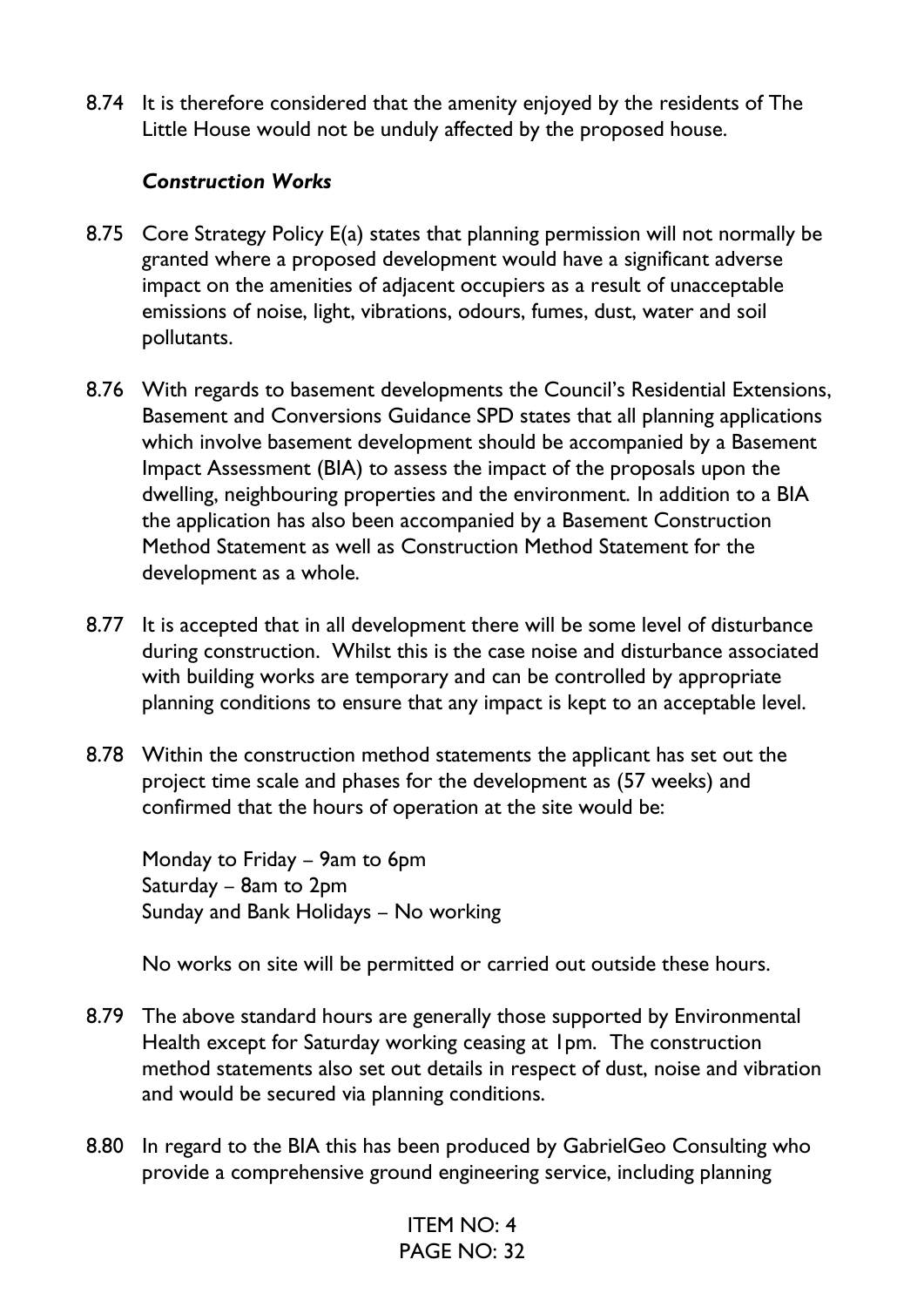8.74 It is therefore considered that the amenity enjoyed by the residents of The Little House would not be unduly affected by the proposed house.

***Construction Works***

8.75 Core Strategy Policy E(a) states that planning permission will not normally be granted where a proposed development would have a significant adverse impact on the amenities of adjacent occupiers as a result of unacceptable emissions of noise, light, vibrations, odours, fumes, dust, water and soil pollutants.

8.76 With regards to basement developments the Council's Residential Extensions, Basement and Conversions Guidance SPD states that all planning applications which involve basement development should be accompanied by a Basement Impact Assessment (BIA) to assess the impact of the proposals upon the dwelling, neighbouring properties and the environment. In addition to a BIA the application has also been accompanied by a Basement Construction Method Statement as well as Construction Method Statement for the development as a whole.

8.77 It is accepted that in all development there will be some level of disturbance during construction. Whilst this is the case noise and disturbance associated with building works are temporary and can be controlled by appropriate planning conditions to ensure that any impact is kept to an acceptable level.

8.78 Within the construction method statements the applicant has set out the project time scale and phases for the development as (57 weeks) and confirmed that the hours of operation at the site would be:

Monday to Friday – 9am to 6pm
Saturday – 8am to 2pm
Sunday and Bank Holidays – No working

No works on site will be permitted or carried out outside these hours.

8.79 The above standard hours are generally those supported by Environmental Health except for Saturday working ceasing at 1pm. The construction method statements also set out details in respect of dust, noise and vibration and would be secured via planning conditions.

8.80 In regard to the BIA this has been produced by GabrielGeo Consulting who provide a comprehensive ground engineering service, including planning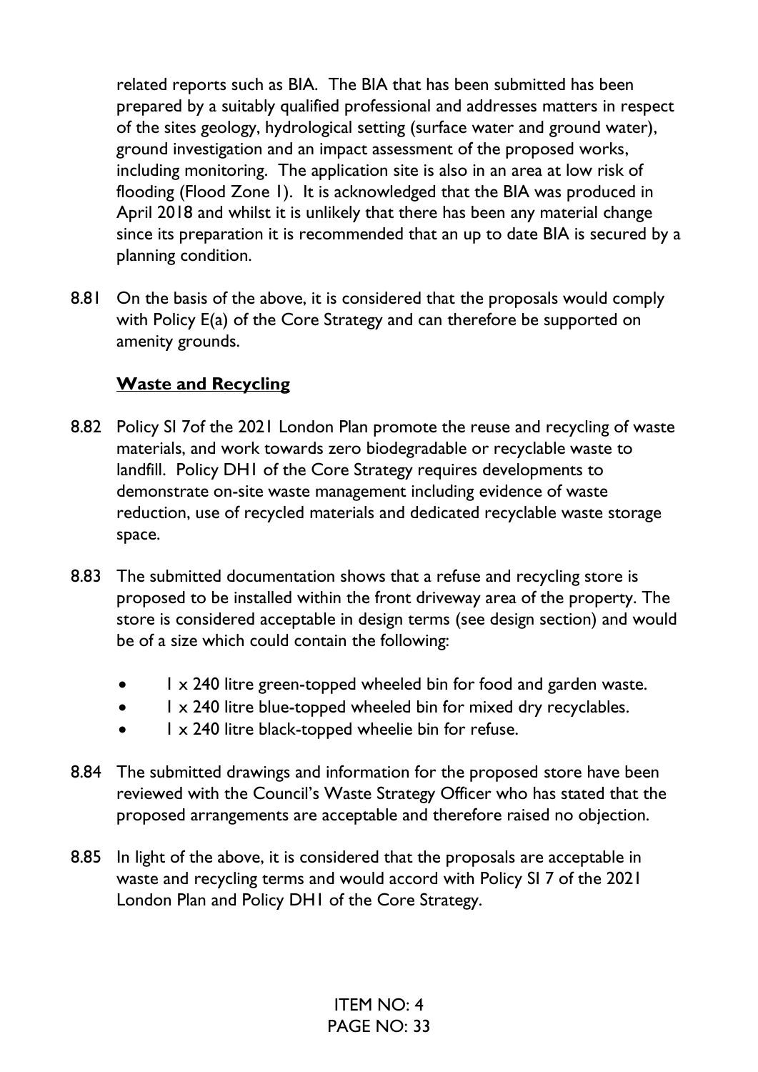related reports such as BIA. The BIA that has been submitted has been prepared by a suitably qualified professional and addresses matters in respect of the sites geology, hydrological setting (surface water and ground water), ground investigation and an impact assessment of the proposed works, including monitoring. The application site is also in an area at low risk of flooding (Flood Zone 1). It is acknowledged that the BIA was produced in April 2018 and whilst it is unlikely that there has been any material change since its preparation it is recommended that an up to date BIA is secured by a planning condition.

8.81 On the basis of the above, it is considered that the proposals would comply with Policy E(a) of the Core Strategy and can therefore be supported on amenity grounds.

**Waste and Recycling**

8.82 Policy SI 7of the 2021 London Plan promote the reuse and recycling of waste materials, and work towards zero biodegradable or recyclable waste to landfill. Policy DH1 of the Core Strategy requires developments to demonstrate on-site waste management including evidence of waste reduction, use of recycled materials and dedicated recyclable waste storage space.

8.83 The submitted documentation shows that a refuse and recycling store is proposed to be installed within the front driveway area of the property. The store is considered acceptable in design terms (see design section) and would be of a size which could contain the following:

- 1 x 240 litre green-topped wheeled bin for food and garden waste.
- 1 x 240 litre blue-topped wheeled bin for mixed dry recyclables.
- 1 x 240 litre black-topped wheelie bin for refuse.

8.84 The submitted drawings and information for the proposed store have been reviewed with the Council's Waste Strategy Officer who has stated that the proposed arrangements are acceptable and therefore raised no objection.

8.85 In light of the above, it is considered that the proposals are acceptable in waste and recycling terms and would accord with Policy SI 7 of the 2021 London Plan and Policy DH1 of the Core Strategy.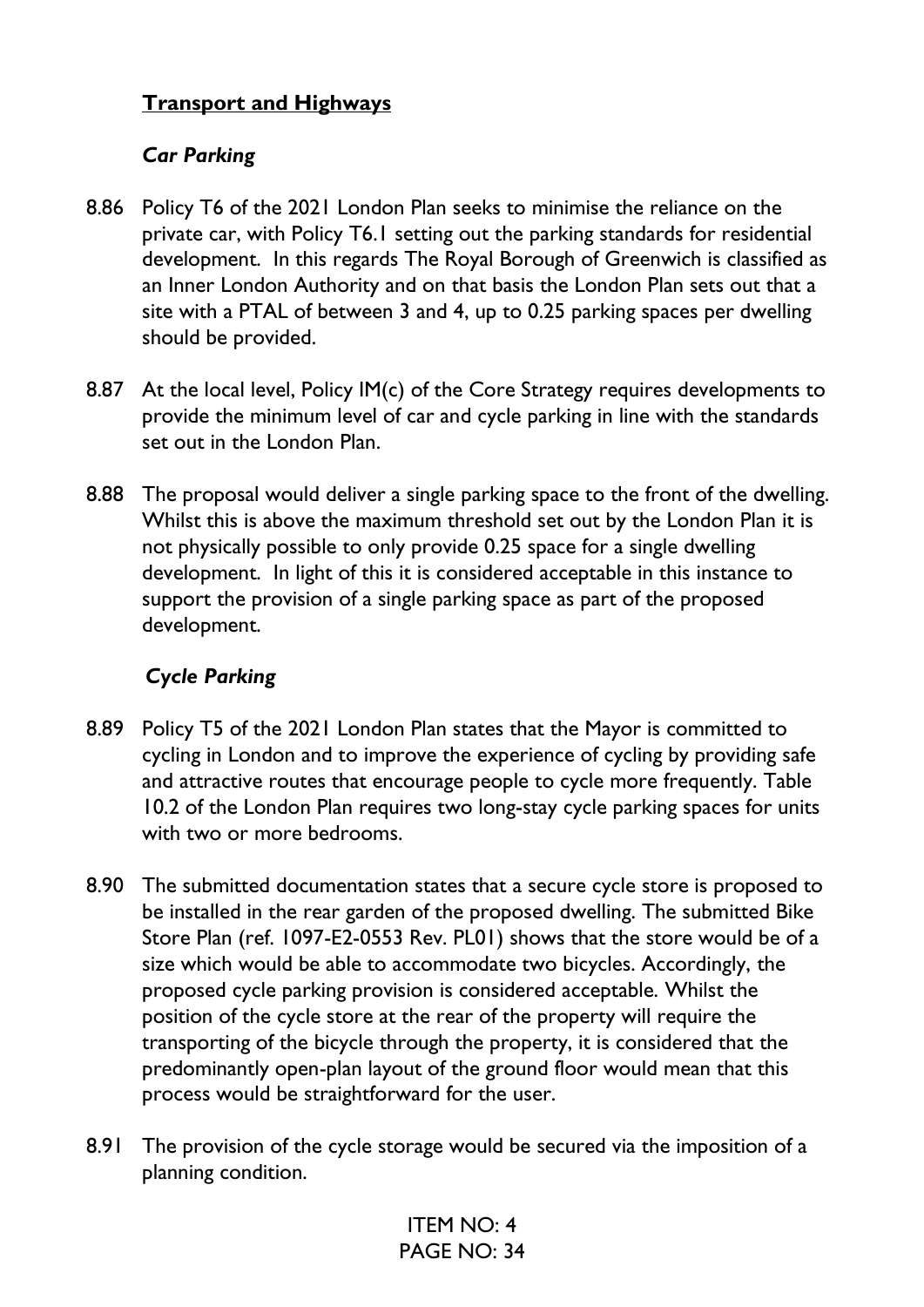## Transport and Highways

### *Car Parking*

8.86 Policy T6 of the 2021 London Plan seeks to minimise the reliance on the private car, with Policy T6.1 setting out the parking standards for residential development. In this regards The Royal Borough of Greenwich is classified as an Inner London Authority and on that basis the London Plan sets out that a site with a PTAL of between 3 and 4, up to 0.25 parking spaces per dwelling should be provided.

8.87 At the local level, Policy IM(c) of the Core Strategy requires developments to provide the minimum level of car and cycle parking in line with the standards set out in the London Plan.

8.88 The proposal would deliver a single parking space to the front of the dwelling. Whilst this is above the maximum threshold set out by the London Plan it is not physically possible to only provide 0.25 space for a single dwelling development. In light of this it is considered acceptable in this instance to support the provision of a single parking space as part of the proposed development.

### *Cycle Parking*

8.89 Policy T5 of the 2021 London Plan states that the Mayor is committed to cycling in London and to improve the experience of cycling by providing safe and attractive routes that encourage people to cycle more frequently. Table 10.2 of the London Plan requires two long-stay cycle parking spaces for units with two or more bedrooms.

8.90 The submitted documentation states that a secure cycle store is proposed to be installed in the rear garden of the proposed dwelling. The submitted Bike Store Plan (ref. 1097-E2-0553 Rev. PL01) shows that the store would be of a size which would be able to accommodate two bicycles. Accordingly, the proposed cycle parking provision is considered acceptable. Whilst the position of the cycle store at the rear of the property will require the transporting of the bicycle through the property, it is considered that the predominantly open-plan layout of the ground floor would mean that this process would be straightforward for the user.

8.91 The provision of the cycle storage would be secured via the imposition of a planning condition.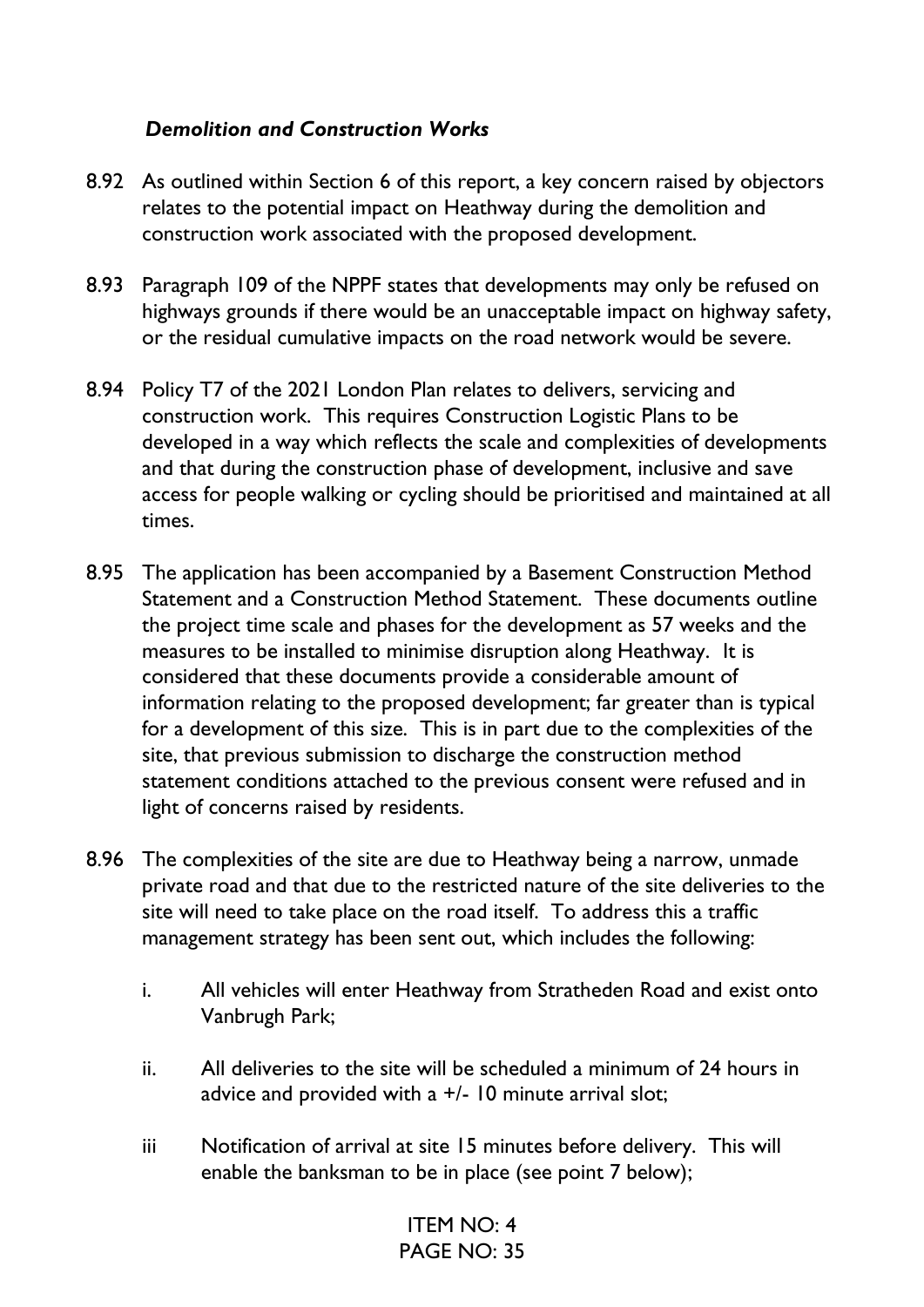### *Demolition and Construction Works*

8.92 As outlined within Section 6 of this report, a key concern raised by objectors relates to the potential impact on Heathway during the demolition and construction work associated with the proposed development.

8.93 Paragraph 109 of the NPPF states that developments may only be refused on highways grounds if there would be an unacceptable impact on highway safety, or the residual cumulative impacts on the road network would be severe.

8.94 Policy T7 of the 2021 London Plan relates to delivers, servicing and construction work. This requires Construction Logistic Plans to be developed in a way which reflects the scale and complexities of developments and that during the construction phase of development, inclusive and save access for people walking or cycling should be prioritised and maintained at all times.

8.95 The application has been accompanied by a Basement Construction Method Statement and a Construction Method Statement. These documents outline the project time scale and phases for the development as 57 weeks and the measures to be installed to minimise disruption along Heathway. It is considered that these documents provide a considerable amount of information relating to the proposed development; far greater than is typical for a development of this size. This is in part due to the complexities of the site, that previous submission to discharge the construction method statement conditions attached to the previous consent were refused and in light of concerns raised by residents.

8.96 The complexities of the site are due to Heathway being a narrow, unmade private road and that due to the restricted nature of the site deliveries to the site will need to take place on the road itself. To address this a traffic management strategy has been sent out, which includes the following:

i. All vehicles will enter Heathway from Stratheden Road and exist onto Vanbrugh Park;

ii. All deliveries to the site will be scheduled a minimum of 24 hours in advice and provided with a +/- 10 minute arrival slot;

iii Notification of arrival at site 15 minutes before delivery. This will enable the banksman to be in place (see point 7 below);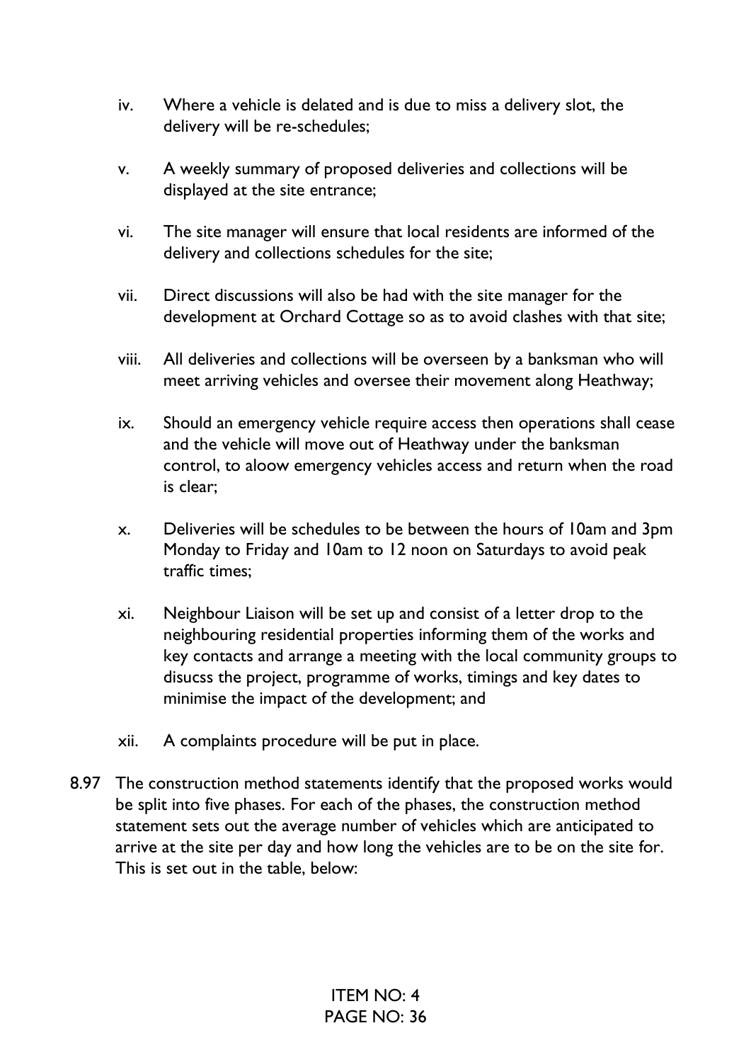iv. Where a vehicle is delated and is due to miss a delivery slot, the delivery will be re-schedules;

v. A weekly summary of proposed deliveries and collections will be displayed at the site entrance;

vi. The site manager will ensure that local residents are informed of the delivery and collections schedules for the site;

vii. Direct discussions will also be had with the site manager for the development at Orchard Cottage so as to avoid clashes with that site;

viii. All deliveries and collections will be overseen by a banksman who will meet arriving vehicles and oversee their movement along Heathway;

ix. Should an emergency vehicle require access then operations shall cease and the vehicle will move out of Heathway under the banksman control, to aloow emergency vehicles access and return when the road is clear;

x. Deliveries will be schedules to be between the hours of 10am and 3pm Monday to Friday and 10am to 12 noon on Saturdays to avoid peak traffic times;

xi. Neighbour Liaison will be set up and consist of a letter drop to the neighbouring residential properties informing them of the works and key contacts and arrange a meeting with the local community groups to disucss the project, programme of works, timings and key dates to minimise the impact of the development; and

xii. A complaints procedure will be put in place.

8.97 The construction method statements identify that the proposed works would be split into five phases. For each of the phases, the construction method statement sets out the average number of vehicles which are anticipated to arrive at the site per day and how long the vehicles are to be on the site for. This is set out in the table, below: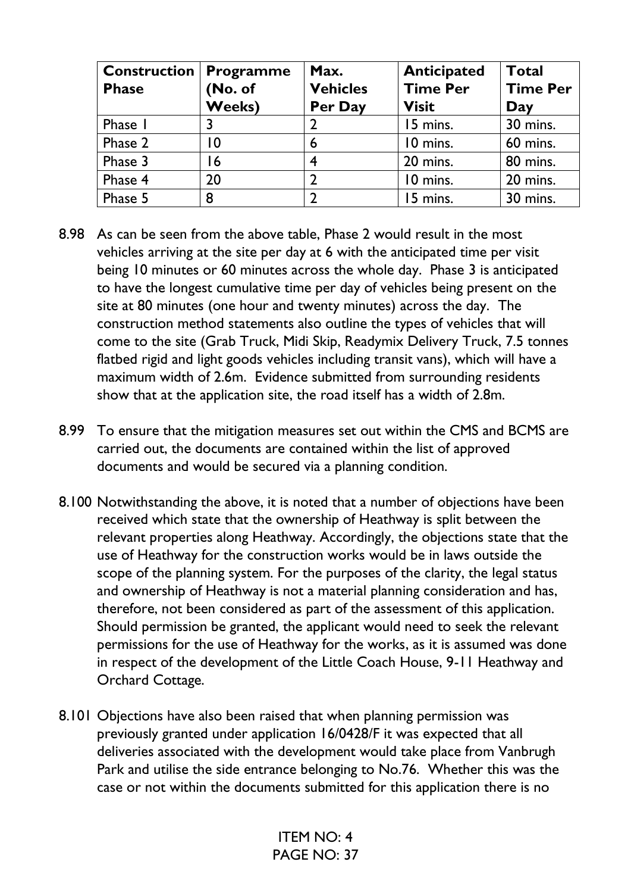| Construction Phase | Programme (No. of Weeks) | Max. Vehicles Per Day | Anticipated Time Per Visit | Total Time Per Day |
|---|---|---|---|---|
| Phase 1 | 3 | 2 | 15 mins. | 30 mins. |
| Phase 2 | 10 | 6 | 10 mins. | 60 mins. |
| Phase 3 | 16 | 4 | 20 mins. | 80 mins. |
| Phase 4 | 20 | 2 | 10 mins. | 20 mins. |
| Phase 5 | 8 | 2 | 15 mins. | 30 mins. |

8.98 As can be seen from the above table, Phase 2 would result in the most vehicles arriving at the site per day at 6 with the anticipated time per visit being 10 minutes or 60 minutes across the whole day. Phase 3 is anticipated to have the longest cumulative time per day of vehicles being present on the site at 80 minutes (one hour and twenty minutes) across the day. The construction method statements also outline the types of vehicles that will come to the site (Grab Truck, Midi Skip, Readymix Delivery Truck, 7.5 tonnes flatbed rigid and light goods vehicles including transit vans), which will have a maximum width of 2.6m. Evidence submitted from surrounding residents show that at the application site, the road itself has a width of 2.8m.

8.99 To ensure that the mitigation measures set out within the CMS and BCMS are carried out, the documents are contained within the list of approved documents and would be secured via a planning condition.

8.100 Notwithstanding the above, it is noted that a number of objections have been received which state that the ownership of Heathway is split between the relevant properties along Heathway. Accordingly, the objections state that the use of Heathway for the construction works would be in laws outside the scope of the planning system. For the purposes of the clarity, the legal status and ownership of Heathway is not a material planning consideration and has, therefore, not been considered as part of the assessment of this application. Should permission be granted, the applicant would need to seek the relevant permissions for the use of Heathway for the works, as it is assumed was done in respect of the development of the Little Coach House, 9-11 Heathway and Orchard Cottage.

8.101 Objections have also been raised that when planning permission was previously granted under application 16/0428/F it was expected that all deliveries associated with the development would take place from Vanbrugh Park and utilise the side entrance belonging to No.76. Whether this was the case or not within the documents submitted for this application there is no

ITEM NO: 4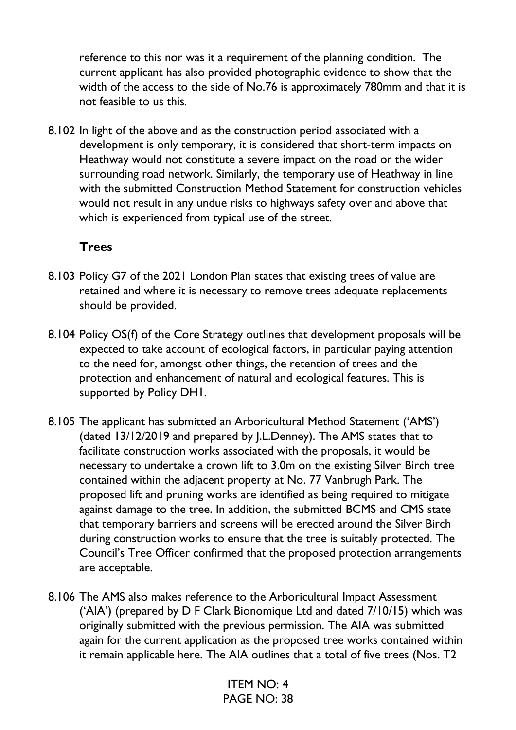reference to this nor was it a requirement of the planning condition. The current applicant has also provided photographic evidence to show that the width of the access to the side of No.76 is approximately 780mm and that it is not feasible to us this.

8.102 In light of the above and as the construction period associated with a development is only temporary, it is considered that short-term impacts on Heathway would not constitute a severe impact on the road or the wider surrounding road network. Similarly, the temporary use of Heathway in line with the submitted Construction Method Statement for construction vehicles would not result in any undue risks to highways safety over and above that which is experienced from typical use of the street.

**Trees**

8.103 Policy G7 of the 2021 London Plan states that existing trees of value are retained and where it is necessary to remove trees adequate replacements should be provided.

8.104 Policy OS(f) of the Core Strategy outlines that development proposals will be expected to take account of ecological factors, in particular paying attention to the need for, amongst other things, the retention of trees and the protection and enhancement of natural and ecological features. This is supported by Policy DH1.

8.105 The applicant has submitted an Arboricultural Method Statement ('AMS') (dated 13/12/2019 and prepared by J.L.Denney). The AMS states that to facilitate construction works associated with the proposals, it would be necessary to undertake a crown lift to 3.0m on the existing Silver Birch tree contained within the adjacent property at No. 77 Vanbrugh Park. The proposed lift and pruning works are identified as being required to mitigate against damage to the tree. In addition, the submitted BCMS and CMS state that temporary barriers and screens will be erected around the Silver Birch during construction works to ensure that the tree is suitably protected. The Council's Tree Officer confirmed that the proposed protection arrangements are acceptable.

8.106 The AMS also makes reference to the Arboricultural Impact Assessment ('AIA') (prepared by D F Clark Bionomique Ltd and dated 7/10/15) which was originally submitted with the previous permission. The AIA was submitted again for the current application as the proposed tree works contained within it remain applicable here. The AIA outlines that a total of five trees (Nos. T2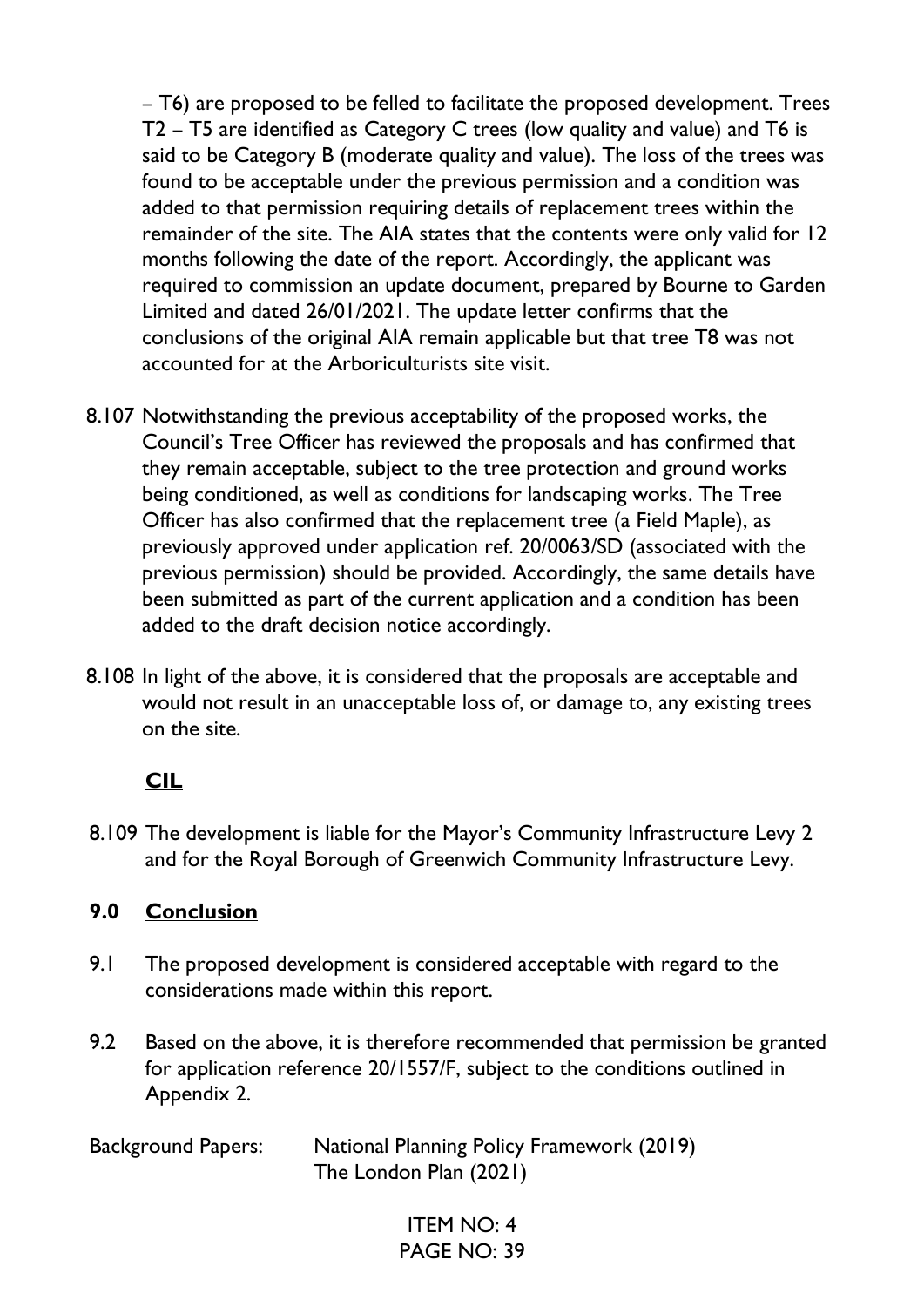– T6) are proposed to be felled to facilitate the proposed development. Trees T2 – T5 are identified as Category C trees (low quality and value) and T6 is said to be Category B (moderate quality and value). The loss of the trees was found to be acceptable under the previous permission and a condition was added to that permission requiring details of replacement trees within the remainder of the site. The AIA states that the contents were only valid for 12 months following the date of the report. Accordingly, the applicant was required to commission an update document, prepared by Bourne to Garden Limited and dated 26/01/2021. The update letter confirms that the conclusions of the original AIA remain applicable but that tree T8 was not accounted for at the Arboriculturists site visit.

8.107 Notwithstanding the previous acceptability of the proposed works, the Council's Tree Officer has reviewed the proposals and has confirmed that they remain acceptable, subject to the tree protection and ground works being conditioned, as well as conditions for landscaping works. The Tree Officer has also confirmed that the replacement tree (a Field Maple), as previously approved under application ref. 20/0063/SD (associated with the previous permission) should be provided. Accordingly, the same details have been submitted as part of the current application and a condition has been added to the draft decision notice accordingly.

8.108 In light of the above, it is considered that the proposals are acceptable and would not result in an unacceptable loss of, or damage to, any existing trees on the site.

**CIL**

8.109 The development is liable for the Mayor's Community Infrastructure Levy 2 and for the Royal Borough of Greenwich Community Infrastructure Levy.

## 9.0 Conclusion

9.1 The proposed development is considered acceptable with regard to the considerations made within this report.

9.2 Based on the above, it is therefore recommended that permission be granted for application reference 20/1557/F, subject to the conditions outlined in Appendix 2.

Background Papers: National Planning Policy Framework (2019)
The London Plan (2021)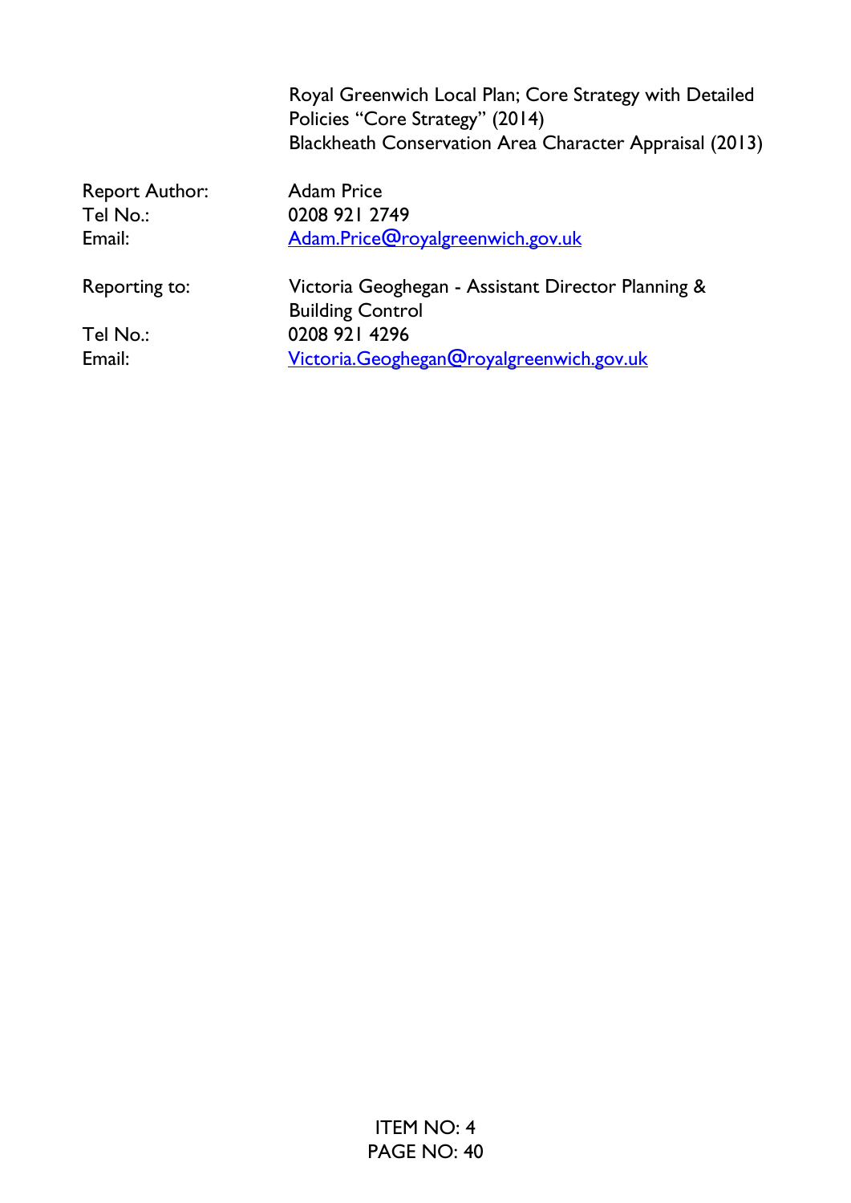Royal Greenwich Local Plan; Core Strategy with Detailed Policies “Core Strategy” (2014)
Blackheath Conservation Area Character Appraisal (2013)

| | |
|---|---|
| Report Author: | Adam Price |
| Tel No.: | 0208 921 2749 |
| Email: | Adam.Price@royalgreenwich.gov.uk |
| Reporting to: | Victoria Geoghegan - Assistant Director Planning & Building Control |
| Tel No.: | 0208 921 4296 |
| Email: | Victoria.Geoghegan@royalgreenwich.gov.uk |

ITEM NO: 4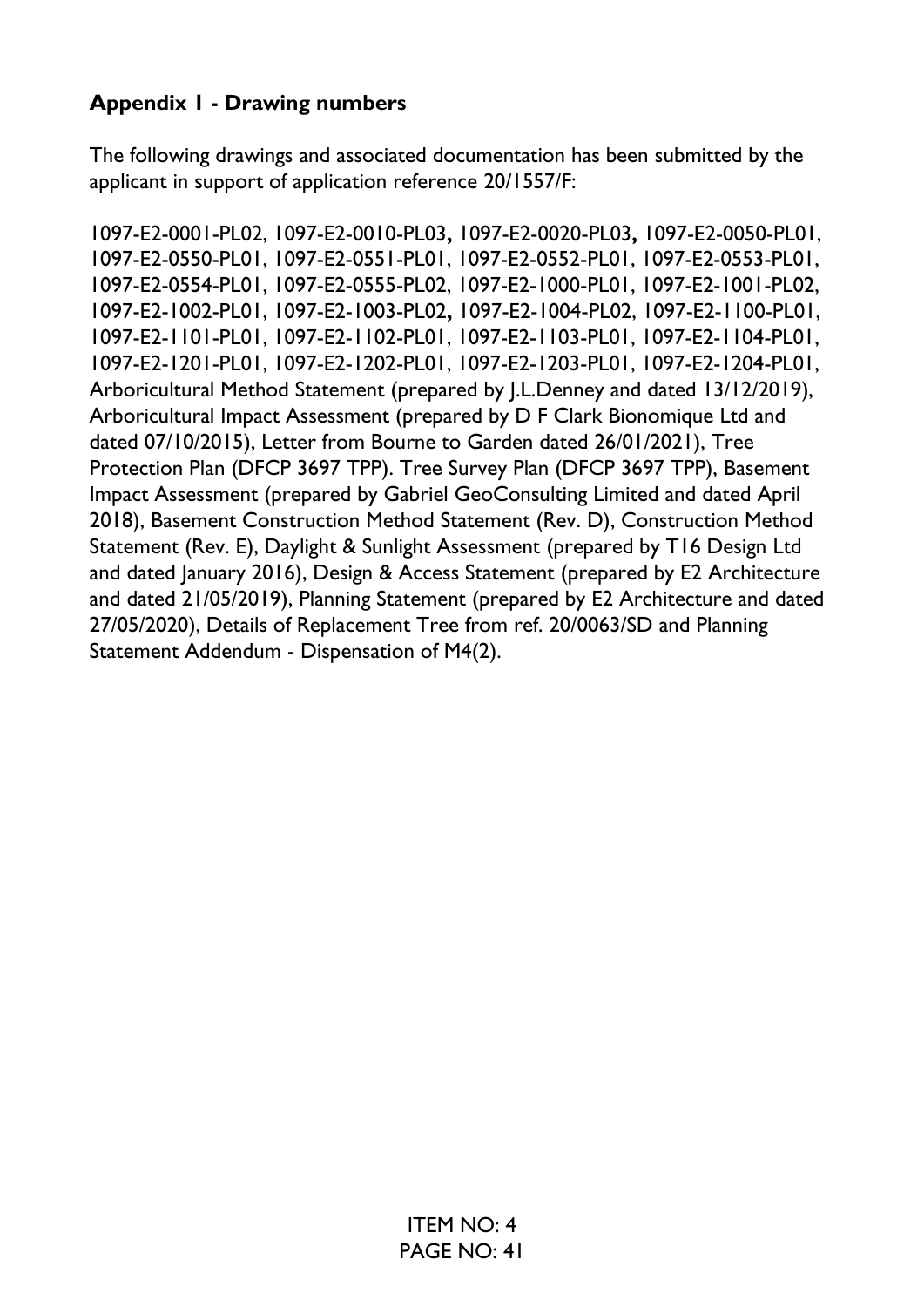**Appendix 1 - Drawing numbers**

The following drawings and associated documentation has been submitted by the applicant in support of application reference 20/1557/F:

1097-E2-0001-PL02, 1097-E2-0010-PL03, 1097-E2-0020-PL03, 1097-E2-0050-PL01, 1097-E2-0550-PL01, 1097-E2-0551-PL01, 1097-E2-0552-PL01, 1097-E2-0553-PL01, 1097-E2-0554-PL01, 1097-E2-0555-PL02, 1097-E2-1000-PL01, 1097-E2-1001-PL02, 1097-E2-1002-PL01, 1097-E2-1003-PL02, 1097-E2-1004-PL02, 1097-E2-1100-PL01, 1097-E2-1101-PL01, 1097-E2-1102-PL01, 1097-E2-1103-PL01, 1097-E2-1104-PL01, 1097-E2-1201-PL01, 1097-E2-1202-PL01, 1097-E2-1203-PL01, 1097-E2-1204-PL01, Arboricultural Method Statement (prepared by J.L.Denney and dated 13/12/2019), Arboricultural Impact Assessment (prepared by D F Clark Bionomique Ltd and dated 07/10/2015), Letter from Bourne to Garden dated 26/01/2021), Tree Protection Plan (DFCP 3697 TPP). Tree Survey Plan (DFCP 3697 TPP), Basement Impact Assessment (prepared by Gabriel GeoConsulting Limited and dated April 2018), Basement Construction Method Statement (Rev. D), Construction Method Statement (Rev. E), Daylight & Sunlight Assessment (prepared by T16 Design Ltd and dated January 2016), Design & Access Statement (prepared by E2 Architecture and dated 21/05/2019), Planning Statement (prepared by E2 Architecture and dated 27/05/2020), Details of Replacement Tree from ref. 20/0063/SD and Planning Statement Addendum - Dispensation of M4(2).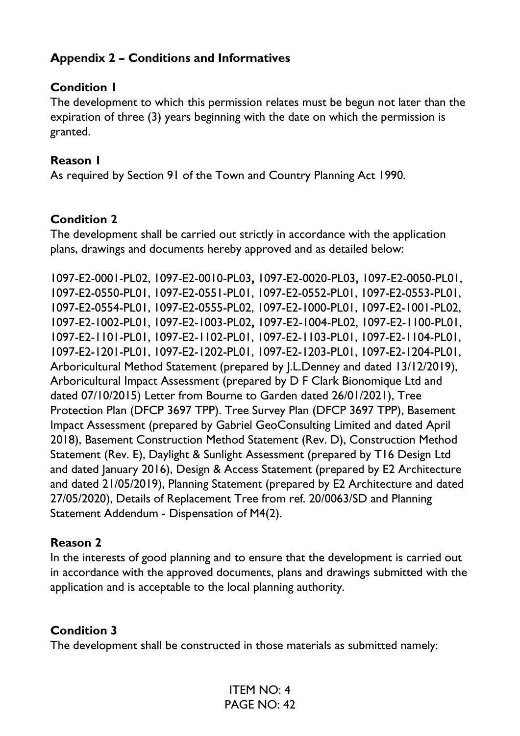## Appendix 2 – Conditions and Informatives

### Condition 1

The development to which this permission relates must be begun not later than the expiration of three (3) years beginning with the date on which the permission is granted.

### Reason 1

As required by Section 91 of the Town and Country Planning Act 1990.

### Condition 2

The development shall be carried out strictly in accordance with the application plans, drawings and documents hereby approved and as detailed below:

1097-E2-0001-PL02, 1097-E2-0010-PL03**,** 1097-E2-0020-PL03**,** 1097-E2-0050-PL01, 1097-E2-0550-PL01, 1097-E2-0551-PL01, 1097-E2-0552-PL01, 1097-E2-0553-PL01, 1097-E2-0554-PL01, 1097-E2-0555-PL02, 1097-E2-1000-PL01, 1097-E2-1001-PL02, 1097-E2-1002-PL01, 1097-E2-1003-PL02**,** 1097-E2-1004-PL02, 1097-E2-1100-PL01, 1097-E2-1101-PL01, 1097-E2-1102-PL01, 1097-E2-1103-PL01, 1097-E2-1104-PL01, 1097-E2-1201-PL01, 1097-E2-1202-PL01, 1097-E2-1203-PL01, 1097-E2-1204-PL01, Arboricultural Method Statement (prepared by J.L.Denney and dated 13/12/2019), Arboricultural Impact Assessment (prepared by D F Clark Bionomique Ltd and dated 07/10/2015) Letter from Bourne to Garden dated 26/01/2021), Tree Protection Plan (DFCP 3697 TPP). Tree Survey Plan (DFCP 3697 TPP), Basement Impact Assessment (prepared by Gabriel GeoConsulting Limited and dated April 2018), Basement Construction Method Statement (Rev. D), Construction Method Statement (Rev. E), Daylight & Sunlight Assessment (prepared by T16 Design Ltd and dated January 2016), Design & Access Statement (prepared by E2 Architecture and dated 21/05/2019), Planning Statement (prepared by E2 Architecture and dated 27/05/2020), Details of Replacement Tree from ref. 20/0063/SD and Planning Statement Addendum - Dispensation of M4(2).

### Reason 2

In the interests of good planning and to ensure that the development is carried out in accordance with the approved documents, plans and drawings submitted with the application and is acceptable to the local planning authority.

### Condition 3

The development shall be constructed in those materials as submitted namely:

ITEM NO: 4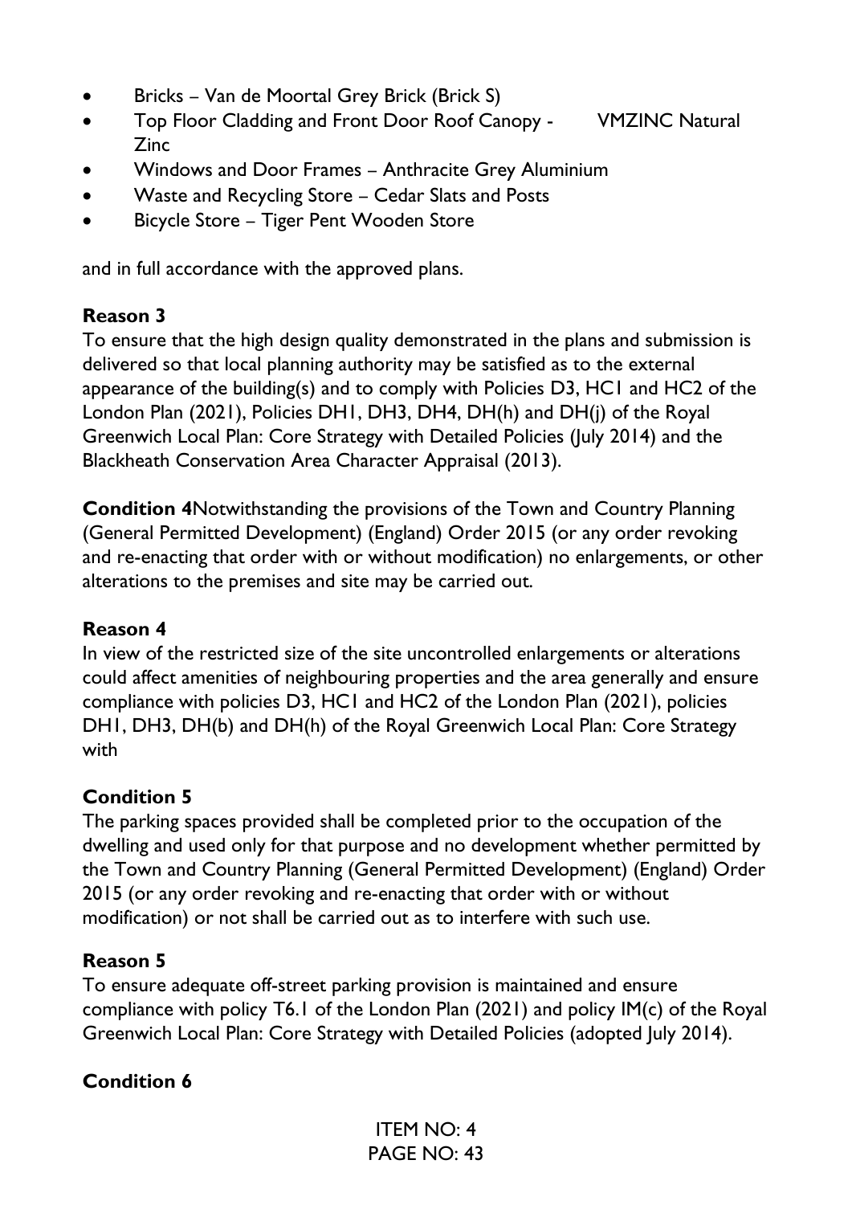- Bricks – Van de Moortal Grey Brick (Brick S)
- Top Floor Cladding and Front Door Roof Canopy - VMZINC Natural Zinc
- Windows and Door Frames – Anthracite Grey Aluminium
- Waste and Recycling Store – Cedar Slats and Posts
- Bicycle Store – Tiger Pent Wooden Store

and in full accordance with the approved plans.

**Reason 3**
To ensure that the high design quality demonstrated in the plans and submission is delivered so that local planning authority may be satisfied as to the external appearance of the building(s) and to comply with Policies D3, HC1 and HC2 of the London Plan (2021), Policies DH1, DH3, DH4, DH(h) and DH(j) of the Royal Greenwich Local Plan: Core Strategy with Detailed Policies (July 2014) and the Blackheath Conservation Area Character Appraisal (2013).

**Condition 4**Notwithstanding the provisions of the Town and Country Planning (General Permitted Development) (England) Order 2015 (or any order revoking and re-enacting that order with or without modification) no enlargements, or other alterations to the premises and site may be carried out.

**Reason 4**
In view of the restricted size of the site uncontrolled enlargements or alterations could affect amenities of neighbouring properties and the area generally and ensure compliance with policies D3, HC1 and HC2 of the London Plan (2021), policies DH1, DH3, DH(b) and DH(h) of the Royal Greenwich Local Plan: Core Strategy with

**Condition 5**
The parking spaces provided shall be completed prior to the occupation of the dwelling and used only for that purpose and no development whether permitted by the Town and Country Planning (General Permitted Development) (England) Order 2015 (or any order revoking and re-enacting that order with or without modification) or not shall be carried out as to interfere with such use.

**Reason 5**
To ensure adequate off-street parking provision is maintained and ensure compliance with policy T6.1 of the London Plan (2021) and policy IM(c) of the Royal Greenwich Local Plan: Core Strategy with Detailed Policies (adopted July 2014).

**Condition 6**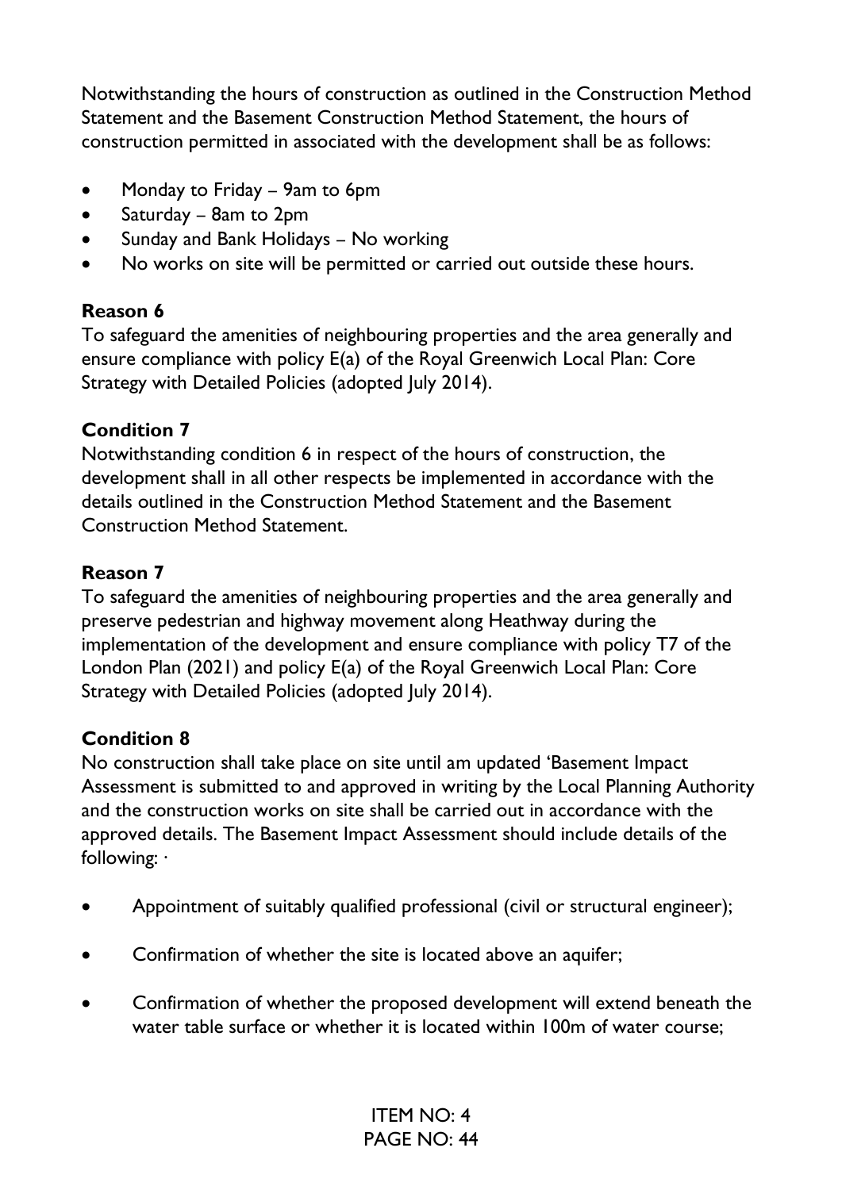Notwithstanding the hours of construction as outlined in the Construction Method Statement and the Basement Construction Method Statement, the hours of construction permitted in associated with the development shall be as follows:

- Monday to Friday – 9am to 6pm
- Saturday – 8am to 2pm
- Sunday and Bank Holidays – No working
- No works on site will be permitted or carried out outside these hours.

**Reason 6**
To safeguard the amenities of neighbouring properties and the area generally and ensure compliance with policy E(a) of the Royal Greenwich Local Plan: Core Strategy with Detailed Policies (adopted July 2014).

**Condition 7**
Notwithstanding condition 6 in respect of the hours of construction, the development shall in all other respects be implemented in accordance with the details outlined in the Construction Method Statement and the Basement Construction Method Statement.

**Reason 7**
To safeguard the amenities of neighbouring properties and the area generally and preserve pedestrian and highway movement along Heathway during the implementation of the development and ensure compliance with policy T7 of the London Plan (2021) and policy E(a) of the Royal Greenwich Local Plan: Core Strategy with Detailed Policies (adopted July 2014).

**Condition 8**
No construction shall take place on site until am updated 'Basement Impact Assessment is submitted to and approved in writing by the Local Planning Authority and the construction works on site shall be carried out in accordance with the approved details. The Basement Impact Assessment should include details of the following: ·

- Appointment of suitably qualified professional (civil or structural engineer);
- Confirmation of whether the site is located above an aquifer;
- Confirmation of whether the proposed development will extend beneath the water table surface or whether it is located within 100m of water course;

ITEM NO: 4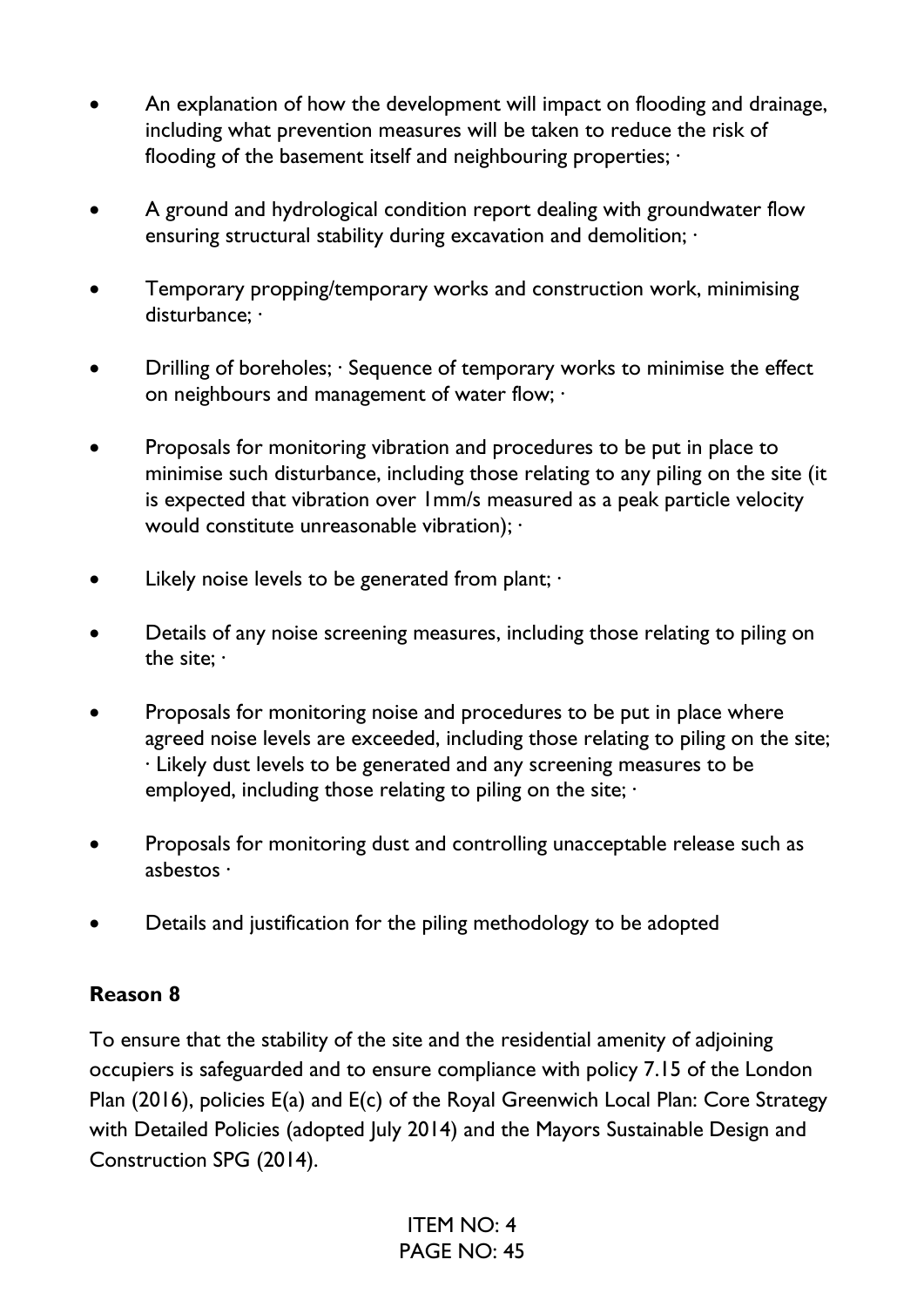- An explanation of how the development will impact on flooding and drainage, including what prevention measures will be taken to reduce the risk of flooding of the basement itself and neighbouring properties; ·
- A ground and hydrological condition report dealing with groundwater flow ensuring structural stability during excavation and demolition; ·
- Temporary propping/temporary works and construction work, minimising disturbance; ·
- Drilling of boreholes; · Sequence of temporary works to minimise the effect on neighbours and management of water flow; ·
- Proposals for monitoring vibration and procedures to be put in place to minimise such disturbance, including those relating to any piling on the site (it is expected that vibration over 1mm/s measured as a peak particle velocity would constitute unreasonable vibration); ·
- Likely noise levels to be generated from plant; ·
- Details of any noise screening measures, including those relating to piling on the site; ·
- Proposals for monitoring noise and procedures to be put in place where agreed noise levels are exceeded, including those relating to piling on the site; · Likely dust levels to be generated and any screening measures to be employed, including those relating to piling on the site; ·
- Proposals for monitoring dust and controlling unacceptable release such as asbestos ·
- Details and justification for the piling methodology to be adopted

**Reason 8**

To ensure that the stability of the site and the residential amenity of adjoining occupiers is safeguarded and to ensure compliance with policy 7.15 of the London Plan (2016), policies E(a) and E(c) of the Royal Greenwich Local Plan: Core Strategy with Detailed Policies (adopted July 2014) and the Mayors Sustainable Design and Construction SPG (2014).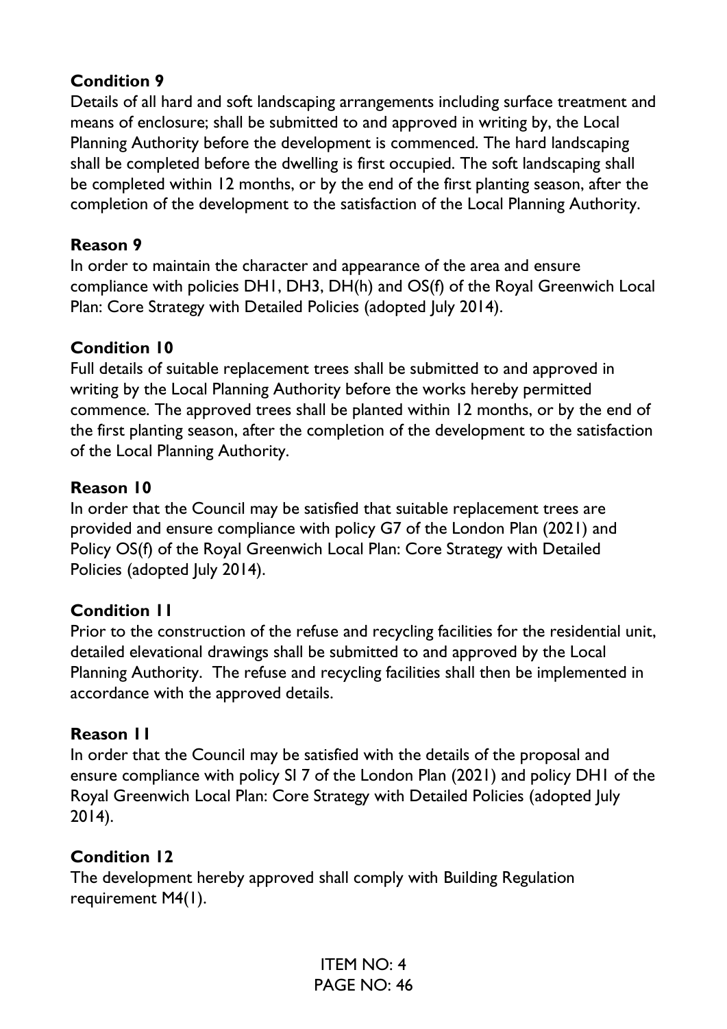**Condition 9**

Details of all hard and soft landscaping arrangements including surface treatment and means of enclosure; shall be submitted to and approved in writing by, the Local Planning Authority before the development is commenced. The hard landscaping shall be completed before the dwelling is first occupied. The soft landscaping shall be completed within 12 months, or by the end of the first planting season, after the completion of the development to the satisfaction of the Local Planning Authority.

**Reason 9**

In order to maintain the character and appearance of the area and ensure compliance with policies DH1, DH3, DH(h) and OS(f) of the Royal Greenwich Local Plan: Core Strategy with Detailed Policies (adopted July 2014).

**Condition 10**

Full details of suitable replacement trees shall be submitted to and approved in writing by the Local Planning Authority before the works hereby permitted commence. The approved trees shall be planted within 12 months, or by the end of the first planting season, after the completion of the development to the satisfaction of the Local Planning Authority.

**Reason 10**

In order that the Council may be satisfied that suitable replacement trees are provided and ensure compliance with policy G7 of the London Plan (2021) and Policy OS(f) of the Royal Greenwich Local Plan: Core Strategy with Detailed Policies (adopted July 2014).

**Condition 11**

Prior to the construction of the refuse and recycling facilities for the residential unit, detailed elevational drawings shall be submitted to and approved by the Local Planning Authority. The refuse and recycling facilities shall then be implemented in accordance with the approved details.

**Reason 11**

In order that the Council may be satisfied with the details of the proposal and ensure compliance with policy SI 7 of the London Plan (2021) and policy DH1 of the Royal Greenwich Local Plan: Core Strategy with Detailed Policies (adopted July 2014).

**Condition 12**

The development hereby approved shall comply with Building Regulation requirement M4(1).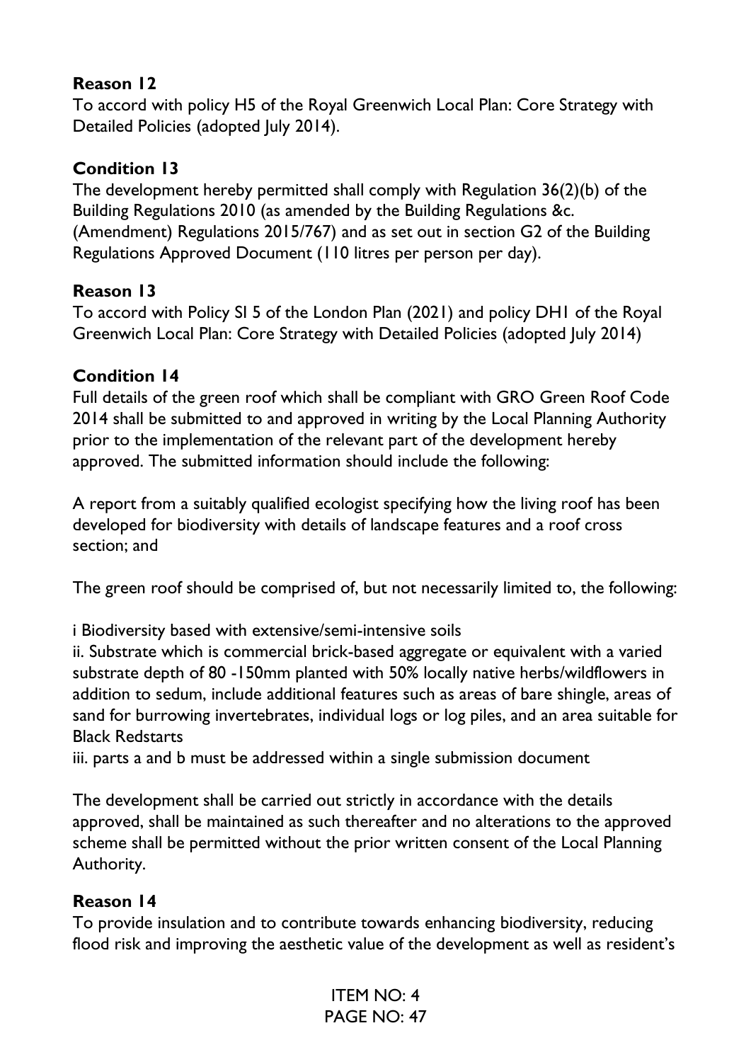**Reason 12**

To accord with policy H5 of the Royal Greenwich Local Plan: Core Strategy with Detailed Policies (adopted July 2014).

**Condition 13**

The development hereby permitted shall comply with Regulation 36(2)(b) of the Building Regulations 2010 (as amended by the Building Regulations &c. (Amendment) Regulations 2015/767) and as set out in section G2 of the Building Regulations Approved Document (110 litres per person per day).

**Reason 13**

To accord with Policy SI 5 of the London Plan (2021) and policy DH1 of the Royal Greenwich Local Plan: Core Strategy with Detailed Policies (adopted July 2014)

**Condition 14**

Full details of the green roof which shall be compliant with GRO Green Roof Code 2014 shall be submitted to and approved in writing by the Local Planning Authority prior to the implementation of the relevant part of the development hereby approved. The submitted information should include the following:

A report from a suitably qualified ecologist specifying how the living roof has been developed for biodiversity with details of landscape features and a roof cross section; and

The green roof should be comprised of, but not necessarily limited to, the following:

i Biodiversity based with extensive/semi-intensive soils

ii. Substrate which is commercial brick-based aggregate or equivalent with a varied substrate depth of 80 -150mm planted with 50% locally native herbs/wildflowers in addition to sedum, include additional features such as areas of bare shingle, areas of sand for burrowing invertebrates, individual logs or log piles, and an area suitable for Black Redstarts

iii. parts a and b must be addressed within a single submission document

The development shall be carried out strictly in accordance with the details approved, shall be maintained as such thereafter and no alterations to the approved scheme shall be permitted without the prior written consent of the Local Planning Authority.

**Reason 14**

To provide insulation and to contribute towards enhancing biodiversity, reducing flood risk and improving the aesthetic value of the development as well as resident's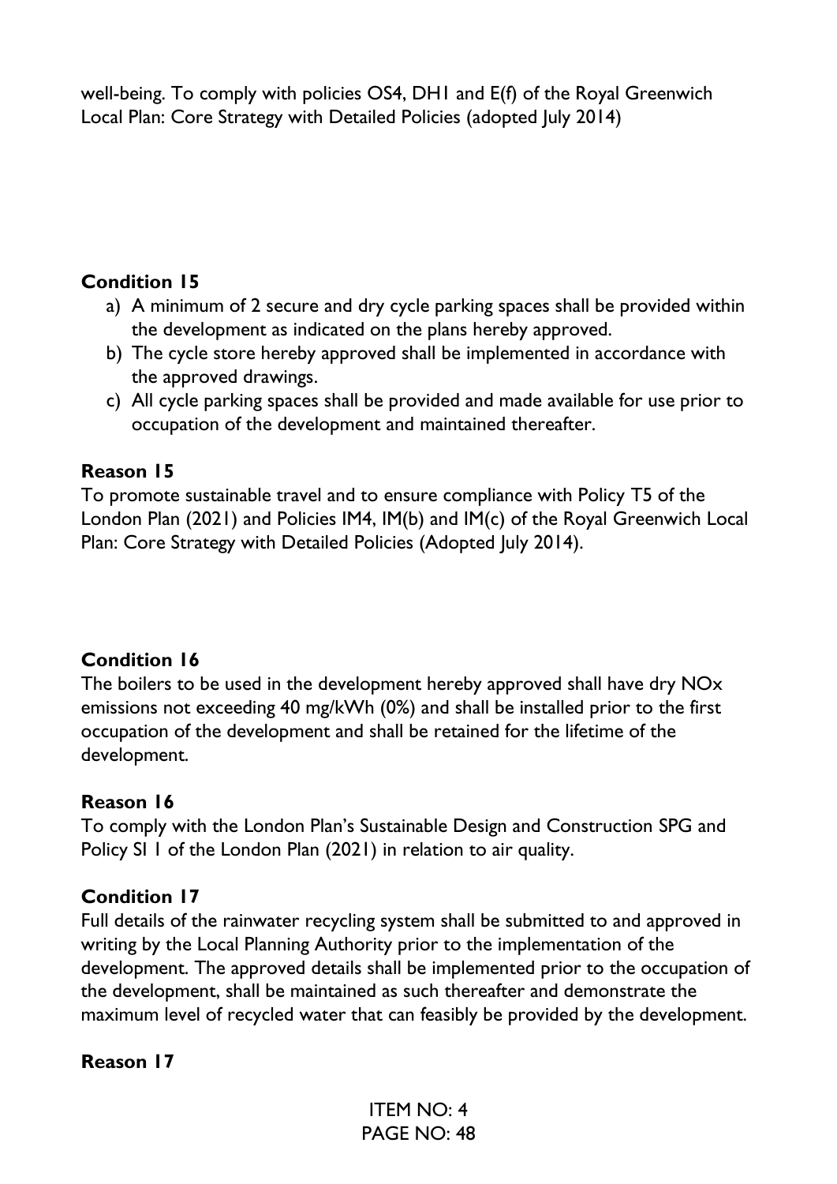well-being. To comply with policies OS4, DH1 and E(f) of the Royal Greenwich Local Plan: Core Strategy with Detailed Policies (adopted July 2014)

**Condition 15**

a) A minimum of 2 secure and dry cycle parking spaces shall be provided within the development as indicated on the plans hereby approved.
b) The cycle store hereby approved shall be implemented in accordance with the approved drawings.
c) All cycle parking spaces shall be provided and made available for use prior to occupation of the development and maintained thereafter.

**Reason 15**

To promote sustainable travel and to ensure compliance with Policy T5 of the London Plan (2021) and Policies IM4, IM(b) and IM(c) of the Royal Greenwich Local Plan: Core Strategy with Detailed Policies (Adopted July 2014).

**Condition 16**

The boilers to be used in the development hereby approved shall have dry NOx emissions not exceeding 40 mg/kWh (0%) and shall be installed prior to the first occupation of the development and shall be retained for the lifetime of the development.

**Reason 16**

To comply with the London Plan's Sustainable Design and Construction SPG and Policy SI 1 of the London Plan (2021) in relation to air quality.

**Condition 17**

Full details of the rainwater recycling system shall be submitted to and approved in writing by the Local Planning Authority prior to the implementation of the development. The approved details shall be implemented prior to the occupation of the development, shall be maintained as such thereafter and demonstrate the maximum level of recycled water that can feasibly be provided by the development.

**Reason 17**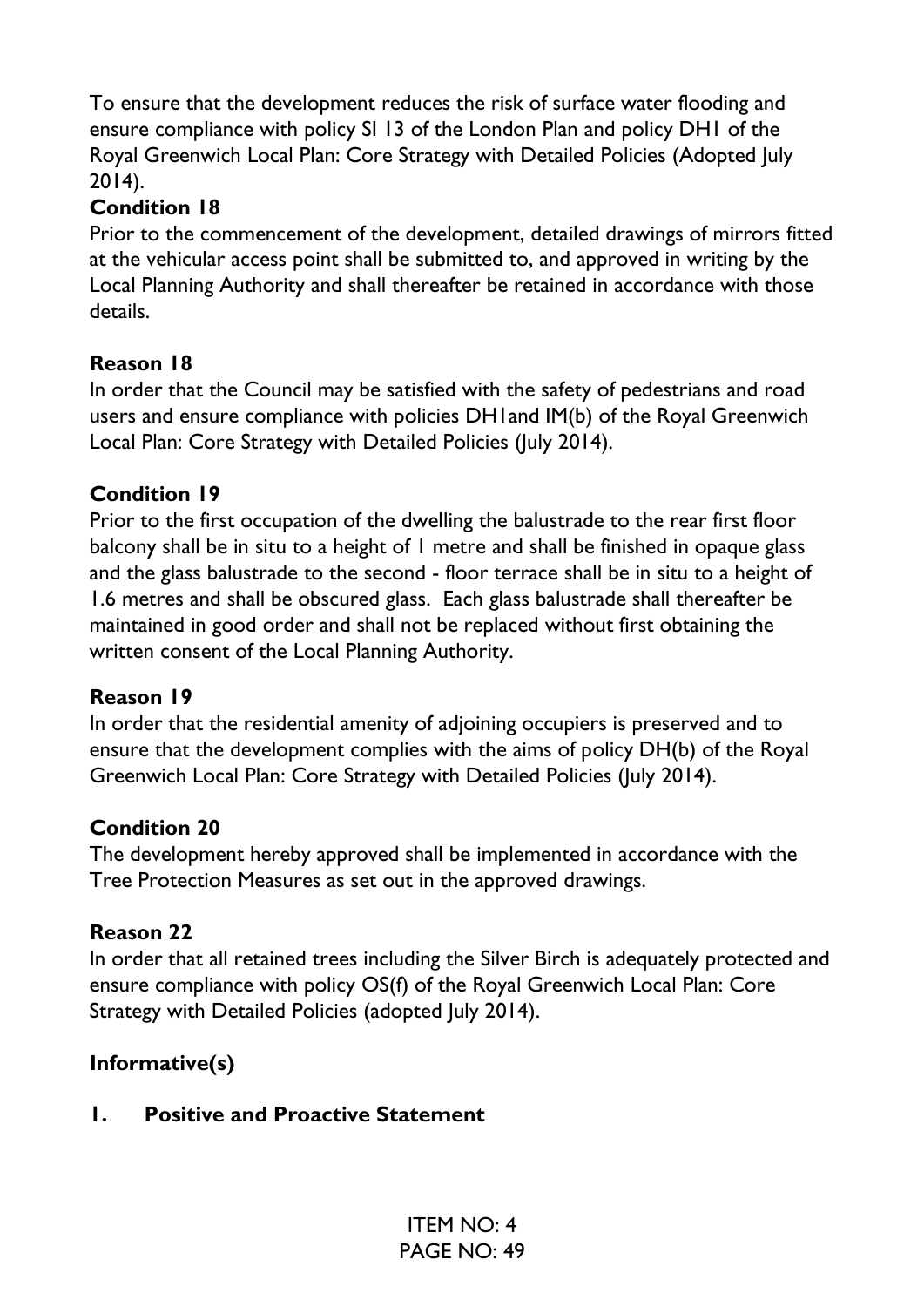To ensure that the development reduces the risk of surface water flooding and ensure compliance with policy SI 13 of the London Plan and policy DH1 of the Royal Greenwich Local Plan: Core Strategy with Detailed Policies (Adopted July 2014).

**Condition 18**

Prior to the commencement of the development, detailed drawings of mirrors fitted at the vehicular access point shall be submitted to, and approved in writing by the Local Planning Authority and shall thereafter be retained in accordance with those details.

**Reason 18**

In order that the Council may be satisfied with the safety of pedestrians and road users and ensure compliance with policies DH1and IM(b) of the Royal Greenwich Local Plan: Core Strategy with Detailed Policies (July 2014).

**Condition 19**

Prior to the first occupation of the dwelling the balustrade to the rear first floor balcony shall be in situ to a height of 1 metre and shall be finished in opaque glass and the glass balustrade to the second - floor terrace shall be in situ to a height of 1.6 metres and shall be obscured glass. Each glass balustrade shall thereafter be maintained in good order and shall not be replaced without first obtaining the written consent of the Local Planning Authority.

**Reason 19**

In order that the residential amenity of adjoining occupiers is preserved and to ensure that the development complies with the aims of policy DH(b) of the Royal Greenwich Local Plan: Core Strategy with Detailed Policies (July 2014).

**Condition 20**

The development hereby approved shall be implemented in accordance with the Tree Protection Measures as set out in the approved drawings.

**Reason 22**

In order that all retained trees including the Silver Birch is adequately protected and ensure compliance with policy OS(f) of the Royal Greenwich Local Plan: Core Strategy with Detailed Policies (adopted July 2014).

**Informative(s)**

**1. Positive and Proactive Statement**

ITEM NO: 4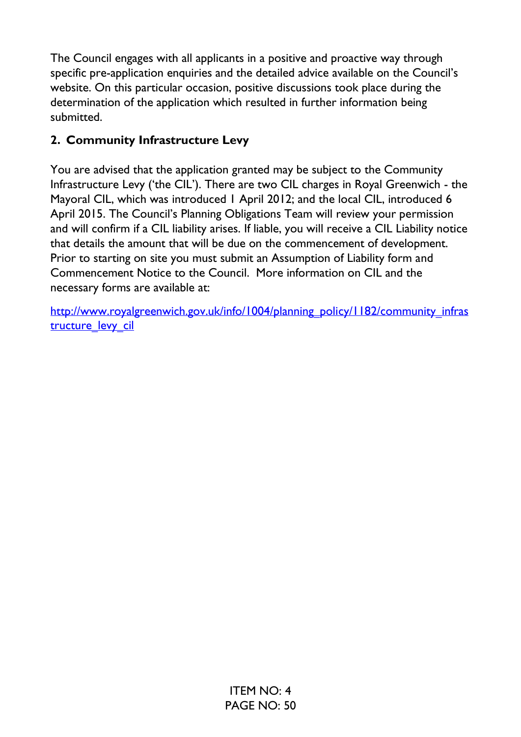The Council engages with all applicants in a positive and proactive way through specific pre-application enquiries and the detailed advice available on the Council's website. On this particular occasion, positive discussions took place during the determination of the application which resulted in further information being submitted.

## 2. Community Infrastructure Levy

You are advised that the application granted may be subject to the Community Infrastructure Levy ('the CIL'). There are two CIL charges in Royal Greenwich - the Mayoral CIL, which was introduced 1 April 2012; and the local CIL, introduced 6 April 2015. The Council's Planning Obligations Team will review your permission and will confirm if a CIL liability arises. If liable, you will receive a CIL Liability notice that details the amount that will be due on the commencement of development. Prior to starting on site you must submit an Assumption of Liability form and Commencement Notice to the Council. More information on CIL and the necessary forms are available at:

http://www.royalgreenwich.gov.uk/info/1004/planning_policy/1182/community_infrastructure_levy_cil

ITEM NO: 4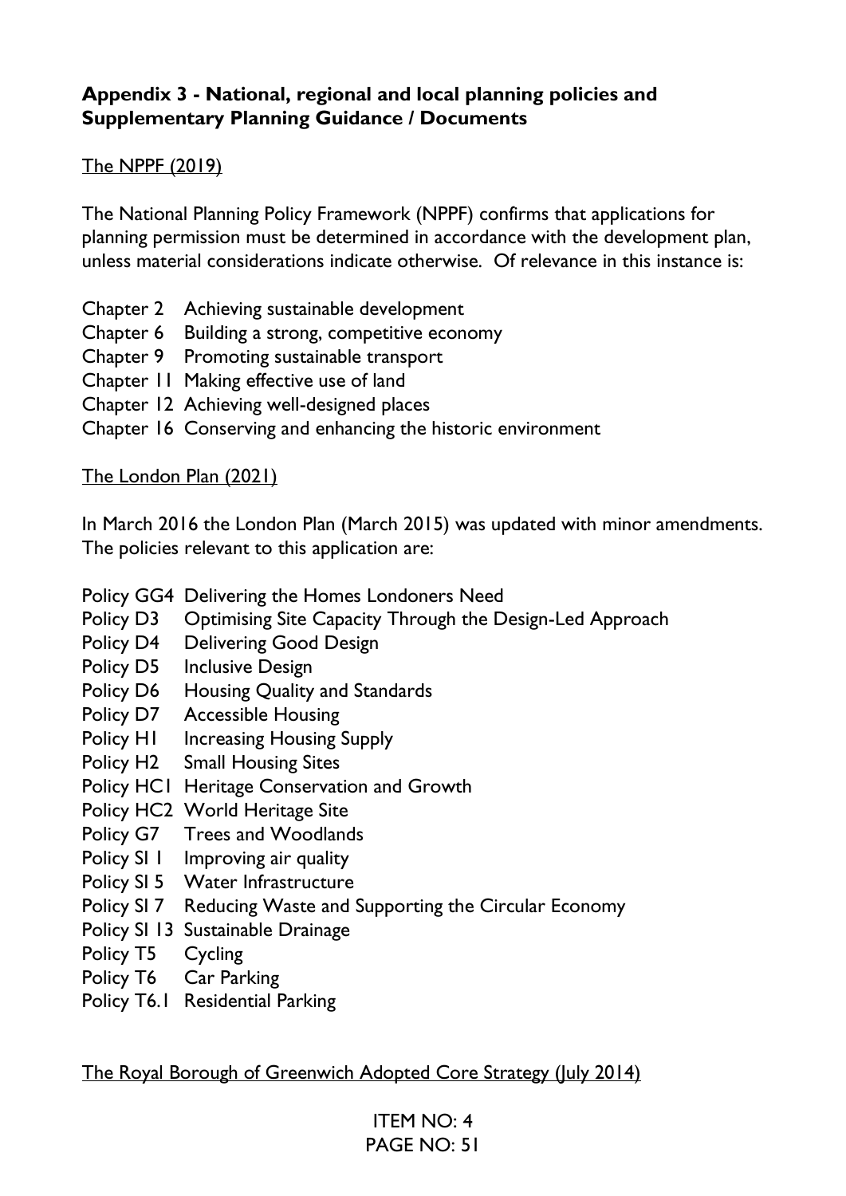## Appendix 3 - National, regional and local planning policies and Supplementary Planning Guidance / Documents

<u>The NPPF (2019)</u>

The National Planning Policy Framework (NPPF) confirms that applications for planning permission must be determined in accordance with the development plan, unless material considerations indicate otherwise. Of relevance in this instance is:

- Chapter 2 Achieving sustainable development
- Chapter 6 Building a strong, competitive economy
- Chapter 9 Promoting sustainable transport
- Chapter 11 Making effective use of land
- Chapter 12 Achieving well-designed places
- Chapter 16 Conserving and enhancing the historic environment

<u>The London Plan (2021)</u>

In March 2016 the London Plan (March 2015) was updated with minor amendments. The policies relevant to this application are:

- Policy GG4 Delivering the Homes Londoners Need
- Policy D3 Optimising Site Capacity Through the Design-Led Approach
- Policy D4 Delivering Good Design
- Policy D5 Inclusive Design
- Policy D6 Housing Quality and Standards
- Policy D7 Accessible Housing
- Policy H1 Increasing Housing Supply
- Policy H2 Small Housing Sites
- Policy HC1 Heritage Conservation and Growth
- Policy HC2 World Heritage Site
- Policy G7 Trees and Woodlands
- Policy SI 1 Improving air quality
- Policy SI 5 Water Infrastructure
- Policy SI 7 Reducing Waste and Supporting the Circular Economy
- Policy SI 13 Sustainable Drainage
- Policy T5 Cycling
- Policy T6 Car Parking
- Policy T6.1 Residential Parking

<u>The Royal Borough of Greenwich Adopted Core Strategy (July 2014)</u>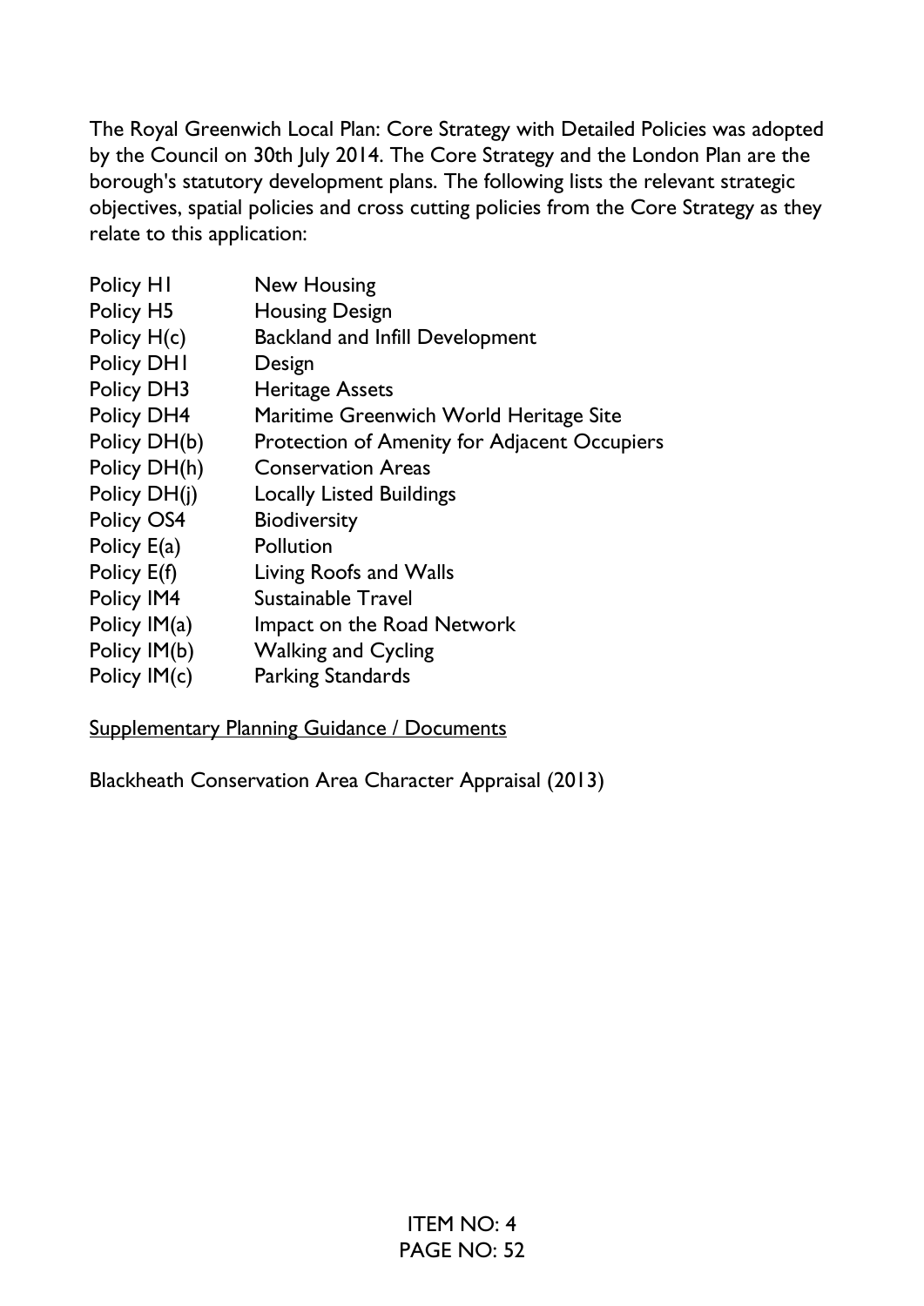The Royal Greenwich Local Plan: Core Strategy with Detailed Policies was adopted by the Council on 30th July 2014. The Core Strategy and the London Plan are the borough's statutory development plans. The following lists the relevant strategic objectives, spatial policies and cross cutting policies from the Core Strategy as they relate to this application:

| | |
|---|---|
| Policy H1 | New Housing |
| Policy H5 | Housing Design |
| Policy H(c) | Backland and Infill Development |
| Policy DH1 | Design |
| Policy DH3 | Heritage Assets |
| Policy DH4 | Maritime Greenwich World Heritage Site |
| Policy DH(b) | Protection of Amenity for Adjacent Occupiers |
| Policy DH(h) | Conservation Areas |
| Policy DH(j) | Locally Listed Buildings |
| Policy OS4 | Biodiversity |
| Policy E(a) | Pollution |
| Policy E(f) | Living Roofs and Walls |
| Policy IM4 | Sustainable Travel |
| Policy IM(a) | Impact on the Road Network |
| Policy IM(b) | Walking and Cycling |
| Policy IM(c) | Parking Standards |

<u>Supplementary Planning Guidance / Documents</u>

Blackheath Conservation Area Character Appraisal (2013)